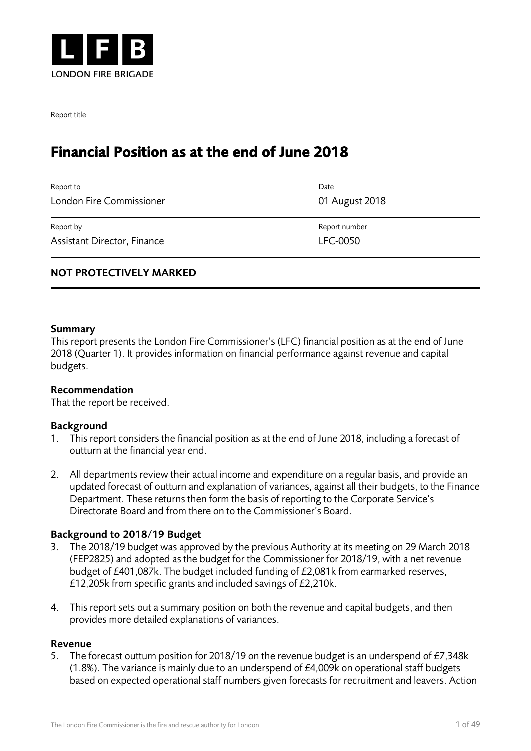LONDON FIRE BRIGADE

Report title

# Financial Position as at the end of June 2018

| Report to | Date |
|---|---|
| London Fire Commissioner | 01 August 2018 |
| **Report by** | **Report number** |
| Assistant Director, Finance | LFC-0050 |

**NOT PROTECTIVELY MARKED**

**Summary**

This report presents the London Fire Commissioner's (LFC) financial position as at the end of June 2018 (Quarter 1). It provides information on financial performance against revenue and capital budgets.

**Recommendation**

That the report be received.

**Background**

1. This report considers the financial position as at the end of June 2018, including a forecast of outturn at the financial year end.

2. All departments review their actual income and expenditure on a regular basis, and provide an updated forecast of outturn and explanation of variances, against all their budgets, to the Finance Department. These returns then form the basis of reporting to the Corporate Service's Directorate Board and from there on to the Commissioner's Board.

**Background to 2018/19 Budget**

3. The 2018/19 budget was approved by the previous Authority at its meeting on 29 March 2018 (FEP2825) and adopted as the budget for the Commissioner for 2018/19, with a net revenue budget of £401,087k. The budget included funding of £2,081k from earmarked reserves, £12,205k from specific grants and included savings of £2,210k.

4. This report sets out a summary position on both the revenue and capital budgets, and then provides more detailed explanations of variances.

**Revenue**

5. The forecast outturn position for 2018/19 on the revenue budget is an underspend of £7,348k (1.8%). The variance is mainly due to an underspend of £4,009k on operational staff budgets based on expected operational staff numbers given forecasts for recruitment and leavers. Action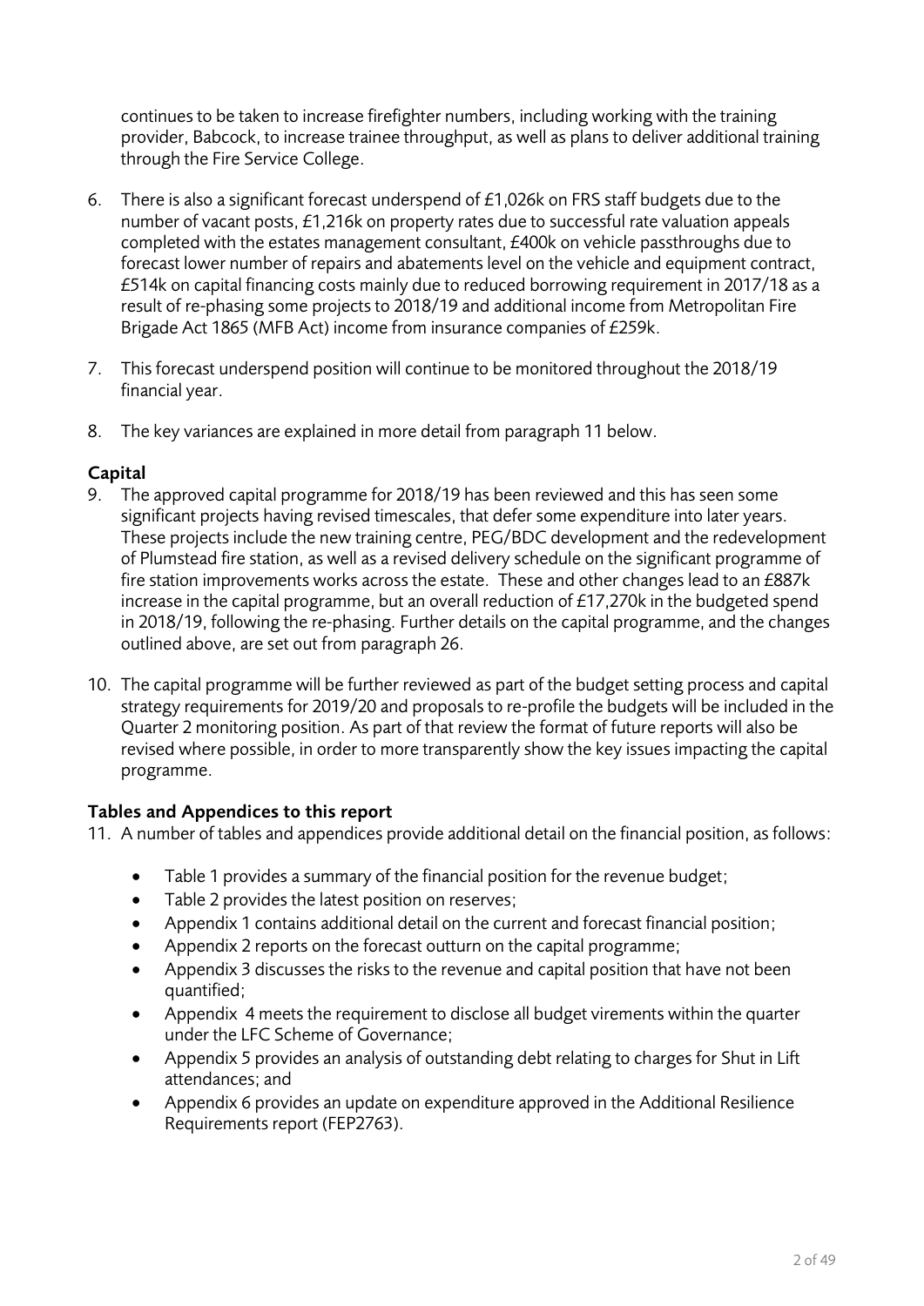continues to be taken to increase firefighter numbers, including working with the training provider, Babcock, to increase trainee throughput, as well as plans to deliver additional training through the Fire Service College.

6. There is also a significant forecast underspend of £1,026k on FRS staff budgets due to the number of vacant posts, £1,216k on property rates due to successful rate valuation appeals completed with the estates management consultant, £400k on vehicle passthroughs due to forecast lower number of repairs and abatements level on the vehicle and equipment contract, £514k on capital financing costs mainly due to reduced borrowing requirement in 2017/18 as a result of re-phasing some projects to 2018/19 and additional income from Metropolitan Fire Brigade Act 1865 (MFB Act) income from insurance companies of £259k.

7. This forecast underspend position will continue to be monitored throughout the 2018/19 financial year.

8. The key variances are explained in more detail from paragraph 11 below.

**Capital**

9. The approved capital programme for 2018/19 has been reviewed and this has seen some significant projects having revised timescales, that defer some expenditure into later years. These projects include the new training centre, PEG/BDC development and the redevelopment of Plumstead fire station, as well as a revised delivery schedule on the significant programme of fire station improvements works across the estate. These and other changes lead to an £887k increase in the capital programme, but an overall reduction of £17,270k in the budgeted spend in 2018/19, following the re-phasing. Further details on the capital programme, and the changes outlined above, are set out from paragraph 26.

10. The capital programme will be further reviewed as part of the budget setting process and capital strategy requirements for 2019/20 and proposals to re-profile the budgets will be included in the Quarter 2 monitoring position. As part of that review the format of future reports will also be revised where possible, in order to more transparently show the key issues impacting the capital programme.

**Tables and Appendices to this report**

11. A number of tables and appendices provide additional detail on the financial position, as follows:

    - Table 1 provides a summary of the financial position for the revenue budget;
    - Table 2 provides the latest position on reserves;
    - Appendix 1 contains additional detail on the current and forecast financial position;
    - Appendix 2 reports on the forecast outturn on the capital programme;
    - Appendix 3 discusses the risks to the revenue and capital position that have not been quantified;
    - Appendix 4 meets the requirement to disclose all budget virements within the quarter under the LFC Scheme of Governance;
    - Appendix 5 provides an analysis of outstanding debt relating to charges for Shut in Lift attendances; and
    - Appendix 6 provides an update on expenditure approved in the Additional Resilience Requirements report (FEP2763).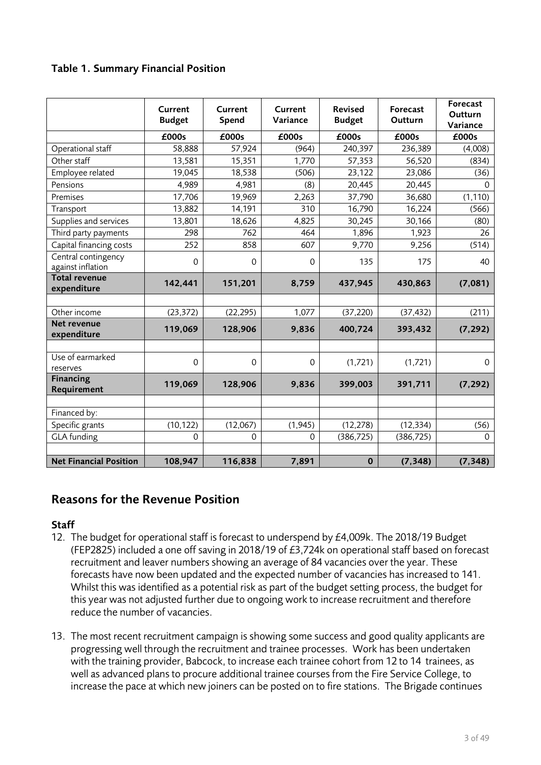**Table 1. Summary Financial Position**

| | Current Budget | Current Spend | Current Variance | Revised Budget | Forecast Outturn | Forecast Outturn Variance |
|---|---|---|---|---|---|---|
| | £000s | £000s | £000s | £000s | £000s | £000s |
| Operational staff | 58,888 | 57,924 | (964) | 240,397 | 236,389 | (4,008) |
| Other staff | 13,581 | 15,351 | 1,770 | 57,353 | 56,520 | (834) |
| Employee related | 19,045 | 18,538 | (506) | 23,122 | 23,086 | (36) |
| Pensions | 4,989 | 4,981 | (8) | 20,445 | 20,445 | 0 |
| Premises | 17,706 | 19,969 | 2,263 | 37,790 | 36,680 | (1,110) |
| Transport | 13,882 | 14,191 | 310 | 16,790 | 16,224 | (566) |
| Supplies and services | 13,801 | 18,626 | 4,825 | 30,245 | 30,166 | (80) |
| Third party payments | 298 | 762 | 464 | 1,896 | 1,923 | 26 |
| Capital financing costs | 252 | 858 | 607 | 9,770 | 9,256 | (514) |
| Central contingency against inflation | 0 | 0 | 0 | 135 | 175 | 40 |
| **Total revenue expenditure** | **142,441** | **151,201** | **8,759** | **437,945** | **430,863** | **(7,081)** |
| | | | | | | |
| Other income | (23,372) | (22,295) | 1,077 | (37,220) | (37,432) | (211) |
| **Net revenue expenditure** | **119,069** | **128,906** | **9,836** | **400,724** | **393,432** | **(7,292)** |
| | | | | | | |
| Use of earmarked reserves | 0 | 0 | 0 | (1,721) | (1,721) | 0 |
| **Financing Requirement** | **119,069** | **128,906** | **9,836** | **399,003** | **391,711** | **(7,292)** |
| | | | | | | |
| Financed by: | | | | | | |
| Specific grants | (10,122) | (12,067) | (1,945) | (12,278) | (12,334) | (56) |
| GLA funding | 0 | 0 | 0 | (386,725) | (386,725) | 0 |
| | | | | | | |
| **Net Financial Position** | **108,947** | **116,838** | **7,891** | **0** | **(7,348)** | **(7,348)** |

## Reasons for the Revenue Position

### Staff

12. The budget for operational staff is forecast to underspend by £4,009k. The 2018/19 Budget (FEP2825) included a one off saving in 2018/19 of £3,724k on operational staff based on forecast recruitment and leaver numbers showing an average of 84 vacancies over the year. These forecasts have now been updated and the expected number of vacancies has increased to 141. Whilst this was identified as a potential risk as part of the budget setting process, the budget for this year was not adjusted further due to ongoing work to increase recruitment and therefore reduce the number of vacancies.

13. The most recent recruitment campaign is showing some success and good quality applicants are progressing well through the recruitment and trainee processes. Work has been undertaken with the training provider, Babcock, to increase each trainee cohort from 12 to 14 trainees, as well as advanced plans to procure additional trainee courses from the Fire Service College, to increase the pace at which new joiners can be posted on to fire stations. The Brigade continues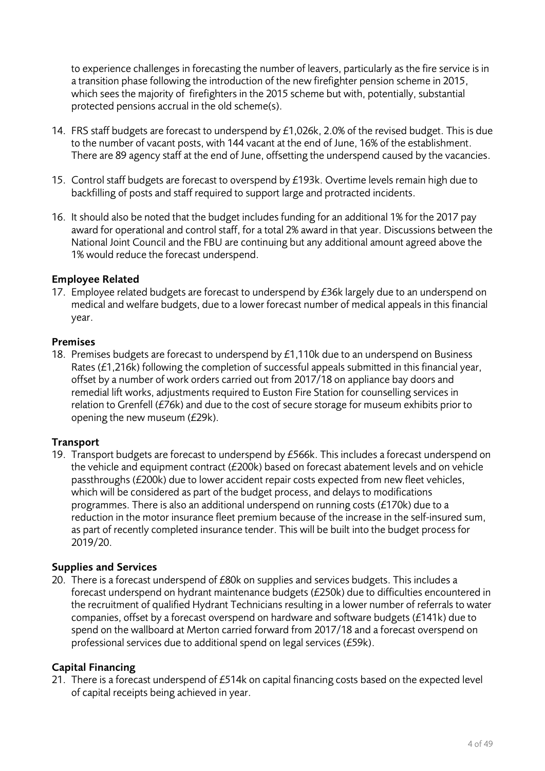to experience challenges in forecasting the number of leavers, particularly as the fire service is in a transition phase following the introduction of the new firefighter pension scheme in 2015, which sees the majority of firefighters in the 2015 scheme but with, potentially, substantial protected pensions accrual in the old scheme(s).

14. FRS staff budgets are forecast to underspend by £1,026k, 2.0% of the revised budget. This is due to the number of vacant posts, with 144 vacant at the end of June, 16% of the establishment. There are 89 agency staff at the end of June, offsetting the underspend caused by the vacancies.

15. Control staff budgets are forecast to overspend by £193k. Overtime levels remain high due to backfilling of posts and staff required to support large and protracted incidents.

16. It should also be noted that the budget includes funding for an additional 1% for the 2017 pay award for operational and control staff, for a total 2% award in that year. Discussions between the National Joint Council and the FBU are continuing but any additional amount agreed above the 1% would reduce the forecast underspend.

**Employee Related**

17. Employee related budgets are forecast to underspend by £36k largely due to an underspend on medical and welfare budgets, due to a lower forecast number of medical appeals in this financial year.

**Premises**

18. Premises budgets are forecast to underspend by £1,110k due to an underspend on Business Rates (£1,216k) following the completion of successful appeals submitted in this financial year, offset by a number of work orders carried out from 2017/18 on appliance bay doors and remedial lift works, adjustments required to Euston Fire Station for counselling services in relation to Grenfell (£76k) and due to the cost of secure storage for museum exhibits prior to opening the new museum (£29k).

**Transport**

19. Transport budgets are forecast to underspend by £566k. This includes a forecast underspend on the vehicle and equipment contract (£200k) based on forecast abatement levels and on vehicle passthroughs (£200k) due to lower accident repair costs expected from new fleet vehicles, which will be considered as part of the budget process, and delays to modifications programmes. There is also an additional underspend on running costs (£170k) due to a reduction in the motor insurance fleet premium because of the increase in the self-insured sum, as part of recently completed insurance tender. This will be built into the budget process for 2019/20.

**Supplies and Services**

20. There is a forecast underspend of £80k on supplies and services budgets. This includes a forecast underspend on hydrant maintenance budgets (£250k) due to difficulties encountered in the recruitment of qualified Hydrant Technicians resulting in a lower number of referrals to water companies, offset by a forecast overspend on hardware and software budgets (£141k) due to spend on the wallboard at Merton carried forward from 2017/18 and a forecast overspend on professional services due to additional spend on legal services (£59k).

**Capital Financing**

21. There is a forecast underspend of £514k on capital financing costs based on the expected level of capital receipts being achieved in year.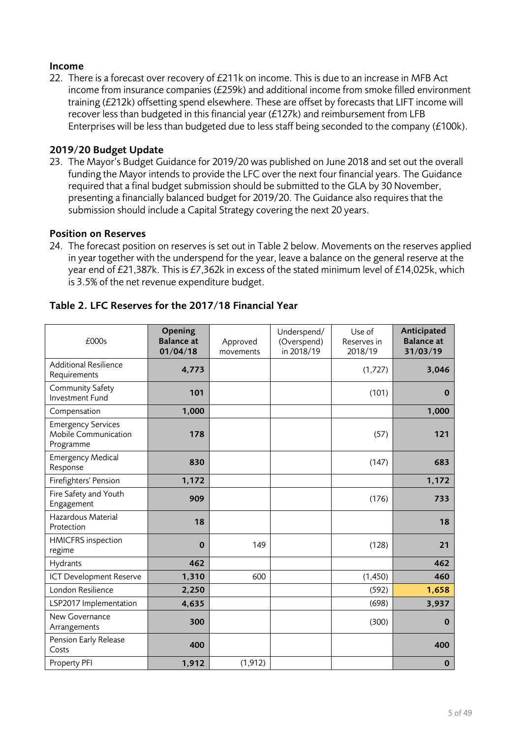### Income

22. There is a forecast over recovery of £211k on income. This is due to an increase in MFB Act income from insurance companies (£259k) and additional income from smoke filled environment training (£212k) offsetting spend elsewhere. These are offset by forecasts that LIFT income will recover less than budgeted in this financial year (£127k) and reimbursement from LFB Enterprises will be less than budgeted due to less staff being seconded to the company (£100k).

### 2019/20 Budget Update

23. The Mayor's Budget Guidance for 2019/20 was published on June 2018 and set out the overall funding the Mayor intends to provide the LFC over the next four financial years. The Guidance required that a final budget submission should be submitted to the GLA by 30 November, presenting a financially balanced budget for 2019/20. The Guidance also requires that the submission should include a Capital Strategy covering the next 20 years.

### Position on Reserves

24. The forecast position on reserves is set out in Table 2 below. Movements on the reserves applied in year together with the underspend for the year, leave a balance on the general reserve at the year end of £21,387k. This is £7,362k in excess of the stated minimum level of £14,025k, which is 3.5% of the net revenue expenditure budget.

**Table 2. LFC Reserves for the 2017/18 Financial Year**

| £000s | **Opening Balance at 01/04/18** | Approved movements | Underspend/ (Overspend) in 2018/19 | Use of Reserves in 2018/19 | **Anticipated Balance at 31/03/19** |
|---|---|---|---|---|---|
| Additional Resilience Requirements | **4,773** | | | (1,727) | **3,046** |
| Community Safety Investment Fund | **101** | | | (101) | **0** |
| Compensation | **1,000** | | | | **1,000** |
| Emergency Services Mobile Communication Programme | **178** | | | (57) | **121** |
| Emergency Medical Response | **830** | | | (147) | **683** |
| Firefighters' Pension | **1,172** | | | | **1,172** |
| Fire Safety and Youth Engagement | **909** | | | (176) | **733** |
| Hazardous Material Protection | **18** | | | | **18** |
| HMICFRS inspection regime | **0** | 149 | | (128) | **21** |
| Hydrants | **462** | | | | **462** |
| ICT Development Reserve | **1,310** | 600 | | (1,450) | **460** |
| London Resilience | **2,250** | | | (592) | **1,658** |
| LSP2017 Implementation | **4,635** | | | (698) | **3,937** |
| New Governance Arrangements | **300** | | | (300) | **0** |
| Pension Early Release Costs | **400** | | | | **400** |
| Property PFI | **1,912** | (1,912) | | | **0** |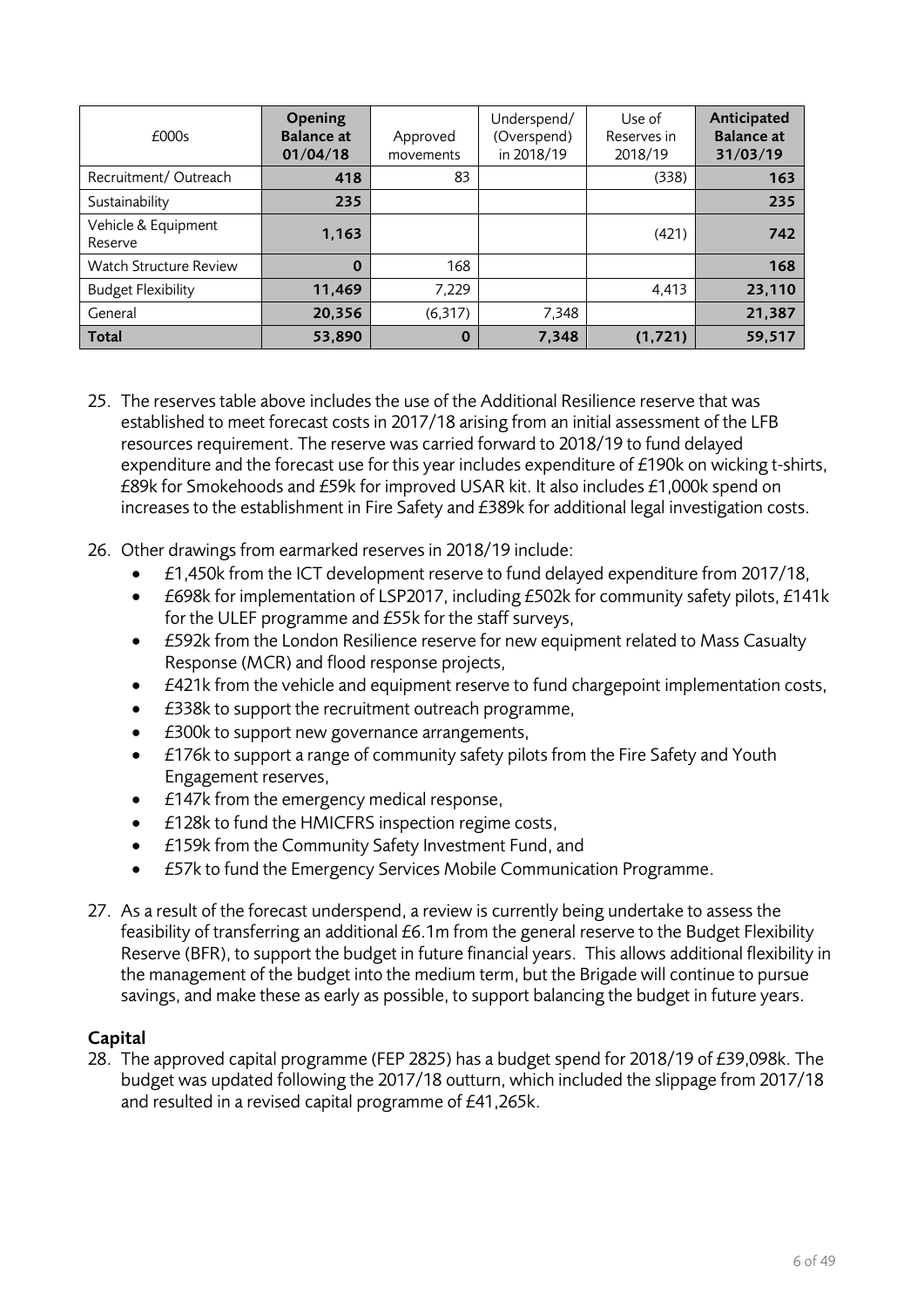| £000s | Opening Balance at 01/04/18 | Approved movements | Underspend/ (Overspend) in 2018/19 | Use of Reserves in 2018/19 | Anticipated Balance at 31/03/19 |
|---|---|---|---|---|---|
| Recruitment/ Outreach | **418** | 83 | | (338) | **163** |
| Sustainability | **235** | | | | **235** |
| Vehicle & Equipment Reserve | **1,163** | | | (421) | **742** |
| Watch Structure Review | **0** | 168 | | | **168** |
| Budget Flexibility | **11,469** | 7,229 | | 4,413 | **23,110** |
| General | **20,356** | (6,317) | 7,348 | | **21,387** |
| **Total** | **53,890** | **0** | **7,348** | **(1,721)** | **59,517** |

25. The reserves table above includes the use of the Additional Resilience reserve that was established to meet forecast costs in 2017/18 arising from an initial assessment of the LFB resources requirement. The reserve was carried forward to 2018/19 to fund delayed expenditure and the forecast use for this year includes expenditure of £190k on wicking t-shirts, £89k for Smokehoods and £59k for improved USAR kit. It also includes £1,000k spend on increases to the establishment in Fire Safety and £389k for additional legal investigation costs.

26. Other drawings from earmarked reserves in 2018/19 include:
    - £1,450k from the ICT development reserve to fund delayed expenditure from 2017/18,
    - £698k for implementation of LSP2017, including £502k for community safety pilots, £141k for the ULEF programme and £55k for the staff surveys,
    - £592k from the London Resilience reserve for new equipment related to Mass Casualty Response (MCR) and flood response projects,
    - £421k from the vehicle and equipment reserve to fund chargepoint implementation costs,
    - £338k to support the recruitment outreach programme,
    - £300k to support new governance arrangements,
    - £176k to support a range of community safety pilots from the Fire Safety and Youth Engagement reserves,
    - £147k from the emergency medical response,
    - £128k to fund the HMICFRS inspection regime costs,
    - £159k from the Community Safety Investment Fund, and
    - £57k to fund the Emergency Services Mobile Communication Programme.

27. As a result of the forecast underspend, a review is currently being undertake to assess the feasibility of transferring an additional £6.1m from the general reserve to the Budget Flexibility Reserve (BFR), to support the budget in future financial years. This allows additional flexibility in the management of the budget into the medium term, but the Brigade will continue to pursue savings, and make these as early as possible, to support balancing the budget in future years.

### Capital

28. The approved capital programme (FEP 2825) has a budget spend for 2018/19 of £39,098k. The budget was updated following the 2017/18 outturn, which included the slippage from 2017/18 and resulted in a revised capital programme of £41,265k.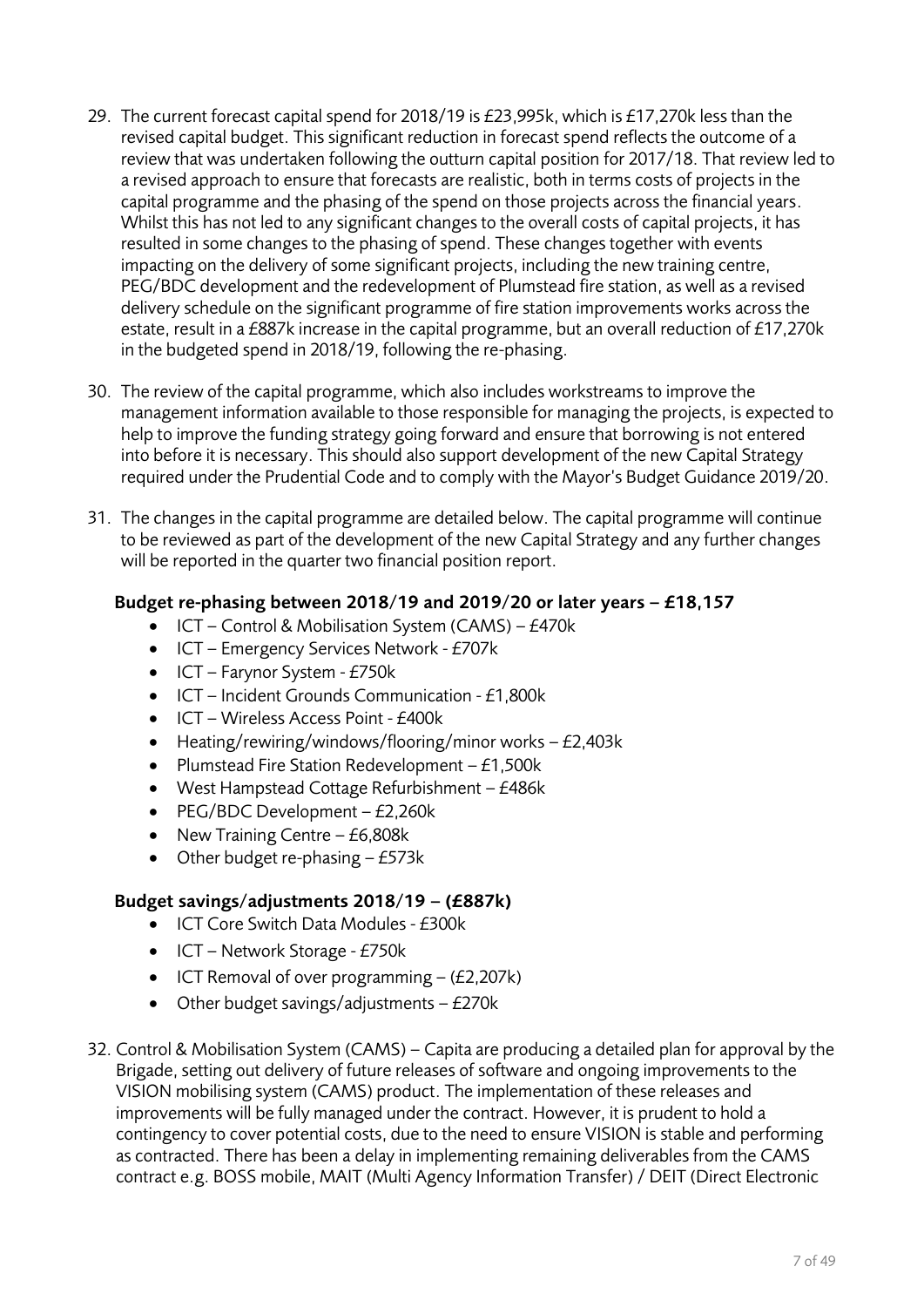29. The current forecast capital spend for 2018/19 is £23,995k, which is £17,270k less than the revised capital budget. This significant reduction in forecast spend reflects the outcome of a review that was undertaken following the outturn capital position for 2017/18. That review led to a revised approach to ensure that forecasts are realistic, both in terms costs of projects in the capital programme and the phasing of the spend on those projects across the financial years. Whilst this has not led to any significant changes to the overall costs of capital projects, it has resulted in some changes to the phasing of spend. These changes together with events impacting on the delivery of some significant projects, including the new training centre, PEG/BDC development and the redevelopment of Plumstead fire station, as well as a revised delivery schedule on the significant programme of fire station improvements works across the estate, result in a £887k increase in the capital programme, but an overall reduction of £17,270k in the budgeted spend in 2018/19, following the re-phasing.

30. The review of the capital programme, which also includes workstreams to improve the management information available to those responsible for managing the projects, is expected to help to improve the funding strategy going forward and ensure that borrowing is not entered into before it is necessary. This should also support development of the new Capital Strategy required under the Prudential Code and to comply with the Mayor's Budget Guidance 2019/20.

31. The changes in the capital programme are detailed below. The capital programme will continue to be reviewed as part of the development of the new Capital Strategy and any further changes will be reported in the quarter two financial position report.

**Budget re-phasing between 2018/19 and 2019/20 or later years – £18,157**

- ICT – Control & Mobilisation System (CAMS) – £470k
- ICT – Emergency Services Network - £707k
- ICT – Farynor System - £750k
- ICT – Incident Grounds Communication - £1,800k
- ICT – Wireless Access Point - £400k
- Heating/rewiring/windows/flooring/minor works – £2,403k
- Plumstead Fire Station Redevelopment – £1,500k
- West Hampstead Cottage Refurbishment – £486k
- PEG/BDC Development – £2,260k
- New Training Centre – £6,808k
- Other budget re-phasing – £573k

**Budget savings/adjustments 2018/19 – (£887k)**

- ICT Core Switch Data Modules - £300k
- ICT – Network Storage - £750k
- ICT Removal of over programming – (£2,207k)
- Other budget savings/adjustments – £270k

32. Control & Mobilisation System (CAMS) – Capita are producing a detailed plan for approval by the Brigade, setting out delivery of future releases of software and ongoing improvements to the VISION mobilising system (CAMS) product. The implementation of these releases and improvements will be fully managed under the contract. However, it is prudent to hold a contingency to cover potential costs, due to the need to ensure VISION is stable and performing as contracted. There has been a delay in implementing remaining deliverables from the CAMS contract e.g. BOSS mobile, MAIT (Multi Agency Information Transfer) / DEIT (Direct Electronic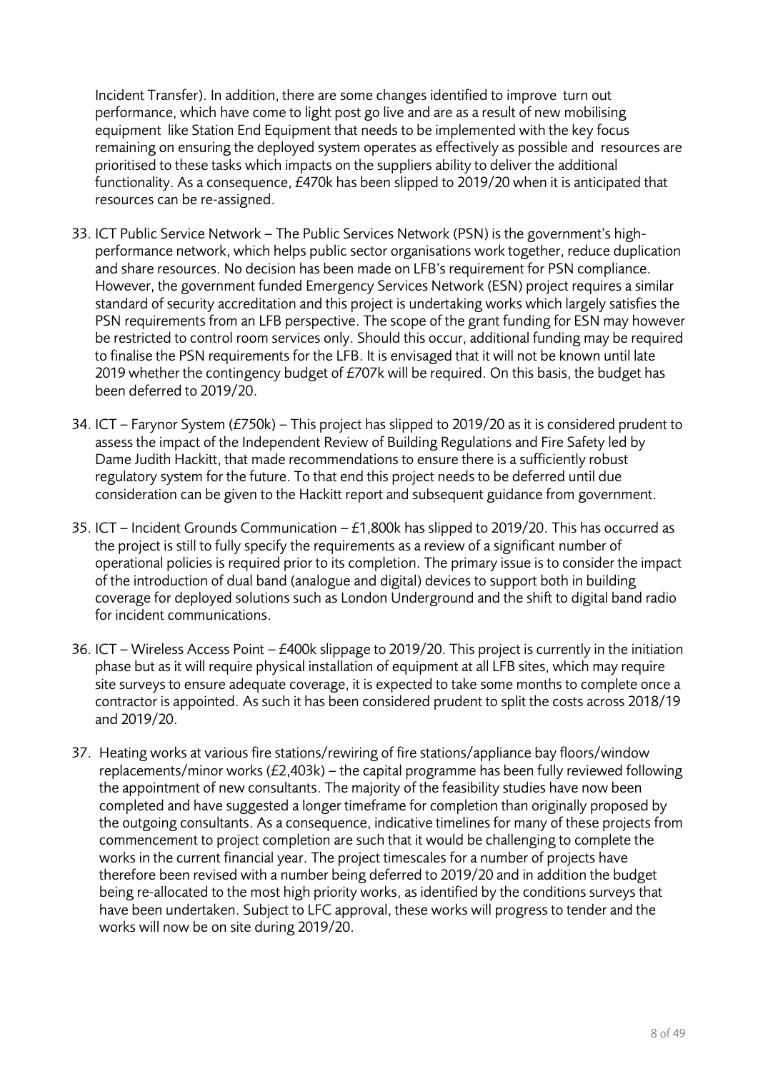Incident Transfer). In addition, there are some changes identified to improve turn out performance, which have come to light post go live and are as a result of new mobilising equipment like Station End Equipment that needs to be implemented with the key focus remaining on ensuring the deployed system operates as effectively as possible and resources are prioritised to these tasks which impacts on the suppliers ability to deliver the additional functionality. As a consequence, £470k has been slipped to 2019/20 when it is anticipated that resources can be re-assigned.

33. ICT Public Service Network – The Public Services Network (PSN) is the government's high-performance network, which helps public sector organisations work together, reduce duplication and share resources. No decision has been made on LFB's requirement for PSN compliance. However, the government funded Emergency Services Network (ESN) project requires a similar standard of security accreditation and this project is undertaking works which largely satisfies the PSN requirements from an LFB perspective. The scope of the grant funding for ESN may however be restricted to control room services only. Should this occur, additional funding may be required to finalise the PSN requirements for the LFB. It is envisaged that it will not be known until late 2019 whether the contingency budget of £707k will be required. On this basis, the budget has been deferred to 2019/20.

34. ICT – Farynor System (£750k) – This project has slipped to 2019/20 as it is considered prudent to assess the impact of the Independent Review of Building Regulations and Fire Safety led by Dame Judith Hackitt, that made recommendations to ensure there is a sufficiently robust regulatory system for the future. To that end this project needs to be deferred until due consideration can be given to the Hackitt report and subsequent guidance from government.

35. ICT – Incident Grounds Communication – £1,800k has slipped to 2019/20. This has occurred as the project is still to fully specify the requirements as a review of a significant number of operational policies is required prior to its completion. The primary issue is to consider the impact of the introduction of dual band (analogue and digital) devices to support both in building coverage for deployed solutions such as London Underground and the shift to digital band radio for incident communications.

36. ICT – Wireless Access Point – £400k slippage to 2019/20. This project is currently in the initiation phase but as it will require physical installation of equipment at all LFB sites, which may require site surveys to ensure adequate coverage, it is expected to take some months to complete once a contractor is appointed. As such it has been considered prudent to split the costs across 2018/19 and 2019/20.

37. Heating works at various fire stations/rewiring of fire stations/appliance bay floors/window replacements/minor works (£2,403k) – the capital programme has been fully reviewed following the appointment of new consultants. The majority of the feasibility studies have now been completed and have suggested a longer timeframe for completion than originally proposed by the outgoing consultants. As a consequence, indicative timelines for many of these projects from commencement to project completion are such that it would be challenging to complete the works in the current financial year. The project timescales for a number of projects have therefore been revised with a number being deferred to 2019/20 and in addition the budget being re-allocated to the most high priority works, as identified by the conditions surveys that have been undertaken. Subject to LFC approval, these works will progress to tender and the works will now be on site during 2019/20.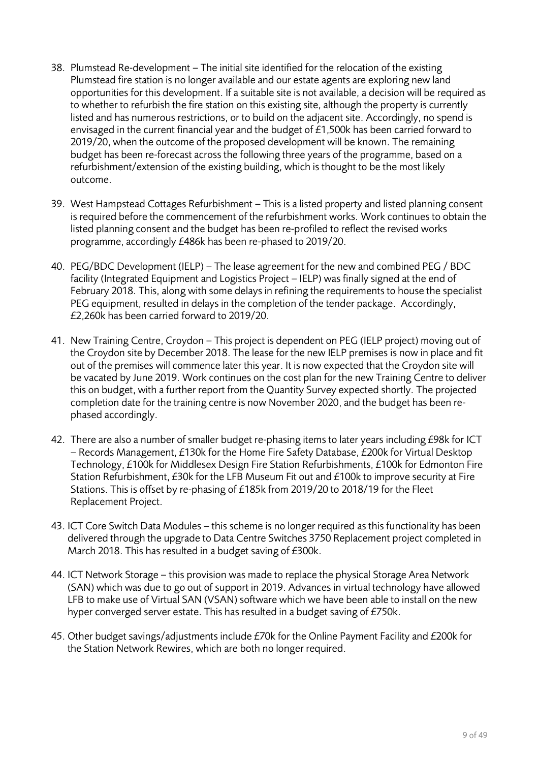38. Plumstead Re-development – The initial site identified for the relocation of the existing Plumstead fire station is no longer available and our estate agents are exploring new land opportunities for this development. If a suitable site is not available, a decision will be required as to whether to refurbish the fire station on this existing site, although the property is currently listed and has numerous restrictions, or to build on the adjacent site. Accordingly, no spend is envisaged in the current financial year and the budget of £1,500k has been carried forward to 2019/20, when the outcome of the proposed development will be known. The remaining budget has been re-forecast across the following three years of the programme, based on a refurbishment/extension of the existing building, which is thought to be the most likely outcome.

39. West Hampstead Cottages Refurbishment – This is a listed property and listed planning consent is required before the commencement of the refurbishment works. Work continues to obtain the listed planning consent and the budget has been re-profiled to reflect the revised works programme, accordingly £486k has been re-phased to 2019/20.

40. PEG/BDC Development (IELP) – The lease agreement for the new and combined PEG / BDC facility (Integrated Equipment and Logistics Project – IELP) was finally signed at the end of February 2018. This, along with some delays in refining the requirements to house the specialist PEG equipment, resulted in delays in the completion of the tender package. Accordingly, £2,260k has been carried forward to 2019/20.

41. New Training Centre, Croydon – This project is dependent on PEG (IELP project) moving out of the Croydon site by December 2018. The lease for the new IELP premises is now in place and fit out of the premises will commence later this year. It is now expected that the Croydon site will be vacated by June 2019. Work continues on the cost plan for the new Training Centre to deliver this on budget, with a further report from the Quantity Survey expected shortly. The projected completion date for the training centre is now November 2020, and the budget has been re-phased accordingly.

42. There are also a number of smaller budget re-phasing items to later years including £98k for ICT – Records Management, £130k for the Home Fire Safety Database, £200k for Virtual Desktop Technology, £100k for Middlesex Design Fire Station Refurbishments, £100k for Edmonton Fire Station Refurbishment, £30k for the LFB Museum Fit out and £100k to improve security at Fire Stations. This is offset by re-phasing of £185k from 2019/20 to 2018/19 for the Fleet Replacement Project.

43. ICT Core Switch Data Modules – this scheme is no longer required as this functionality has been delivered through the upgrade to Data Centre Switches 3750 Replacement project completed in March 2018. This has resulted in a budget saving of £300k.

44. ICT Network Storage – this provision was made to replace the physical Storage Area Network (SAN) which was due to go out of support in 2019. Advances in virtual technology have allowed LFB to make use of Virtual SAN (VSAN) software which we have been able to install on the new hyper converged server estate. This has resulted in a budget saving of £750k.

45. Other budget savings/adjustments include £70k for the Online Payment Facility and £200k for the Station Network Rewires, which are both no longer required.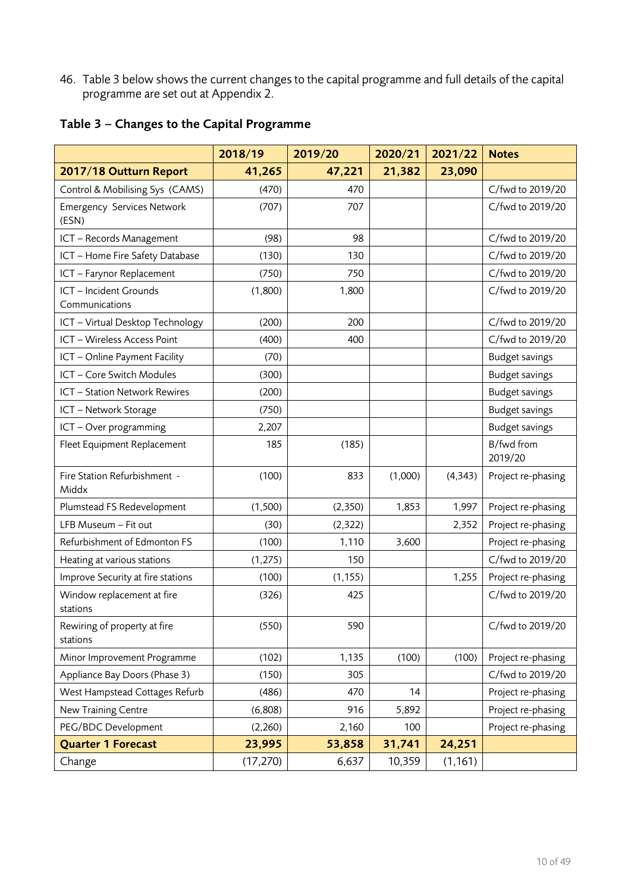46. Table 3 below shows the current changes to the capital programme and full details of the capital programme are set out at Appendix 2.

**Table 3 – Changes to the Capital Programme**

| | 2018/19 | 2019/20 | 2020/21 | 2021/22 | Notes |
|---|---|---|---|---|---|
| **2017/18 Outturn Report** | **41,265** | **47,221** | **21,382** | **23,090** | |
| Control & Mobilising Sys (CAMS) | (470) | 470 | | | C/fwd to 2019/20 |
| Emergency Services Network (ESN) | (707) | 707 | | | C/fwd to 2019/20 |
| ICT – Records Management | (98) | 98 | | | C/fwd to 2019/20 |
| ICT – Home Fire Safety Database | (130) | 130 | | | C/fwd to 2019/20 |
| ICT – Farynor Replacement | (750) | 750 | | | C/fwd to 2019/20 |
| ICT – Incident Grounds Communications | (1,800) | 1,800 | | | C/fwd to 2019/20 |
| ICT – Virtual Desktop Technology | (200) | 200 | | | C/fwd to 2019/20 |
| ICT – Wireless Access Point | (400) | 400 | | | C/fwd to 2019/20 |
| ICT – Online Payment Facility | (70) | | | | Budget savings |
| ICT – Core Switch Modules | (300) | | | | Budget savings |
| ICT – Station Network Rewires | (200) | | | | Budget savings |
| ICT – Network Storage | (750) | | | | Budget savings |
| ICT – Over programming | 2,207 | | | | Budget savings |
| Fleet Equipment Replacement | 185 | (185) | | | B/fwd from 2019/20 |
| Fire Station Refurbishment - Middx | (100) | 833 | (1,000) | (4,343) | Project re-phasing |
| Plumstead FS Redevelopment | (1,500) | (2,350) | 1,853 | 1,997 | Project re-phasing |
| LFB Museum – Fit out | (30) | (2,322) | | 2,352 | Project re-phasing |
| Refurbishment of Edmonton FS | (100) | 1,110 | 3,600 | | Project re-phasing |
| Heating at various stations | (1,275) | 150 | | | C/fwd to 2019/20 |
| Improve Security at fire stations | (100) | (1,155) | | 1,255 | Project re-phasing |
| Window replacement at fire stations | (326) | 425 | | | C/fwd to 2019/20 |
| Rewiring of property at fire stations | (550) | 590 | | | C/fwd to 2019/20 |
| Minor Improvement Programme | (102) | 1,135 | (100) | (100) | Project re-phasing |
| Appliance Bay Doors (Phase 3) | (150) | 305 | | | C/fwd to 2019/20 |
| West Hampstead Cottages Refurb | (486) | 470 | 14 | | Project re-phasing |
| New Training Centre | (6,808) | 916 | 5,892 | | Project re-phasing |
| PEG/BDC Development | (2,260) | 2,160 | 100 | | Project re-phasing |
| **Quarter 1 Forecast** | **23,995** | **53,858** | **31,741** | **24,251** | |
| Change | (17,270) | 6,637 | 10,359 | (1,161) | |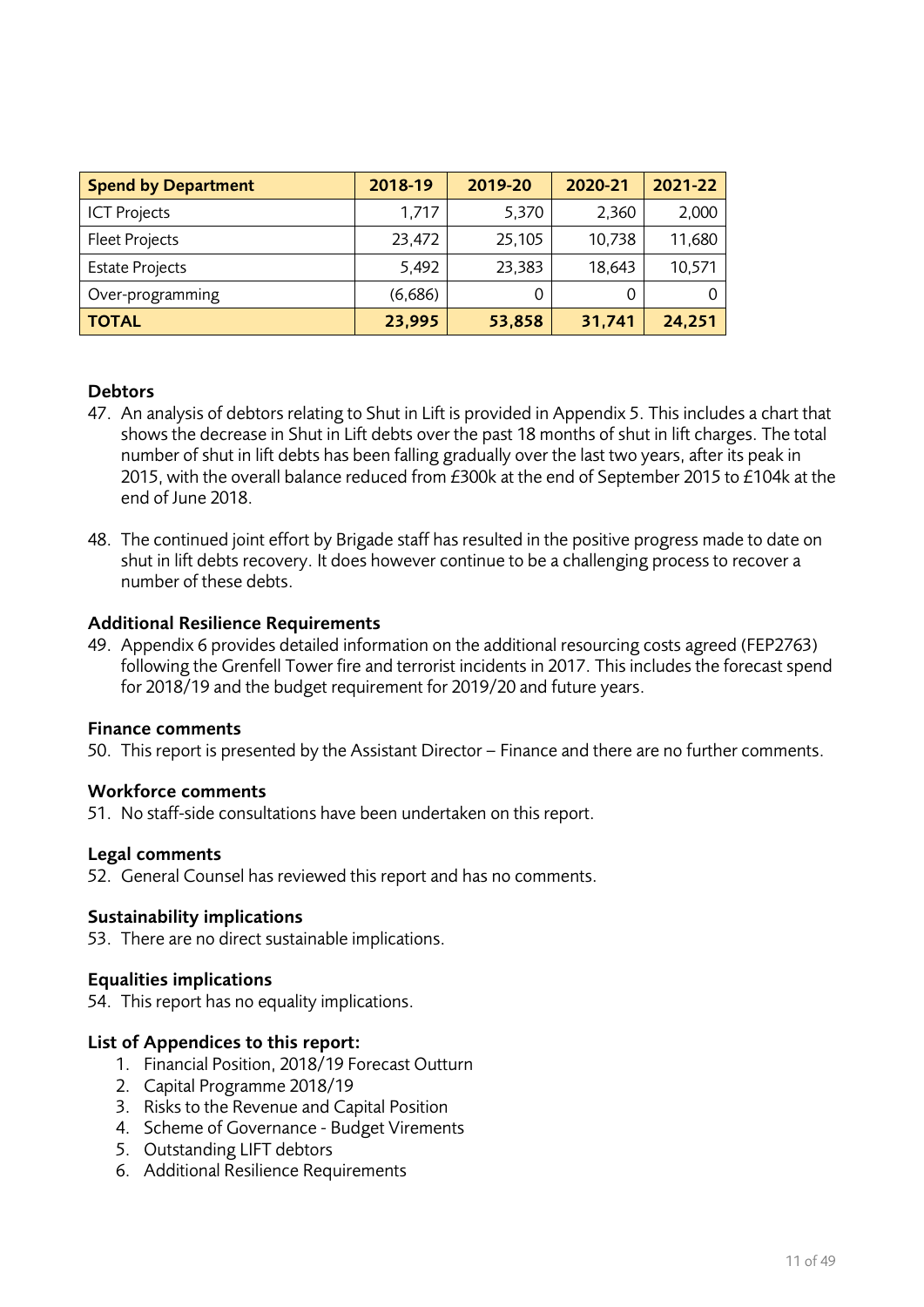| Spend by Department | 2018-19 | 2019-20 | 2020-21 | 2021-22 |
|---|---|---|---|---|
| ICT Projects | 1,717 | 5,370 | 2,360 | 2,000 |
| Fleet Projects | 23,472 | 25,105 | 10,738 | 11,680 |
| Estate Projects | 5,492 | 23,383 | 18,643 | 10,571 |
| Over-programming | (6,686) | 0 | 0 | 0 |
| **TOTAL** | **23,995** | **53,858** | **31,741** | **24,251** |

### Debtors

47. An analysis of debtors relating to Shut in Lift is provided in Appendix 5. This includes a chart that shows the decrease in Shut in Lift debts over the past 18 months of shut in lift charges. The total number of shut in lift debts has been falling gradually over the last two years, after its peak in 2015, with the overall balance reduced from £300k at the end of September 2015 to £104k at the end of June 2018.

48. The continued joint effort by Brigade staff has resulted in the positive progress made to date on shut in lift debts recovery. It does however continue to be a challenging process to recover a number of these debts.

### Additional Resilience Requirements

49. Appendix 6 provides detailed information on the additional resourcing costs agreed (FEP2763) following the Grenfell Tower fire and terrorist incidents in 2017. This includes the forecast spend for 2018/19 and the budget requirement for 2019/20 and future years.

### Finance comments

50. This report is presented by the Assistant Director – Finance and there are no further comments.

### Workforce comments

51. No staff-side consultations have been undertaken on this report.

### Legal comments

52. General Counsel has reviewed this report and has no comments.

### Sustainability implications

53. There are no direct sustainable implications.

### Equalities implications

54. This report has no equality implications.

### List of Appendices to this report:

1. Financial Position, 2018/19 Forecast Outturn
2. Capital Programme 2018/19
3. Risks to the Revenue and Capital Position
4. Scheme of Governance - Budget Virements
5. Outstanding LIFT debtors
6. Additional Resilience Requirements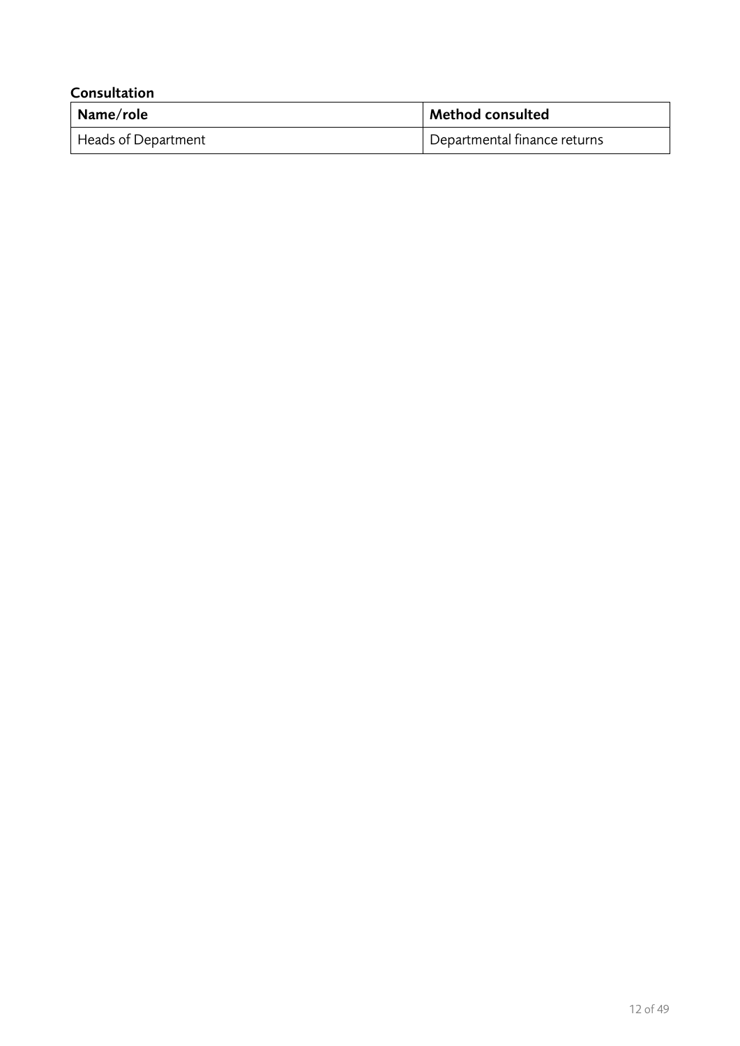**Consultation**

| Name/role | Method consulted |
| --- | --- |
| Heads of Department | Departmental finance returns |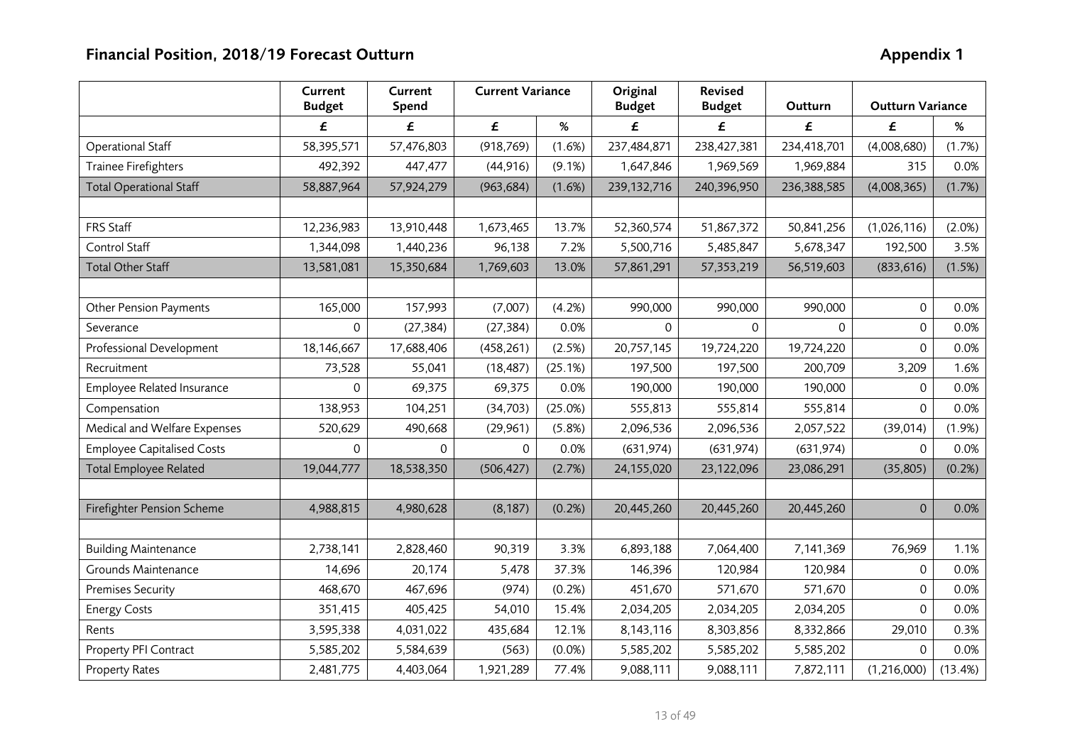## Financial Position, 2018/19 Forecast Outturn

**Appendix 1**

| | Current Budget | Current Spend | Current Variance | | Original Budget | Revised Budget | Outturn | Outturn Variance | |
|---|---|---|---|---|---|---|---|---|---|
| | £ | £ | £ | % | £ | £ | £ | £ | % |
| Operational Staff | 58,395,571 | 57,476,803 | (918,769) | (1.6%) | 237,484,871 | 238,427,381 | 234,418,701 | (4,008,680) | (1.7%) |
| Trainee Firefighters | 492,392 | 447,477 | (44,916) | (9.1%) | 1,647,846 | 1,969,569 | 1,969,884 | 315 | 0.0% |
| Total Operational Staff | 58,887,964 | 57,924,279 | (963,684) | (1.6%) | 239,132,716 | 240,396,950 | 236,388,585 | (4,008,365) | (1.7%) |
| | | | | | | | | | |
| FRS Staff | 12,236,983 | 13,910,448 | 1,673,465 | 13.7% | 52,360,574 | 51,867,372 | 50,841,256 | (1,026,116) | (2.0%) |
| Control Staff | 1,344,098 | 1,440,236 | 96,138 | 7.2% | 5,500,716 | 5,485,847 | 5,678,347 | 192,500 | 3.5% |
| Total Other Staff | 13,581,081 | 15,350,684 | 1,769,603 | 13.0% | 57,861,291 | 57,353,219 | 56,519,603 | (833,616) | (1.5%) |
| | | | | | | | | | |
| Other Pension Payments | 165,000 | 157,993 | (7,007) | (4.2%) | 990,000 | 990,000 | 990,000 | 0 | 0.0% |
| Severance | 0 | (27,384) | (27,384) | 0.0% | 0 | 0 | 0 | 0 | 0.0% |
| Professional Development | 18,146,667 | 17,688,406 | (458,261) | (2.5%) | 20,757,145 | 19,724,220 | 19,724,220 | 0 | 0.0% |
| Recruitment | 73,528 | 55,041 | (18,487) | (25.1%) | 197,500 | 197,500 | 200,709 | 3,209 | 1.6% |
| Employee Related Insurance | 0 | 69,375 | 69,375 | 0.0% | 190,000 | 190,000 | 190,000 | 0 | 0.0% |
| Compensation | 138,953 | 104,251 | (34,703) | (25.0%) | 555,813 | 555,814 | 555,814 | 0 | 0.0% |
| Medical and Welfare Expenses | 520,629 | 490,668 | (29,961) | (5.8%) | 2,096,536 | 2,096,536 | 2,057,522 | (39,014) | (1.9%) |
| Employee Capitalised Costs | 0 | 0 | 0 | 0.0% | (631,974) | (631,974) | (631,974) | 0 | 0.0% |
| Total Employee Related | 19,044,777 | 18,538,350 | (506,427) | (2.7%) | 24,155,020 | 23,122,096 | 23,086,291 | (35,805) | (0.2%) |
| | | | | | | | | | |
| Firefighter Pension Scheme | 4,988,815 | 4,980,628 | (8,187) | (0.2%) | 20,445,260 | 20,445,260 | 20,445,260 | 0 | 0.0% |
| | | | | | | | | | |
| Building Maintenance | 2,738,141 | 2,828,460 | 90,319 | 3.3% | 6,893,188 | 7,064,400 | 7,141,369 | 76,969 | 1.1% |
| Grounds Maintenance | 14,696 | 20,174 | 5,478 | 37.3% | 146,396 | 120,984 | 120,984 | 0 | 0.0% |
| Premises Security | 468,670 | 467,696 | (974) | (0.2%) | 451,670 | 571,670 | 571,670 | 0 | 0.0% |
| Energy Costs | 351,415 | 405,425 | 54,010 | 15.4% | 2,034,205 | 2,034,205 | 2,034,205 | 0 | 0.0% |
| Rents | 3,595,338 | 4,031,022 | 435,684 | 12.1% | 8,143,116 | 8,303,856 | 8,332,866 | 29,010 | 0.3% |
| Property PFI Contract | 5,585,202 | 5,584,639 | (563) | (0.0%) | 5,585,202 | 5,585,202 | 5,585,202 | 0 | 0.0% |
| Property Rates | 2,481,775 | 4,403,064 | 1,921,289 | 77.4% | 9,088,111 | 9,088,111 | 7,872,111 | (1,216,000) | (13.4%) |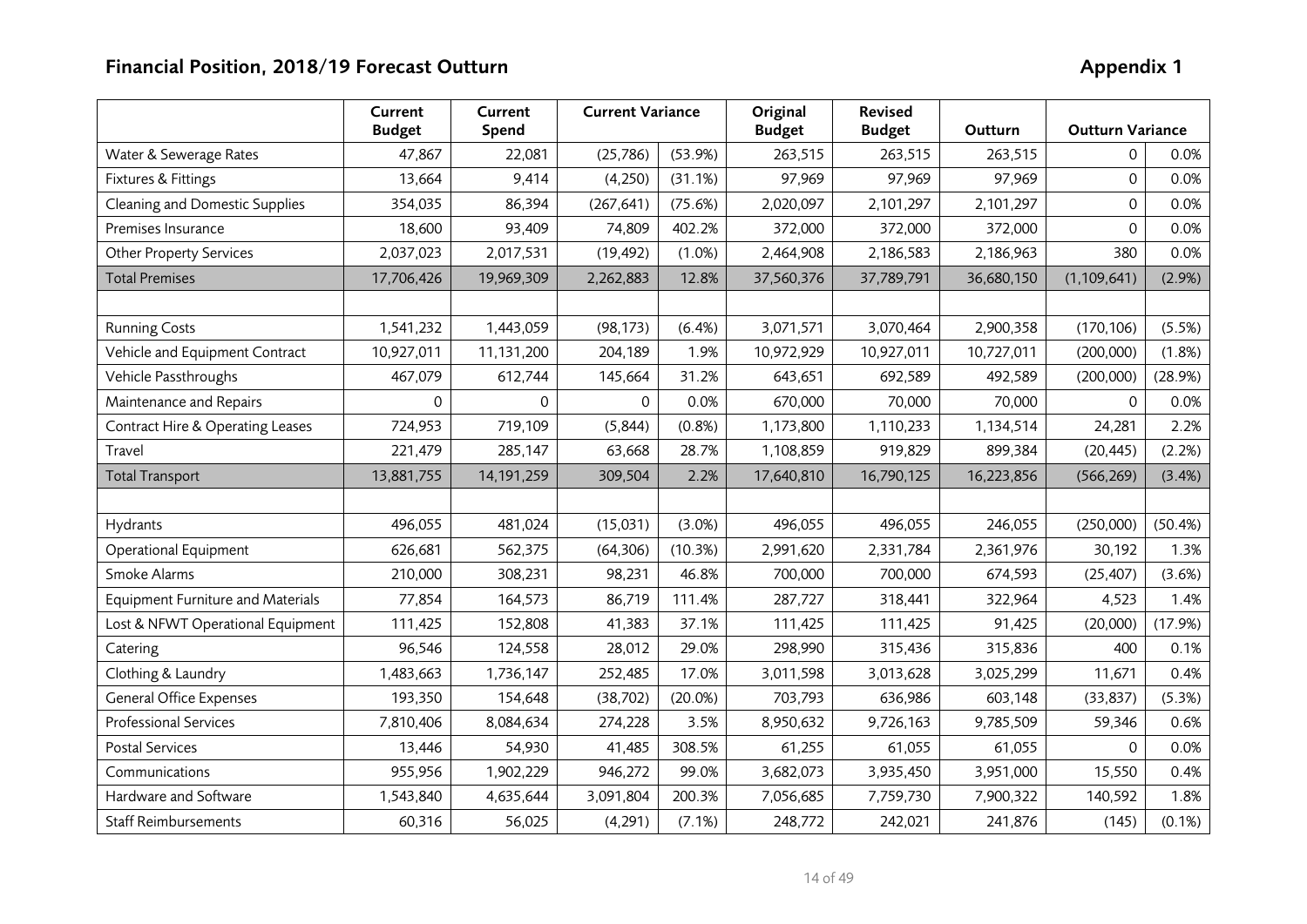## Financial Position, 2018/19 Forecast Outturn

**Appendix 1**

| | Current Budget | Current Spend | Current Variance | | Original Budget | Revised Budget | Outturn | Outturn Variance | |
|---|---|---|---|---|---|---|---|---|---|
| Water & Sewerage Rates | 47,867 | 22,081 | (25,786) | (53.9%) | 263,515 | 263,515 | 263,515 | 0 | 0.0% |
| Fixtures & Fittings | 13,664 | 9,414 | (4,250) | (31.1%) | 97,969 | 97,969 | 97,969 | 0 | 0.0% |
| Cleaning and Domestic Supplies | 354,035 | 86,394 | (267,641) | (75.6%) | 2,020,097 | 2,101,297 | 2,101,297 | 0 | 0.0% |
| Premises Insurance | 18,600 | 93,409 | 74,809 | 402.2% | 372,000 | 372,000 | 372,000 | 0 | 0.0% |
| Other Property Services | 2,037,023 | 2,017,531 | (19,492) | (1.0%) | 2,464,908 | 2,186,583 | 2,186,963 | 380 | 0.0% |
| Total Premises | 17,706,426 | 19,969,309 | 2,262,883 | 12.8% | 37,560,376 | 37,789,791 | 36,680,150 | (1,109,641) | (2.9%) |
| | | | | | | | | | |
| Running Costs | 1,541,232 | 1,443,059 | (98,173) | (6.4%) | 3,071,571 | 3,070,464 | 2,900,358 | (170,106) | (5.5%) |
| Vehicle and Equipment Contract | 10,927,011 | 11,131,200 | 204,189 | 1.9% | 10,972,929 | 10,927,011 | 10,727,011 | (200,000) | (1.8%) |
| Vehicle Passthroughs | 467,079 | 612,744 | 145,664 | 31.2% | 643,651 | 692,589 | 492,589 | (200,000) | (28.9%) |
| Maintenance and Repairs | 0 | 0 | 0 | 0.0% | 670,000 | 70,000 | 70,000 | 0 | 0.0% |
| Contract Hire & Operating Leases | 724,953 | 719,109 | (5,844) | (0.8%) | 1,173,800 | 1,110,233 | 1,134,514 | 24,281 | 2.2% |
| Travel | 221,479 | 285,147 | 63,668 | 28.7% | 1,108,859 | 919,829 | 899,384 | (20,445) | (2.2%) |
| Total Transport | 13,881,755 | 14,191,259 | 309,504 | 2.2% | 17,640,810 | 16,790,125 | 16,223,856 | (566,269) | (3.4%) |
| | | | | | | | | | |
| Hydrants | 496,055 | 481,024 | (15,031) | (3.0%) | 496,055 | 496,055 | 246,055 | (250,000) | (50.4%) |
| Operational Equipment | 626,681 | 562,375 | (64,306) | (10.3%) | 2,991,620 | 2,331,784 | 2,361,976 | 30,192 | 1.3% |
| Smoke Alarms | 210,000 | 308,231 | 98,231 | 46.8% | 700,000 | 700,000 | 674,593 | (25,407) | (3.6%) |
| Equipment Furniture and Materials | 77,854 | 164,573 | 86,719 | 111.4% | 287,727 | 318,441 | 322,964 | 4,523 | 1.4% |
| Lost & NFWT Operational Equipment | 111,425 | 152,808 | 41,383 | 37.1% | 111,425 | 111,425 | 91,425 | (20,000) | (17.9%) |
| Catering | 96,546 | 124,558 | 28,012 | 29.0% | 298,990 | 315,436 | 315,836 | 400 | 0.1% |
| Clothing & Laundry | 1,483,663 | 1,736,147 | 252,485 | 17.0% | 3,011,598 | 3,013,628 | 3,025,299 | 11,671 | 0.4% |
| General Office Expenses | 193,350 | 154,648 | (38,702) | (20.0%) | 703,793 | 636,986 | 603,148 | (33,837) | (5.3%) |
| Professional Services | 7,810,406 | 8,084,634 | 274,228 | 3.5% | 8,950,632 | 9,726,163 | 9,785,509 | 59,346 | 0.6% |
| Postal Services | 13,446 | 54,930 | 41,485 | 308.5% | 61,255 | 61,055 | 61,055 | 0 | 0.0% |
| Communications | 955,956 | 1,902,229 | 946,272 | 99.0% | 3,682,073 | 3,935,450 | 3,951,000 | 15,550 | 0.4% |
| Hardware and Software | 1,543,840 | 4,635,644 | 3,091,804 | 200.3% | 7,056,685 | 7,759,730 | 7,900,322 | 140,592 | 1.8% |
| Staff Reimbursements | 60,316 | 56,025 | (4,291) | (7.1%) | 248,772 | 242,021 | 241,876 | (145) | (0.1%) |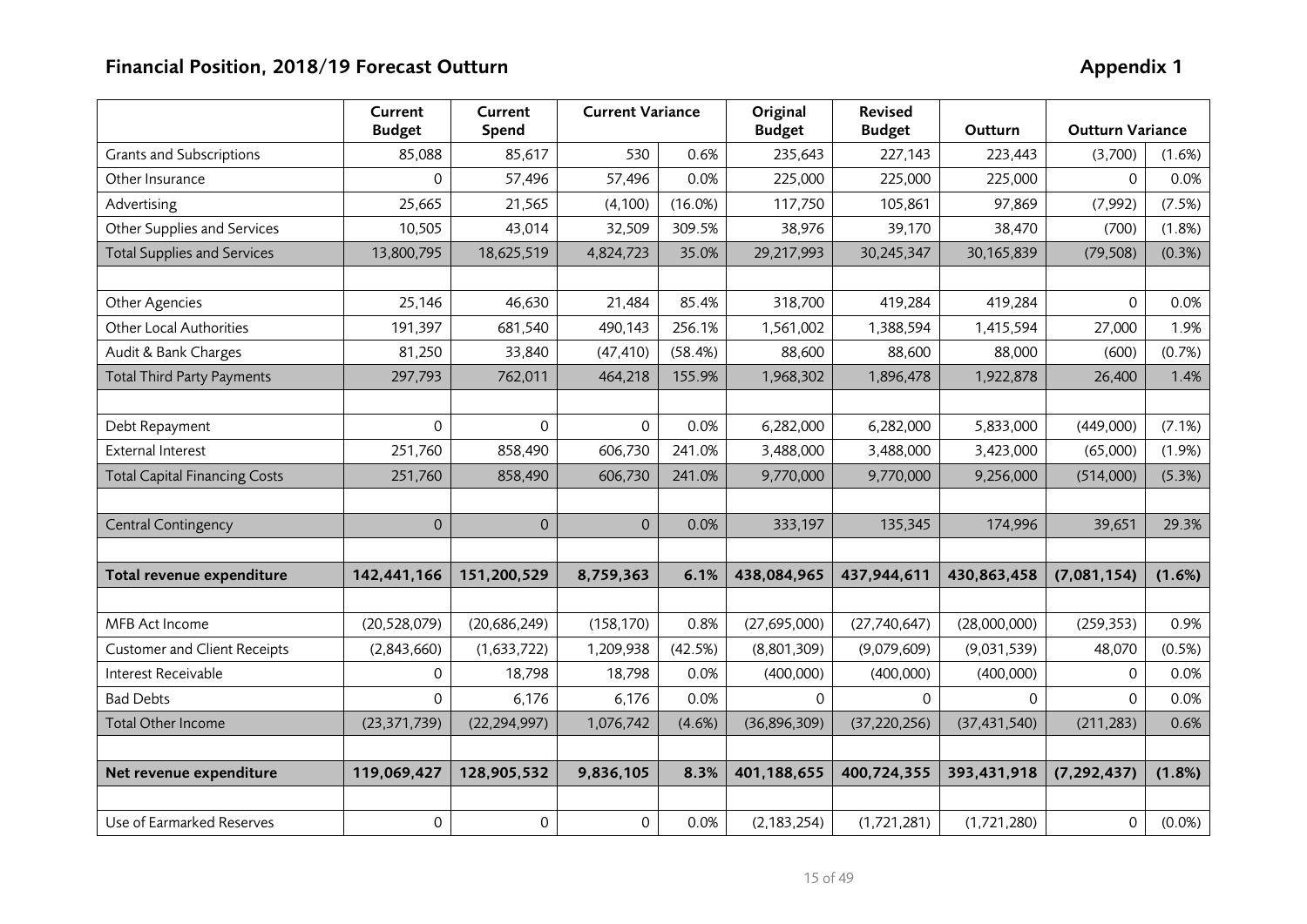## Financial Position, 2018/19 Forecast Outturn

**Appendix 1**

| | Current Budget | Current Spend | Current Variance | | Original Budget | Revised Budget | Outturn | Outturn Variance | |
|---|---|---|---|---|---|---|---|---|---|
| Grants and Subscriptions | 85,088 | 85,617 | 530 | 0.6% | 235,643 | 227,143 | 223,443 | (3,700) | (1.6%) |
| Other Insurance | 0 | 57,496 | 57,496 | 0.0% | 225,000 | 225,000 | 225,000 | 0 | 0.0% |
| Advertising | 25,665 | 21,565 | (4,100) | (16.0%) | 117,750 | 105,861 | 97,869 | (7,992) | (7.5%) |
| Other Supplies and Services | 10,505 | 43,014 | 32,509 | 309.5% | 38,976 | 39,170 | 38,470 | (700) | (1.8%) |
| Total Supplies and Services | 13,800,795 | 18,625,519 | 4,824,723 | 35.0% | 29,217,993 | 30,245,347 | 30,165,839 | (79,508) | (0.3%) |
| | | | | | | | | | |
| Other Agencies | 25,146 | 46,630 | 21,484 | 85.4% | 318,700 | 419,284 | 419,284 | 0 | 0.0% |
| Other Local Authorities | 191,397 | 681,540 | 490,143 | 256.1% | 1,561,002 | 1,388,594 | 1,415,594 | 27,000 | 1.9% |
| Audit & Bank Charges | 81,250 | 33,840 | (47,410) | (58.4%) | 88,600 | 88,600 | 88,000 | (600) | (0.7%) |
| Total Third Party Payments | 297,793 | 762,011 | 464,218 | 155.9% | 1,968,302 | 1,896,478 | 1,922,878 | 26,400 | 1.4% |
| | | | | | | | | | |
| Debt Repayment | 0 | 0 | 0 | 0.0% | 6,282,000 | 6,282,000 | 5,833,000 | (449,000) | (7.1%) |
| External Interest | 251,760 | 858,490 | 606,730 | 241.0% | 3,488,000 | 3,488,000 | 3,423,000 | (65,000) | (1.9%) |
| Total Capital Financing Costs | 251,760 | 858,490 | 606,730 | 241.0% | 9,770,000 | 9,770,000 | 9,256,000 | (514,000) | (5.3%) |
| | | | | | | | | | |
| Central Contingency | 0 | 0 | 0 | 0.0% | 333,197 | 135,345 | 174,996 | 39,651 | 29.3% |
| | | | | | | | | | |
| **Total revenue expenditure** | **142,441,166** | **151,200,529** | **8,759,363** | **6.1%** | **438,084,965** | **437,944,611** | **430,863,458** | **(7,081,154)** | **(1.6%)** |
| | | | | | | | | | |
| MFB Act Income | (20,528,079) | (20,686,249) | (158,170) | 0.8% | (27,695,000) | (27,740,647) | (28,000,000) | (259,353) | 0.9% |
| Customer and Client Receipts | (2,843,660) | (1,633,722) | 1,209,938 | (42.5%) | (8,801,309) | (9,079,609) | (9,031,539) | 48,070 | (0.5%) |
| Interest Receivable | 0 | 18,798 | 18,798 | 0.0% | (400,000) | (400,000) | (400,000) | 0 | 0.0% |
| Bad Debts | 0 | 6,176 | 6,176 | 0.0% | 0 | 0 | 0 | 0 | 0.0% |
| Total Other Income | (23,371,739) | (22,294,997) | 1,076,742 | (4.6%) | (36,896,309) | (37,220,256) | (37,431,540) | (211,283) | 0.6% |
| | | | | | | | | | |
| **Net revenue expenditure** | **119,069,427** | **128,905,532** | **9,836,105** | **8.3%** | **401,188,655** | **400,724,355** | **393,431,918** | **(7,292,437)** | **(1.8%)** |
| | | | | | | | | | |
| Use of Earmarked Reserves | 0 | 0 | 0 | 0.0% | (2,183,254) | (1,721,281) | (1,721,280) | 0 | (0.0%) |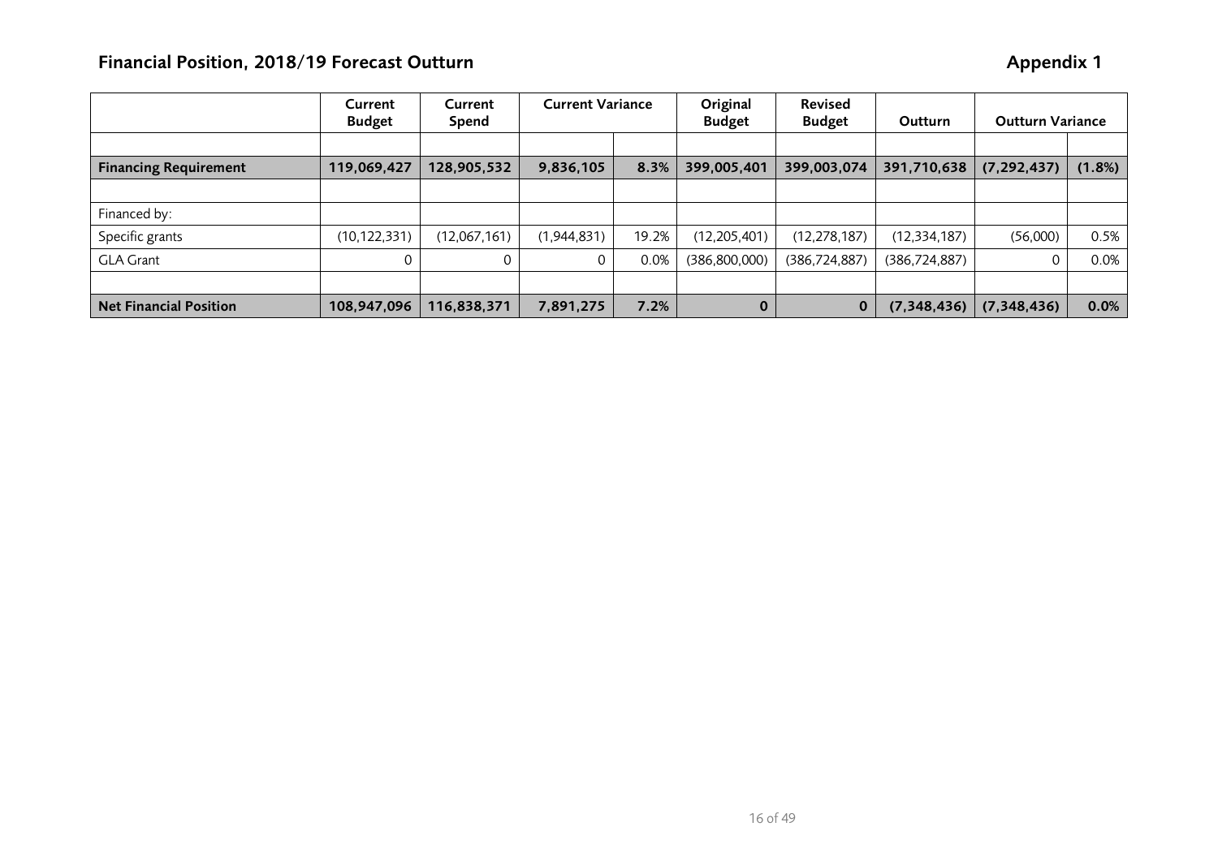## Financial Position, 2018/19 Forecast Outturn

**Appendix 1**

| | Current Budget | Current Spend | Current Variance | | Original Budget | Revised Budget | Outturn | Outturn Variance | |
|---|---|---|---|---|---|---|---|---|---|
| | | | | | | | | | |
| **Financing Requirement** | **119,069,427** | **128,905,532** | **9,836,105** | **8.3%** | **399,005,401** | **399,003,074** | **391,710,638** | **(7,292,437)** | **(1.8%)** |
| | | | | | | | | | |
| Financed by: | | | | | | | | | |
| Specific grants | (10,122,331) | (12,067,161) | (1,944,831) | 19.2% | (12,205,401) | (12,278,187) | (12,334,187) | (56,000) | 0.5% |
| GLA Grant | 0 | 0 | 0 | 0.0% | (386,800,000) | (386,724,887) | (386,724,887) | 0 | 0.0% |
| | | | | | | | | | |
| **Net Financial Position** | **108,947,096** | **116,838,371** | **7,891,275** | **7.2%** | **0** | **0** | **(7,348,436)** | **(7,348,436)** | **0.0%** |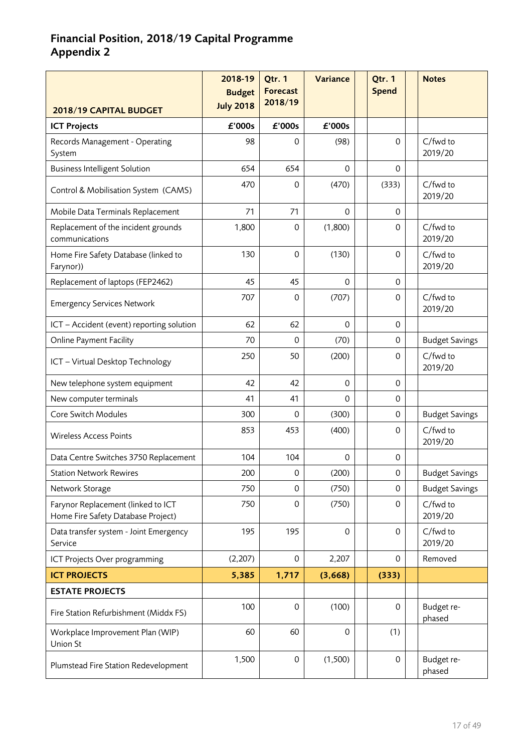# Financial Position, 2018/19 Capital Programme
## Appendix 2

| 2018/19 CAPITAL BUDGET | 2018-19 Budget July 2018 | Qtr. 1 Forecast 2018/19 | Variance | | Qtr. 1 Spend | | Notes |
|---|---|---|---|---|---|---|---|
| **ICT Projects** | **£'000s** | **£'000s** | **£'000s** | | | | |
| Records Management - Operating System | 98 | 0 | (98) | | 0 | | C/fwd to 2019/20 |
| Business Intelligent Solution | 654 | 654 | 0 | | 0 | | |
| Control & Mobilisation System (CAMS) | 470 | 0 | (470) | | (333) | | C/fwd to 2019/20 |
| Mobile Data Terminals Replacement | 71 | 71 | 0 | | 0 | | |
| Replacement of the incident grounds communications | 1,800 | 0 | (1,800) | | 0 | | C/fwd to 2019/20 |
| Home Fire Safety Database (linked to Farynor)) | 130 | 0 | (130) | | 0 | | C/fwd to 2019/20 |
| Replacement of laptops (FEP2462) | 45 | 45 | 0 | | 0 | | |
| Emergency Services Network | 707 | 0 | (707) | | 0 | | C/fwd to 2019/20 |
| ICT – Accident (event) reporting solution | 62 | 62 | 0 | | 0 | | |
| Online Payment Facility | 70 | 0 | (70) | | 0 | | Budget Savings |
| ICT – Virtual Desktop Technology | 250 | 50 | (200) | | 0 | | C/fwd to 2019/20 |
| New telephone system equipment | 42 | 42 | 0 | | 0 | | |
| New computer terminals | 41 | 41 | 0 | | 0 | | |
| Core Switch Modules | 300 | 0 | (300) | | 0 | | Budget Savings |
| Wireless Access Points | 853 | 453 | (400) | | 0 | | C/fwd to 2019/20 |
| Data Centre Switches 3750 Replacement | 104 | 104 | 0 | | 0 | | |
| Station Network Rewires | 200 | 0 | (200) | | 0 | | Budget Savings |
| Network Storage | 750 | 0 | (750) | | 0 | | Budget Savings |
| Farynor Replacement (linked to ICT Home Fire Safety Database Project) | 750 | 0 | (750) | | 0 | | C/fwd to 2019/20 |
| Data transfer system - Joint Emergency Service | 195 | 195 | 0 | | 0 | | C/fwd to 2019/20 |
| ICT Projects Over programming | (2,207) | 0 | 2,207 | | 0 | | Removed |
| **ICT PROJECTS** | **5,385** | **1,717** | **(3,668)** | | **(333)** | | |
| **ESTATE PROJECTS** | | | | | | | |
| Fire Station Refurbishment (Middx FS) | 100 | 0 | (100) | | 0 | | Budget re-phased |
| Workplace Improvement Plan (WIP) Union St | 60 | 60 | 0 | | (1) | | |
| Plumstead Fire Station Redevelopment | 1,500 | 0 | (1,500) | | 0 | | Budget re-phased |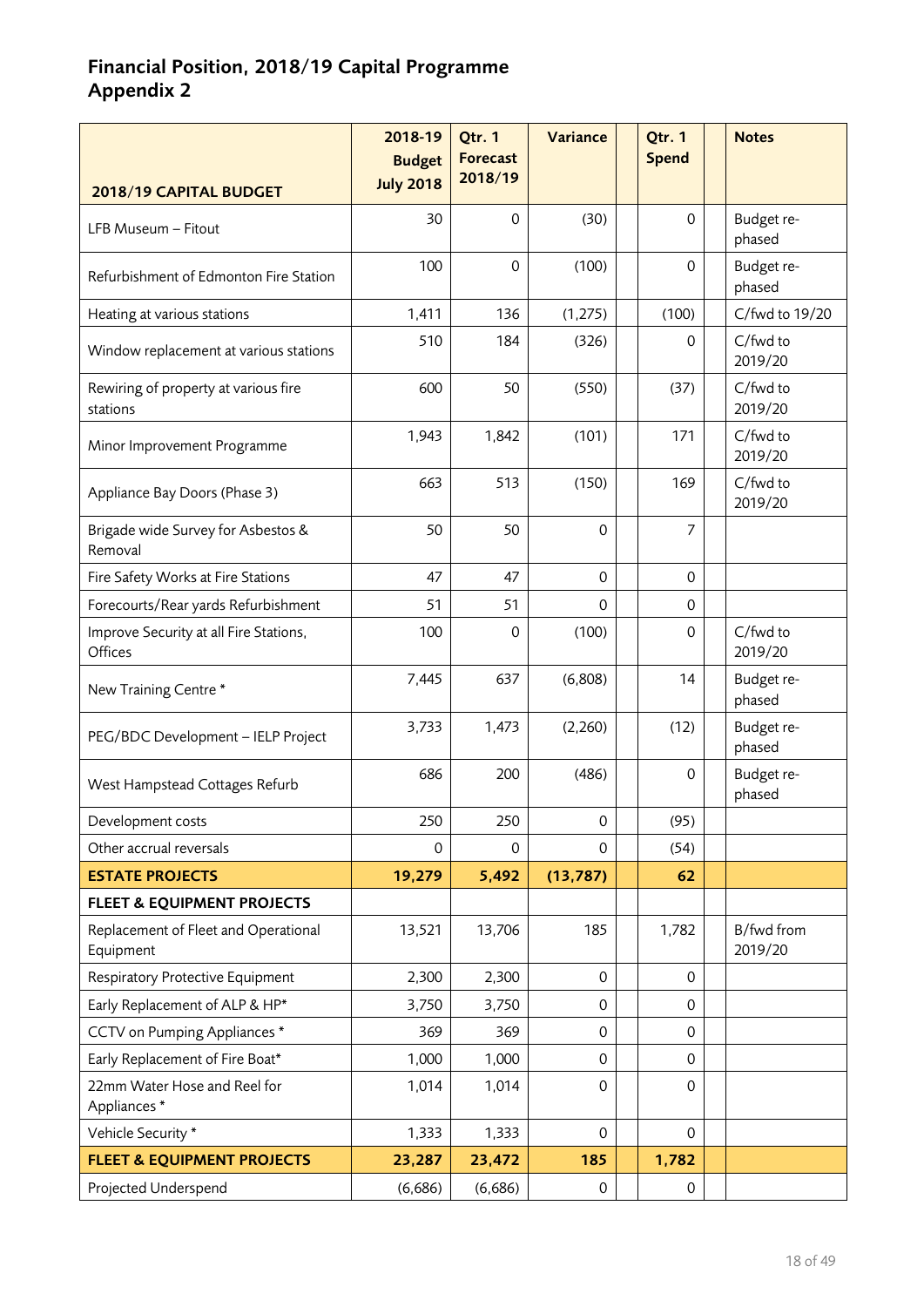## Financial Position, 2018/19 Capital Programme Appendix 2

| 2018/19 CAPITAL BUDGET | 2018-19 Budget July 2018 | Qtr. 1 Forecast 2018/19 | Variance | | Qtr. 1 Spend | | Notes |
|---|---|---|---|---|---|---|---|
| LFB Museum – Fitout | 30 | 0 | (30) | | 0 | | Budget re-phased |
| Refurbishment of Edmonton Fire Station | 100 | 0 | (100) | | 0 | | Budget re-phased |
| Heating at various stations | 1,411 | 136 | (1,275) | | (100) | | C/fwd to 19/20 |
| Window replacement at various stations | 510 | 184 | (326) | | 0 | | C/fwd to 2019/20 |
| Rewiring of property at various fire stations | 600 | 50 | (550) | | (37) | | C/fwd to 2019/20 |
| Minor Improvement Programme | 1,943 | 1,842 | (101) | | 171 | | C/fwd to 2019/20 |
| Appliance Bay Doors (Phase 3) | 663 | 513 | (150) | | 169 | | C/fwd to 2019/20 |
| Brigade wide Survey for Asbestos & Removal | 50 | 50 | 0 | | 7 | | |
| Fire Safety Works at Fire Stations | 47 | 47 | 0 | | 0 | | |
| Forecourts/Rear yards Refurbishment | 51 | 51 | 0 | | 0 | | |
| Improve Security at all Fire Stations, Offices | 100 | 0 | (100) | | 0 | | C/fwd to 2019/20 |
| New Training Centre * | 7,445 | 637 | (6,808) | | 14 | | Budget re-phased |
| PEG/BDC Development – IELP Project | 3,733 | 1,473 | (2,260) | | (12) | | Budget re-phased |
| West Hampstead Cottages Refurb | 686 | 200 | (486) | | 0 | | Budget re-phased |
| Development costs | 250 | 250 | 0 | | (95) | | |
| Other accrual reversals | 0 | 0 | 0 | | (54) | | |
| **ESTATE PROJECTS** | **19,279** | **5,492** | **(13,787)** | | **62** | | |
| **FLEET & EQUIPMENT PROJECTS** | | | | | | | |
| Replacement of Fleet and Operational Equipment | 13,521 | 13,706 | 185 | | 1,782 | | B/fwd from 2019/20 |
| Respiratory Protective Equipment | 2,300 | 2,300 | 0 | | 0 | | |
| Early Replacement of ALP & HP* | 3,750 | 3,750 | 0 | | 0 | | |
| CCTV on Pumping Appliances * | 369 | 369 | 0 | | 0 | | |
| Early Replacement of Fire Boat* | 1,000 | 1,000 | 0 | | 0 | | |
| 22mm Water Hose and Reel for Appliances * | 1,014 | 1,014 | 0 | | 0 | | |
| Vehicle Security * | 1,333 | 1,333 | 0 | | 0 | | |
| **FLEET & EQUIPMENT PROJECTS** | **23,287** | **23,472** | **185** | | **1,782** | | |
| Projected Underspend | (6,686) | (6,686) | 0 | | 0 | | |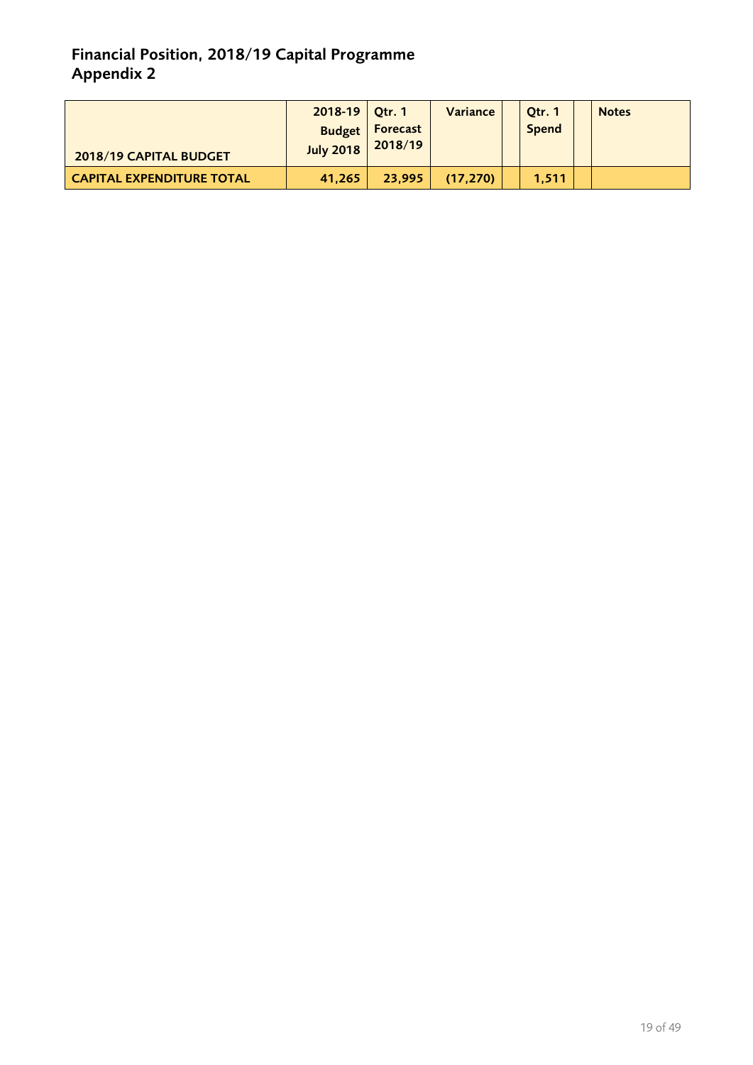## Financial Position, 2018/19 Capital Programme
## Appendix 2

| 2018/19 CAPITAL BUDGET | 2018-19 Budget July 2018 | Qtr. 1 Forecast 2018/19 | Variance | | Qtr. 1 Spend | | Notes |
|---|---|---|---|---|---|---|---|
| **CAPITAL EXPENDITURE TOTAL** | **41,265** | **23,995** | **(17,270)** | | **1,511** | | |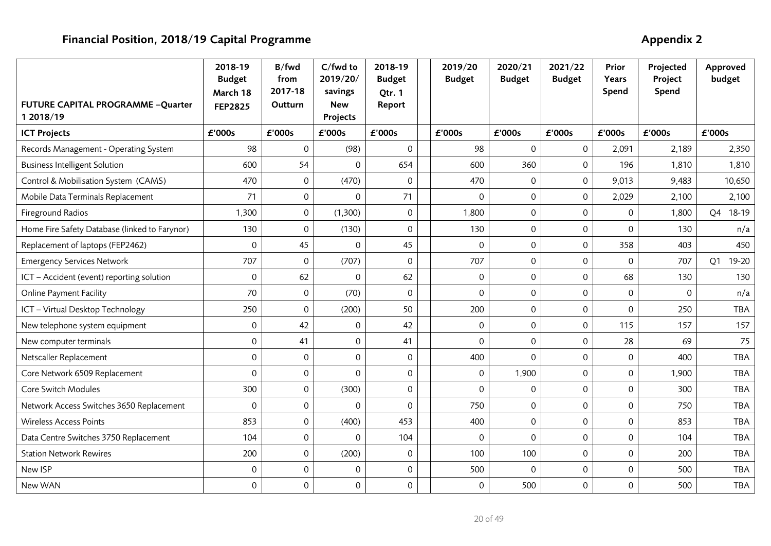## Financial Position, 2018/19 Capital Programme

**Appendix 2**

| FUTURE CAPITAL PROGRAMME –Quarter 1 2018/19 | 2018-19 Budget March 18 FEP2825 | B/fwd from 2017-18 Outturn | C/fwd to 2019/20/ savings New Projects | 2018-19 Budget Qtr. 1 Report | 2019/20 Budget | 2020/21 Budget | 2021/22 Budget | Prior Years Spend | Projected Project Spend | Approved budget |
|---|---|---|---|---|---|---|---|---|---|---|
| **ICT Projects** | **£'000s** | **£'000s** | **£'000s** | **£'000s** | **£'000s** | **£'000s** | **£'000s** | **£'000s** | **£'000s** | **£'000s** |
| Records Management - Operating System | 98 | 0 | (98) | 0 | 98 | 0 | 0 | 2,091 | 2,189 | 2,350 |
| Business Intelligent Solution | 600 | 54 | 0 | 654 | 600 | 360 | 0 | 196 | 1,810 | 1,810 |
| Control & Mobilisation System (CAMS) | 470 | 0 | (470) | 0 | 470 | 0 | 0 | 9,013 | 9,483 | 10,650 |
| Mobile Data Terminals Replacement | 71 | 0 | 0 | 71 | 0 | 0 | 0 | 2,029 | 2,100 | 2,100 |
| Fireground Radios | 1,300 | 0 | (1,300) | 0 | 1,800 | 0 | 0 | 0 | 1,800 | Q4 18-19 |
| Home Fire Safety Database (linked to Farynor) | 130 | 0 | (130) | 0 | 130 | 0 | 0 | 0 | 130 | n/a |
| Replacement of laptops (FEP2462) | 0 | 45 | 0 | 45 | 0 | 0 | 0 | 358 | 403 | 450 |
| Emergency Services Network | 707 | 0 | (707) | 0 | 707 | 0 | 0 | 0 | 707 | Q1 19-20 |
| ICT – Accident (event) reporting solution | 0 | 62 | 0 | 62 | 0 | 0 | 0 | 68 | 130 | 130 |
| Online Payment Facility | 70 | 0 | (70) | 0 | 0 | 0 | 0 | 0 | 0 | n/a |
| ICT – Virtual Desktop Technology | 250 | 0 | (200) | 50 | 200 | 0 | 0 | 0 | 250 | TBA |
| New telephone system equipment | 0 | 42 | 0 | 42 | 0 | 0 | 0 | 115 | 157 | 157 |
| New computer terminals | 0 | 41 | 0 | 41 | 0 | 0 | 0 | 28 | 69 | 75 |
| Netscaller Replacement | 0 | 0 | 0 | 0 | 400 | 0 | 0 | 0 | 400 | TBA |
| Core Network 6509 Replacement | 0 | 0 | 0 | 0 | 0 | 1,900 | 0 | 0 | 1,900 | TBA |
| Core Switch Modules | 300 | 0 | (300) | 0 | 0 | 0 | 0 | 0 | 300 | TBA |
| Network Access Switches 3650 Replacement | 0 | 0 | 0 | 0 | 750 | 0 | 0 | 0 | 750 | TBA |
| Wireless Access Points | 853 | 0 | (400) | 453 | 400 | 0 | 0 | 0 | 853 | TBA |
| Data Centre Switches 3750 Replacement | 104 | 0 | 0 | 104 | 0 | 0 | 0 | 0 | 104 | TBA |
| Station Network Rewires | 200 | 0 | (200) | 0 | 100 | 100 | 0 | 0 | 200 | TBA |
| New ISP | 0 | 0 | 0 | 0 | 500 | 0 | 0 | 0 | 500 | TBA |
| New WAN | 0 | 0 | 0 | 0 | 0 | 500 | 0 | 0 | 500 | TBA |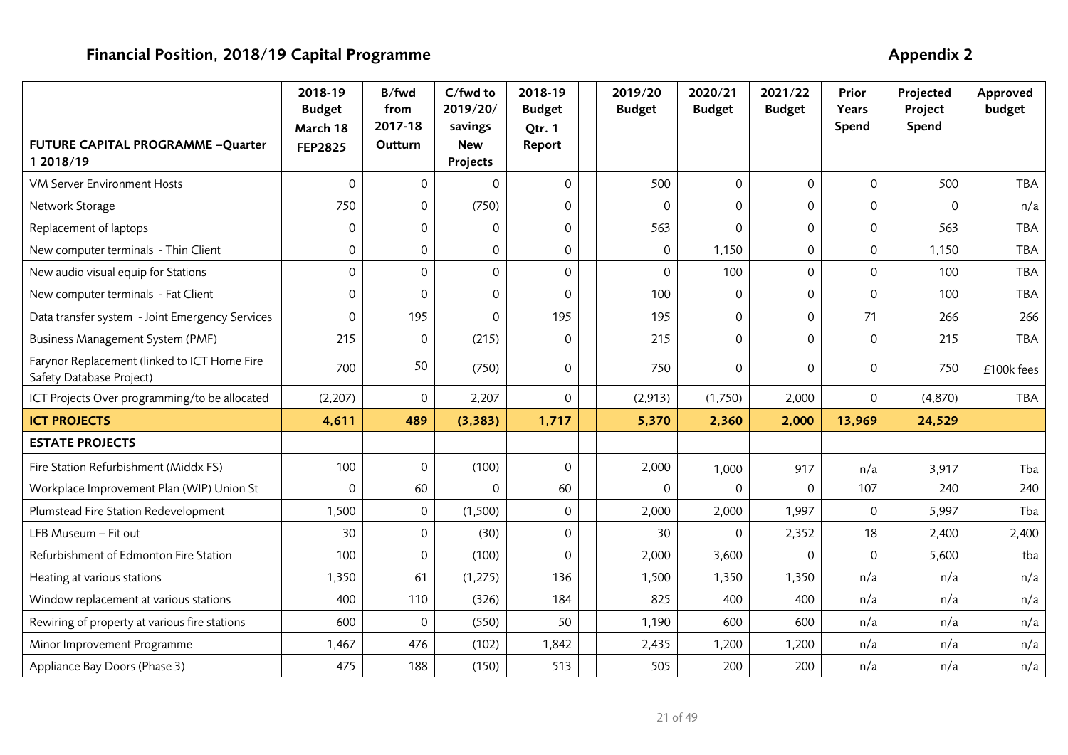## Financial Position, 2018/19 Capital Programme

**Appendix 2**

| FUTURE CAPITAL PROGRAMME –Quarter 1 2018/19 | 2018-19 Budget March 18 FEP2825 | B/fwd from 2017-18 Outturn | C/fwd to 2019/20/ savings New Projects | 2018-19 Budget Qtr. 1 Report | | 2019/20 Budget | 2020/21 Budget | 2021/22 Budget | Prior Years Spend | Projected Project Spend | Approved budget |
|---|---|---|---|---|---|---|---|---|---|---|---|
| VM Server Environment Hosts | 0 | 0 | 0 | 0 | | 500 | 0 | 0 | 0 | 500 | TBA |
| Network Storage | 750 | 0 | (750) | 0 | | 0 | 0 | 0 | 0 | 0 | n/a |
| Replacement of laptops | 0 | 0 | 0 | 0 | | 563 | 0 | 0 | 0 | 563 | TBA |
| New computer terminals - Thin Client | 0 | 0 | 0 | 0 | | 0 | 1,150 | 0 | 0 | 1,150 | TBA |
| New audio visual equip for Stations | 0 | 0 | 0 | 0 | | 0 | 100 | 0 | 0 | 100 | TBA |
| New computer terminals - Fat Client | 0 | 0 | 0 | 0 | | 100 | 0 | 0 | 0 | 100 | TBA |
| Data transfer system - Joint Emergency Services | 0 | 195 | 0 | 195 | | 195 | 0 | 0 | 71 | 266 | 266 |
| Business Management System (PMF) | 215 | 0 | (215) | 0 | | 215 | 0 | 0 | 0 | 215 | TBA |
| Farynor Replacement (linked to ICT Home Fire Safety Database Project) | 700 | 50 | (750) | 0 | | 750 | 0 | 0 | 0 | 750 | £100k fees |
| ICT Projects Over programming/to be allocated | (2,207) | 0 | 2,207 | 0 | | (2,913) | (1,750) | 2,000 | 0 | (4,870) | TBA |
| **ICT PROJECTS** | **4,611** | **489** | **(3,383)** | **1,717** | | **5,370** | **2,360** | **2,000** | **13,969** | **24,529** | |
| **ESTATE PROJECTS** | | | | | | | | | | | |
| Fire Station Refurbishment (Middx FS) | 100 | 0 | (100) | 0 | | 2,000 | 1,000 | 917 | n/a | 3,917 | Tba |
| Workplace Improvement Plan (WIP) Union St | 0 | 60 | 0 | 60 | | 0 | 0 | 0 | 107 | 240 | 240 |
| Plumstead Fire Station Redevelopment | 1,500 | 0 | (1,500) | 0 | | 2,000 | 2,000 | 1,997 | 0 | 5,997 | Tba |
| LFB Museum – Fit out | 30 | 0 | (30) | 0 | | 30 | 0 | 2,352 | 18 | 2,400 | 2,400 |
| Refurbishment of Edmonton Fire Station | 100 | 0 | (100) | 0 | | 2,000 | 3,600 | 0 | 0 | 5,600 | tba |
| Heating at various stations | 1,350 | 61 | (1,275) | 136 | | 1,500 | 1,350 | 1,350 | n/a | n/a | n/a |
| Window replacement at various stations | 400 | 110 | (326) | 184 | | 825 | 400 | 400 | n/a | n/a | n/a |
| Rewiring of property at various fire stations | 600 | 0 | (550) | 50 | | 1,190 | 600 | 600 | n/a | n/a | n/a |
| Minor Improvement Programme | 1,467 | 476 | (102) | 1,842 | | 2,435 | 1,200 | 1,200 | n/a | n/a | n/a |
| Appliance Bay Doors (Phase 3) | 475 | 188 | (150) | 513 | | 505 | 200 | 200 | n/a | n/a | n/a |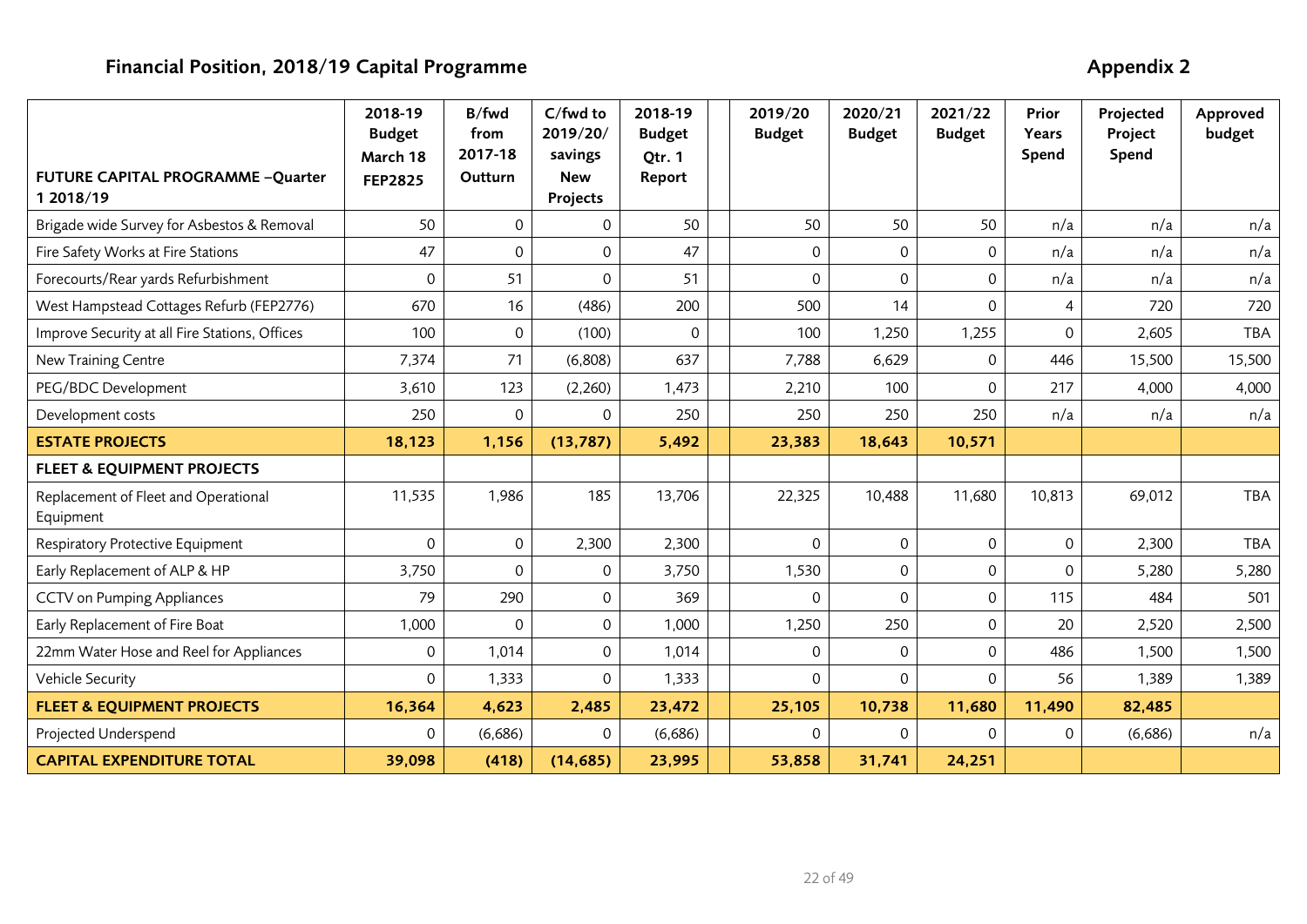## Financial Position, 2018/19 Capital Programme

## Appendix 2

| FUTURE CAPITAL PROGRAMME –Quarter 1 2018/19 | 2018-19 Budget March 18 FEP2825 | B/fwd from 2017-18 Outturn | C/fwd to 2019/20/ savings New Projects | 2018-19 Budget Qtr. 1 Report | | 2019/20 Budget | 2020/21 Budget | 2021/22 Budget | Prior Years Spend | Projected Project Spend | Approved budget |
|---|---|---|---|---|---|---|---|---|---|---|---|
| Brigade wide Survey for Asbestos & Removal | 50 | 0 | 0 | 50 | | 50 | 50 | 50 | n/a | n/a | n/a |
| Fire Safety Works at Fire Stations | 47 | 0 | 0 | 47 | | 0 | 0 | 0 | n/a | n/a | n/a |
| Forecourts/Rear yards Refurbishment | 0 | 51 | 0 | 51 | | 0 | 0 | 0 | n/a | n/a | n/a |
| West Hampstead Cottages Refurb (FEP2776) | 670 | 16 | (486) | 200 | | 500 | 14 | 0 | 4 | 720 | 720 |
| Improve Security at all Fire Stations, Offices | 100 | 0 | (100) | 0 | | 100 | 1,250 | 1,255 | 0 | 2,605 | TBA |
| New Training Centre | 7,374 | 71 | (6,808) | 637 | | 7,788 | 6,629 | 0 | 446 | 15,500 | 15,500 |
| PEG/BDC Development | 3,610 | 123 | (2,260) | 1,473 | | 2,210 | 100 | 0 | 217 | 4,000 | 4,000 |
| Development costs | 250 | 0 | 0 | 250 | | 250 | 250 | 250 | n/a | n/a | n/a |
| **ESTATE PROJECTS** | **18,123** | **1,156** | **(13,787)** | **5,492** | | **23,383** | **18,643** | **10,571** | | | |
| **FLEET & EQUIPMENT PROJECTS** | | | | | | | | | | | |
| Replacement of Fleet and Operational Equipment | 11,535 | 1,986 | 185 | 13,706 | | 22,325 | 10,488 | 11,680 | 10,813 | 69,012 | TBA |
| Respiratory Protective Equipment | 0 | 0 | 2,300 | 2,300 | | 0 | 0 | 0 | 0 | 2,300 | TBA |
| Early Replacement of ALP & HP | 3,750 | 0 | 0 | 3,750 | | 1,530 | 0 | 0 | 0 | 5,280 | 5,280 |
| CCTV on Pumping Appliances | 79 | 290 | 0 | 369 | | 0 | 0 | 0 | 115 | 484 | 501 |
| Early Replacement of Fire Boat | 1,000 | 0 | 0 | 1,000 | | 1,250 | 250 | 0 | 20 | 2,520 | 2,500 |
| 22mm Water Hose and Reel for Appliances | 0 | 1,014 | 0 | 1,014 | | 0 | 0 | 0 | 486 | 1,500 | 1,500 |
| Vehicle Security | 0 | 1,333 | 0 | 1,333 | | 0 | 0 | 0 | 56 | 1,389 | 1,389 |
| **FLEET & EQUIPMENT PROJECTS** | **16,364** | **4,623** | **2,485** | **23,472** | | **25,105** | **10,738** | **11,680** | **11,490** | **82,485** | |
| Projected Underspend | 0 | (6,686) | 0 | (6,686) | | 0 | 0 | 0 | 0 | (6,686) | n/a |
| **CAPITAL EXPENDITURE TOTAL** | **39,098** | **(418)** | **(14,685)** | **23,995** | | **53,858** | **31,741** | **24,251** | | | |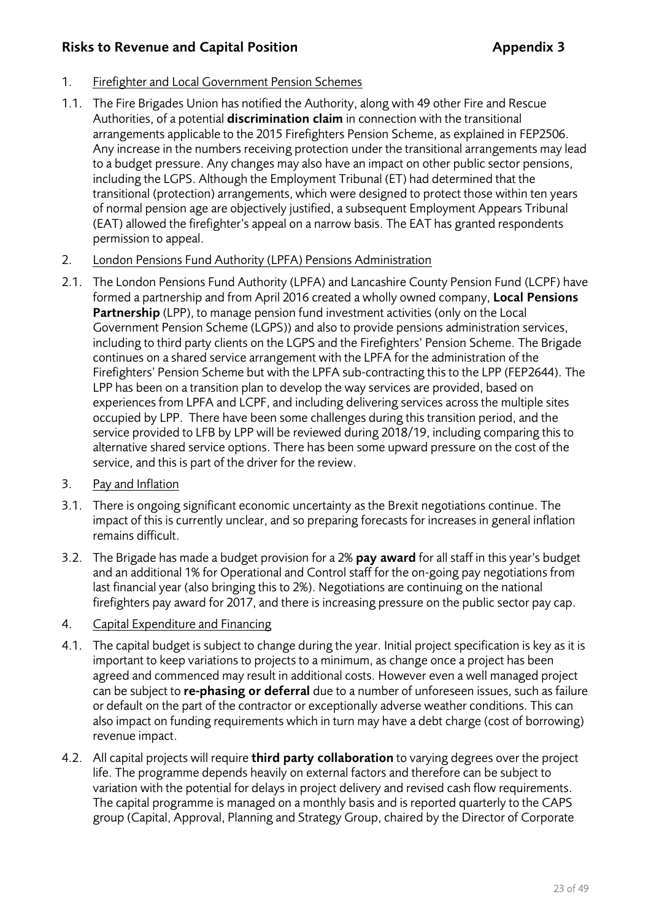# Risks to Revenue and Capital Position

**Appendix 3**

1. Firefighter and Local Government Pension Schemes

1.1. The Fire Brigades Union has notified the Authority, along with 49 other Fire and Rescue Authorities, of a potential **discrimination claim** in connection with the transitional arrangements applicable to the 2015 Firefighters Pension Scheme, as explained in FEP2506. Any increase in the numbers receiving protection under the transitional arrangements may lead to a budget pressure. Any changes may also have an impact on other public sector pensions, including the LGPS. Although the Employment Tribunal (ET) had determined that the transitional (protection) arrangements, which were designed to protect those within ten years of normal pension age are objectively justified, a subsequent Employment Appears Tribunal (EAT) allowed the firefighter's appeal on a narrow basis. The EAT has granted respondents permission to appeal.

2. London Pensions Fund Authority (LPFA) Pensions Administration

2.1. The London Pensions Fund Authority (LPFA) and Lancashire County Pension Fund (LCPF) have formed a partnership and from April 2016 created a wholly owned company, **Local Pensions Partnership** (LPP), to manage pension fund investment activities (only on the Local Government Pension Scheme (LGPS)) and also to provide pensions administration services, including to third party clients on the LGPS and the Firefighters' Pension Scheme. The Brigade continues on a shared service arrangement with the LPFA for the administration of the Firefighters' Pension Scheme but with the LPFA sub-contracting this to the LPP (FEP2644). The LPP has been on a transition plan to develop the way services are provided, based on experiences from LPFA and LCPF, and including delivering services across the multiple sites occupied by LPP. There have been some challenges during this transition period, and the service provided to LFB by LPP will be reviewed during 2018/19, including comparing this to alternative shared service options. There has been some upward pressure on the cost of the service, and this is part of the driver for the review.

3. Pay and Inflation

3.1. There is ongoing significant economic uncertainty as the Brexit negotiations continue. The impact of this is currently unclear, and so preparing forecasts for increases in general inflation remains difficult.

3.2. The Brigade has made a budget provision for a 2% **pay award** for all staff in this year's budget and an additional 1% for Operational and Control staff for the on-going pay negotiations from last financial year (also bringing this to 2%). Negotiations are continuing on the national firefighters pay award for 2017, and there is increasing pressure on the public sector pay cap.

4. Capital Expenditure and Financing

4.1. The capital budget is subject to change during the year. Initial project specification is key as it is important to keep variations to projects to a minimum, as change once a project has been agreed and commenced may result in additional costs. However even a well managed project can be subject to **re-phasing or deferral** due to a number of unforeseen issues, such as failure or default on the part of the contractor or exceptionally adverse weather conditions. This can also impact on funding requirements which in turn may have a debt charge (cost of borrowing) revenue impact.

4.2. All capital projects will require **third party collaboration** to varying degrees over the project life. The programme depends heavily on external factors and therefore can be subject to variation with the potential for delays in project delivery and revised cash flow requirements. The capital programme is managed on a monthly basis and is reported quarterly to the CAPS group (Capital, Approval, Planning and Strategy Group, chaired by the Director of Corporate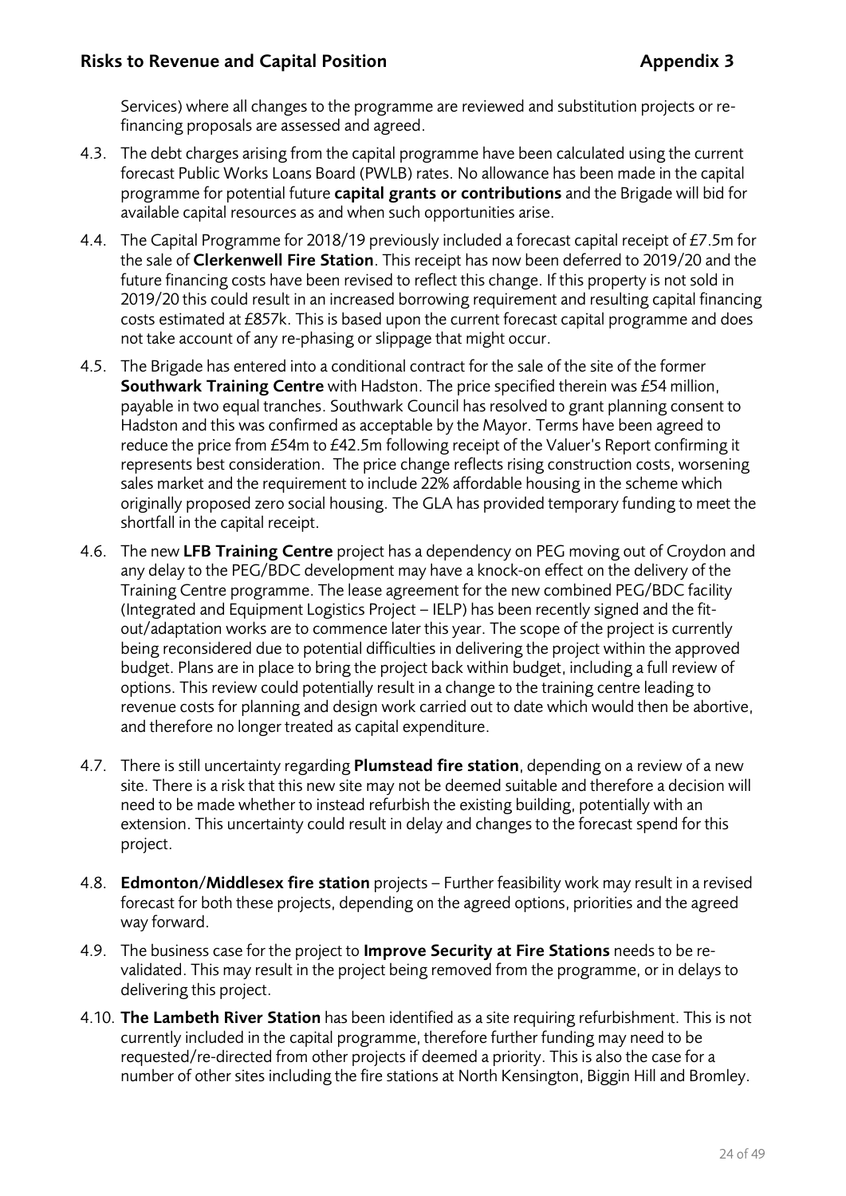Services) where all changes to the programme are reviewed and substitution projects or re-financing proposals are assessed and agreed.

4.3. The debt charges arising from the capital programme have been calculated using the current forecast Public Works Loans Board (PWLB) rates. No allowance has been made in the capital programme for potential future **capital grants or contributions** and the Brigade will bid for available capital resources as and when such opportunities arise.

4.4. The Capital Programme for 2018/19 previously included a forecast capital receipt of £7.5m for the sale of **Clerkenwell Fire Station**. This receipt has now been deferred to 2019/20 and the future financing costs have been revised to reflect this change. If this property is not sold in 2019/20 this could result in an increased borrowing requirement and resulting capital financing costs estimated at £857k. This is based upon the current forecast capital programme and does not take account of any re-phasing or slippage that might occur.

4.5. The Brigade has entered into a conditional contract for the sale of the site of the former **Southwark Training Centre** with Hadston. The price specified therein was £54 million, payable in two equal tranches. Southwark Council has resolved to grant planning consent to Hadston and this was confirmed as acceptable by the Mayor. Terms have been agreed to reduce the price from £54m to £42.5m following receipt of the Valuer's Report confirming it represents best consideration. The price change reflects rising construction costs, worsening sales market and the requirement to include 22% affordable housing in the scheme which originally proposed zero social housing. The GLA has provided temporary funding to meet the shortfall in the capital receipt.

4.6. The new **LFB Training Centre** project has a dependency on PEG moving out of Croydon and any delay to the PEG/BDC development may have a knock-on effect on the delivery of the Training Centre programme. The lease agreement for the new combined PEG/BDC facility (Integrated and Equipment Logistics Project – IELP) has been recently signed and the fit-out/adaptation works are to commence later this year. The scope of the project is currently being reconsidered due to potential difficulties in delivering the project within the approved budget. Plans are in place to bring the project back within budget, including a full review of options. This review could potentially result in a change to the training centre leading to revenue costs for planning and design work carried out to date which would then be abortive, and therefore no longer treated as capital expenditure.

4.7. There is still uncertainty regarding **Plumstead fire station**, depending on a review of a new site. There is a risk that this new site may not be deemed suitable and therefore a decision will need to be made whether to instead refurbish the existing building, potentially with an extension. This uncertainty could result in delay and changes to the forecast spend for this project.

4.8. **Edmonton/Middlesex fire station** projects – Further feasibility work may result in a revised forecast for both these projects, depending on the agreed options, priorities and the agreed way forward.

4.9. The business case for the project to **Improve Security at Fire Stations** needs to be re-validated. This may result in the project being removed from the programme, or in delays to delivering this project.

4.10. **The Lambeth River Station** has been identified as a site requiring refurbishment. This is not currently included in the capital programme, therefore further funding may need to be requested/re-directed from other projects if deemed a priority. This is also the case for a number of other sites including the fire stations at North Kensington, Biggin Hill and Bromley.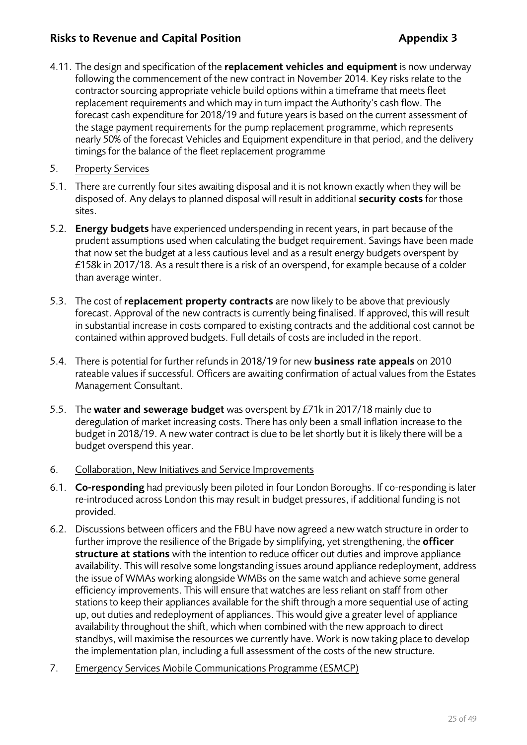4.11. The design and specification of the **replacement vehicles and equipment** is now underway following the commencement of the new contract in November 2014. Key risks relate to the contractor sourcing appropriate vehicle build options within a timeframe that meets fleet replacement requirements and which may in turn impact the Authority's cash flow. The forecast cash expenditure for 2018/19 and future years is based on the current assessment of the stage payment requirements for the pump replacement programme, which represents nearly 50% of the forecast Vehicles and Equipment expenditure in that period, and the delivery timings for the balance of the fleet replacement programme

5. Property Services

5.1. There are currently four sites awaiting disposal and it is not known exactly when they will be disposed of. Any delays to planned disposal will result in additional **security costs** for those sites.

5.2. **Energy budgets** have experienced underspending in recent years, in part because of the prudent assumptions used when calculating the budget requirement. Savings have been made that now set the budget at a less cautious level and as a result energy budgets overspent by £158k in 2017/18. As a result there is a risk of an overspend, for example because of a colder than average winter.

5.3. The cost of **replacement property contracts** are now likely to be above that previously forecast. Approval of the new contracts is currently being finalised. If approved, this will result in substantial increase in costs compared to existing contracts and the additional cost cannot be contained within approved budgets. Full details of costs are included in the report.

5.4. There is potential for further refunds in 2018/19 for new **business rate appeals** on 2010 rateable values if successful. Officers are awaiting confirmation of actual values from the Estates Management Consultant.

5.5. The **water and sewerage budget** was overspent by £71k in 2017/18 mainly due to deregulation of market increasing costs. There has only been a small inflation increase to the budget in 2018/19. A new water contract is due to be let shortly but it is likely there will be a budget overspend this year.

6. Collaboration, New Initiatives and Service Improvements

6.1. **Co-responding** had previously been piloted in four London Boroughs. If co-responding is later re-introduced across London this may result in budget pressures, if additional funding is not provided.

6.2. Discussions between officers and the FBU have now agreed a new watch structure in order to further improve the resilience of the Brigade by simplifying, yet strengthening, the **officer structure at stations** with the intention to reduce officer out duties and improve appliance availability. This will resolve some longstanding issues around appliance redeployment, address the issue of WMAs working alongside WMBs on the same watch and achieve some general efficiency improvements. This will ensure that watches are less reliant on staff from other stations to keep their appliances available for the shift through a more sequential use of acting up, out duties and redeployment of appliances. This would give a greater level of appliance availability throughout the shift, which when combined with the new approach to direct standbys, will maximise the resources we currently have. Work is now taking place to develop the implementation plan, including a full assessment of the costs of the new structure.

7. Emergency Services Mobile Communications Programme (ESMCP)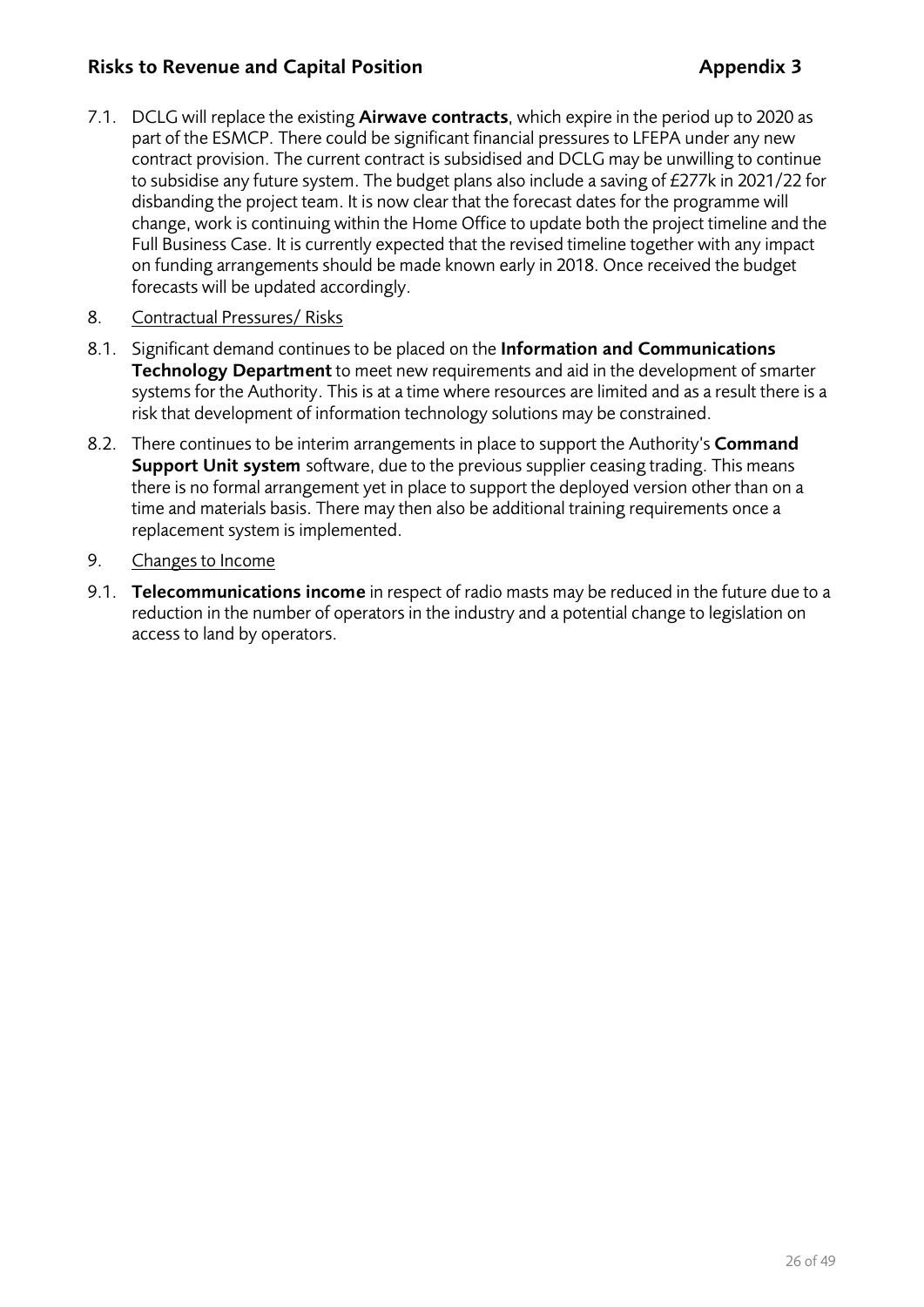7.1. DCLG will replace the existing **Airwave contracts**, which expire in the period up to 2020 as part of the ESMCP. There could be significant financial pressures to LFEPA under any new contract provision. The current contract is subsidised and DCLG may be unwilling to continue to subsidise any future system. The budget plans also include a saving of £277k in 2021/22 for disbanding the project team. It is now clear that the forecast dates for the programme will change, work is continuing within the Home Office to update both the project timeline and the Full Business Case. It is currently expected that the revised timeline together with any impact on funding arrangements should be made known early in 2018. Once received the budget forecasts will be updated accordingly.

8. Contractual Pressures/ Risks

8.1. Significant demand continues to be placed on the **Information and Communications Technology Department** to meet new requirements and aid in the development of smarter systems for the Authority. This is at a time where resources are limited and as a result there is a risk that development of information technology solutions may be constrained.

8.2. There continues to be interim arrangements in place to support the Authority's **Command Support Unit system** software, due to the previous supplier ceasing trading. This means there is no formal arrangement yet in place to support the deployed version other than on a time and materials basis. There may then also be additional training requirements once a replacement system is implemented.

9. Changes to Income

9.1. **Telecommunications income** in respect of radio masts may be reduced in the future due to a reduction in the number of operators in the industry and a potential change to legislation on access to land by operators.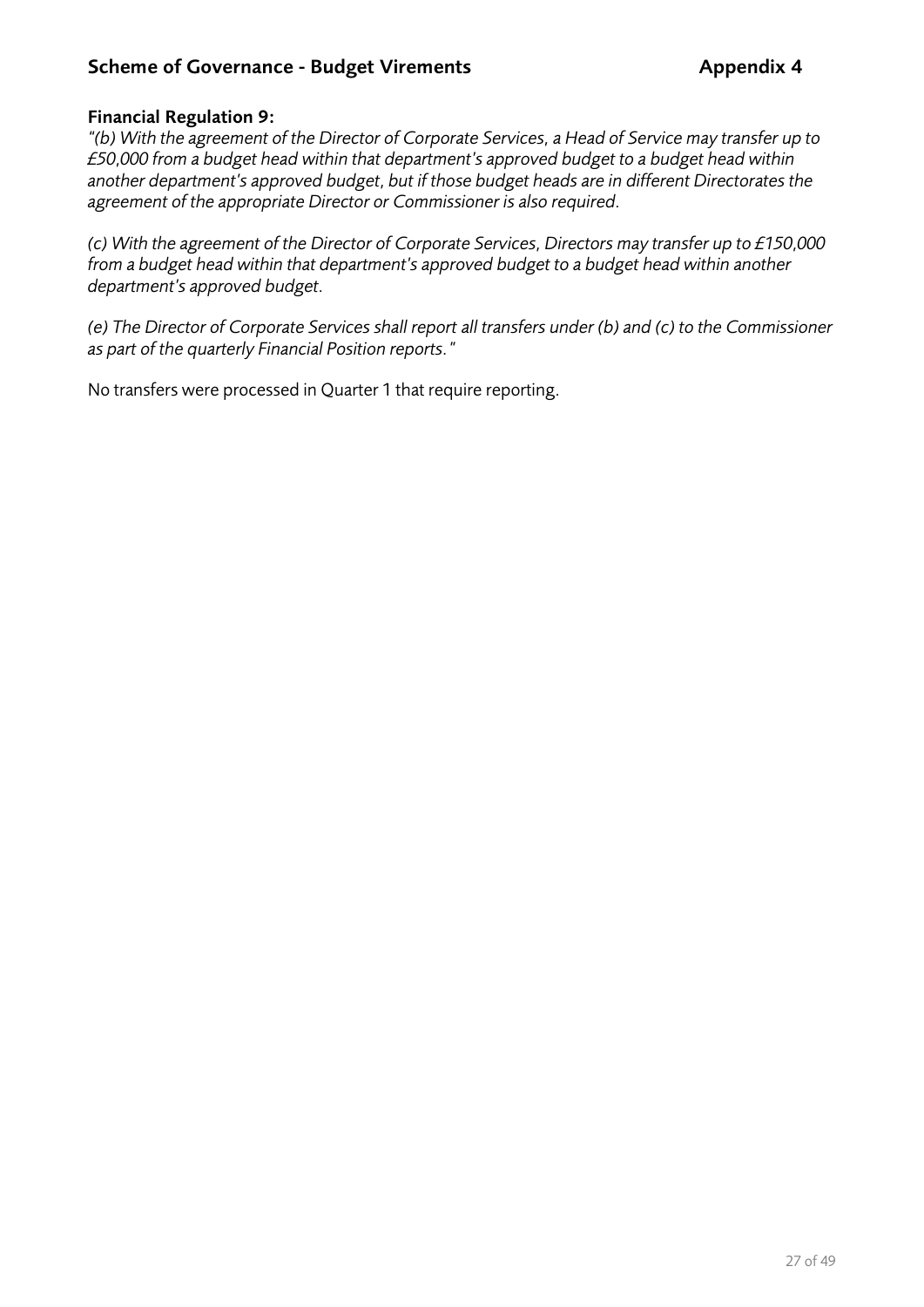## Scheme of Governance - Budget Virements — Appendix 4

**Financial Regulation 9:**

*"(b) With the agreement of the Director of Corporate Services, a Head of Service may transfer up to £50,000 from a budget head within that department's approved budget to a budget head within another department's approved budget, but if those budget heads are in different Directorates the agreement of the appropriate Director or Commissioner is also required.*

*(c) With the agreement of the Director of Corporate Services, Directors may transfer up to £150,000 from a budget head within that department's approved budget to a budget head within another department's approved budget.*

*(e) The Director of Corporate Services shall report all transfers under (b) and (c) to the Commissioner as part of the quarterly Financial Position reports."*

No transfers were processed in Quarter 1 that require reporting.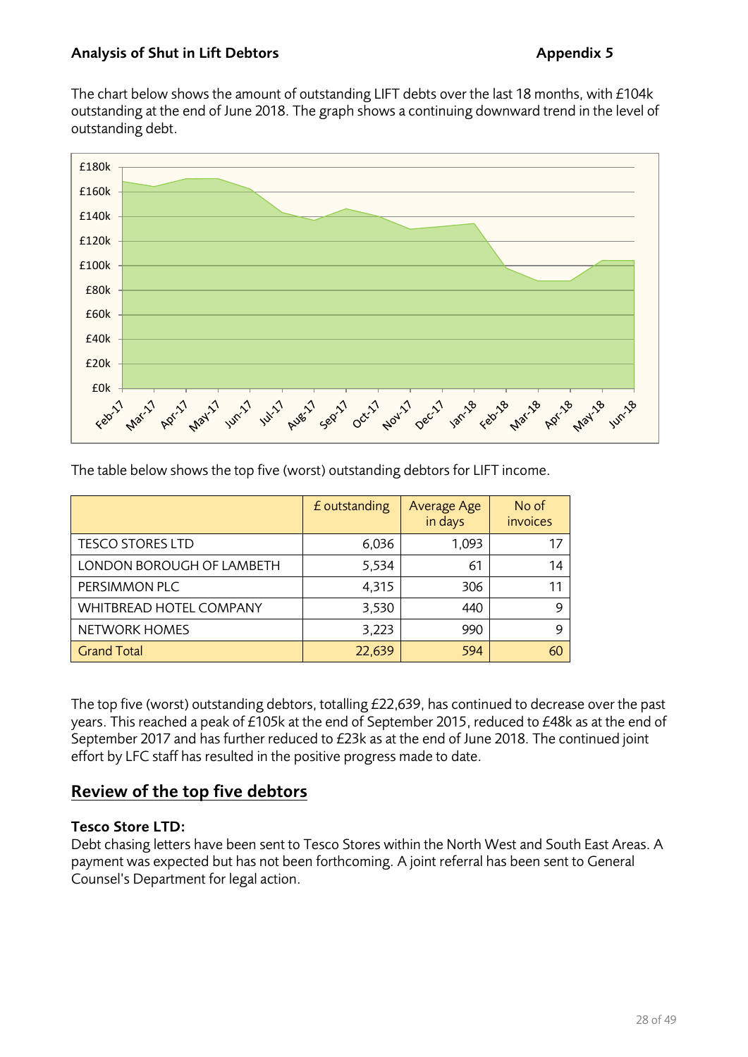**Analysis of Shut in Lift Debtors** **Appendix 5**

The chart below shows the amount of outstanding LIFT debts over the last 18 months, with £104k outstanding at the end of June 2018. The graph shows a continuing downward trend in the level of outstanding debt.

The table below shows the top five (worst) outstanding debtors for LIFT income.

| | £ outstanding | Average Age in days | No of invoices |
|---|---|---|---|
| TESCO STORES LTD | 6,036 | 1,093 | 17 |
| LONDON BOROUGH OF LAMBETH | 5,534 | 61 | 14 |
| PERSIMMON PLC | 4,315 | 306 | 11 |
| WHITBREAD HOTEL COMPANY | 3,530 | 440 | 9 |
| NETWORK HOMES | 3,223 | 990 | 9 |
| Grand Total | 22,639 | 594 | 60 |

The top five (worst) outstanding debtors, totalling £22,639, has continued to decrease over the past years. This reached a peak of £105k at the end of September 2015, reduced to £48k as at the end of September 2017 and has further reduced to £23k as at the end of June 2018. The continued joint effort by LFC staff has resulted in the positive progress made to date.

## Review of the top five debtors

**Tesco Store LTD:**
Debt chasing letters have been sent to Tesco Stores within the North West and South East Areas. A payment was expected but has not been forthcoming. A joint referral has been sent to General Counsel's Department for legal action.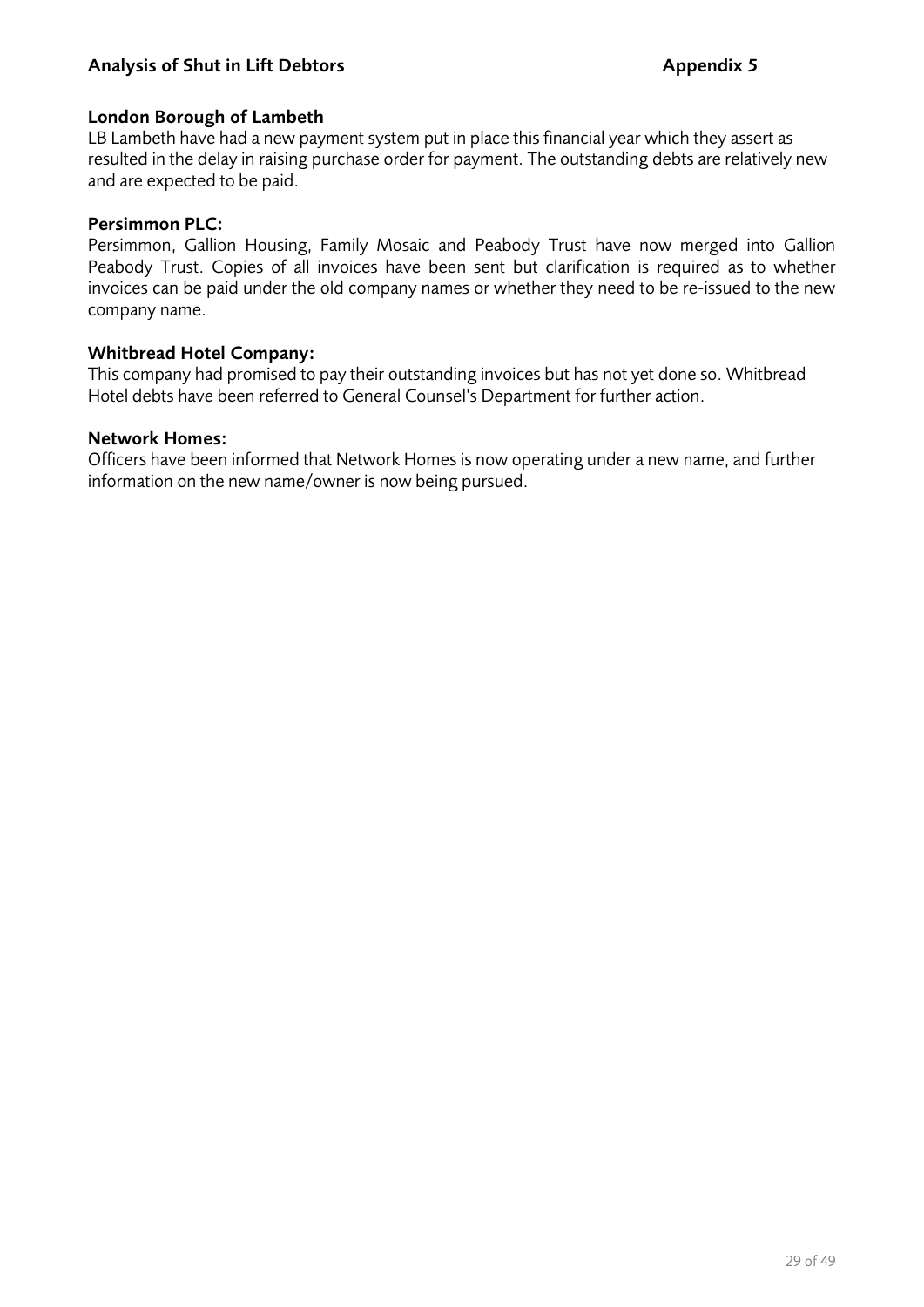## Analysis of Shut in Lift Debtors — Appendix 5

**London Borough of Lambeth**

LB Lambeth have had a new payment system put in place this financial year which they assert as resulted in the delay in raising purchase order for payment. The outstanding debts are relatively new and are expected to be paid.

**Persimmon PLC:**

Persimmon, Gallion Housing, Family Mosaic and Peabody Trust have now merged into Gallion Peabody Trust. Copies of all invoices have been sent but clarification is required as to whether invoices can be paid under the old company names or whether they need to be re-issued to the new company name.

**Whitbread Hotel Company:**

This company had promised to pay their outstanding invoices but has not yet done so. Whitbread Hotel debts have been referred to General Counsel's Department for further action.

**Network Homes:**

Officers have been informed that Network Homes is now operating under a new name, and further information on the new name/owner is now being pursued.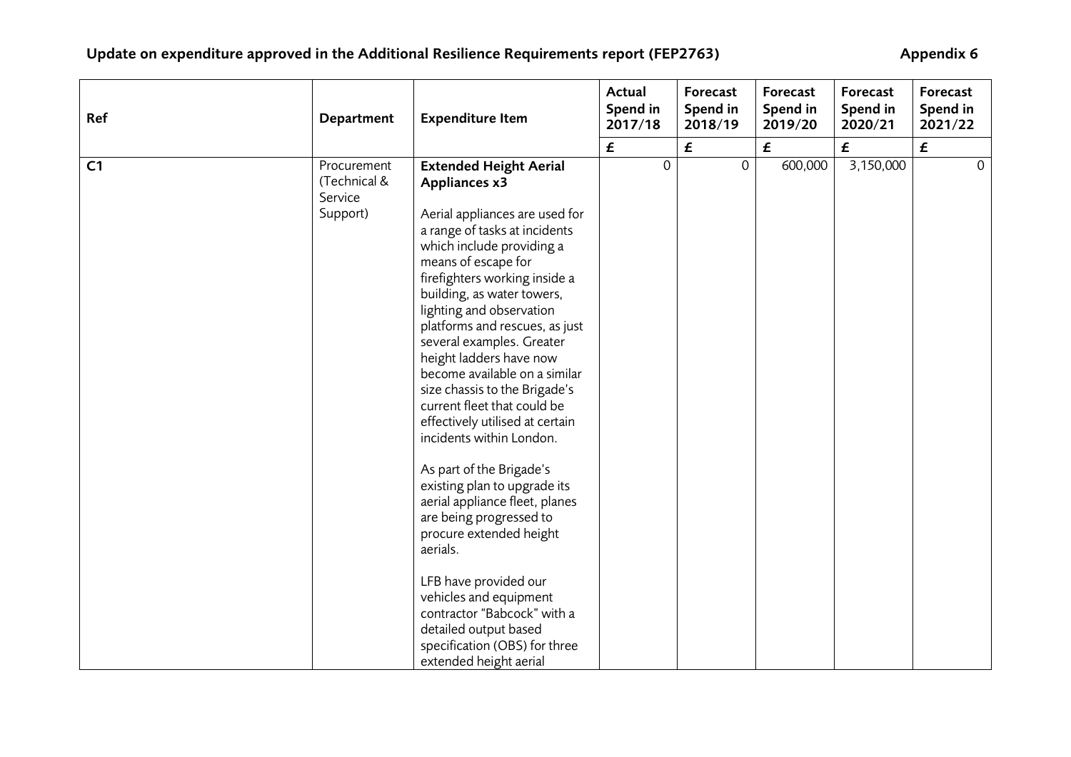## Update on expenditure approved in the Additional Resilience Requirements report (FEP2763)

Appendix 6

| Ref | Department | Expenditure Item | Actual Spend in 2017/18 | Forecast Spend in 2018/19 | Forecast Spend in 2019/20 | Forecast Spend in 2020/21 | Forecast Spend in 2021/22 |
|---|---|---|---|---|---|---|---|
| | | | £ | £ | £ | £ | £ |
| C1 | Procurement (Technical & Service Support) | **Extended Height Aerial Appliances x3**<br><br>Aerial appliances are used for a range of tasks at incidents which include providing a means of escape for firefighters working inside a building, as water towers, lighting and observation platforms and rescues, as just several examples. Greater height ladders have now become available on a similar size chassis to the Brigade's current fleet that could be effectively utilised at certain incidents within London.<br><br>As part of the Brigade's existing plan to upgrade its aerial appliance fleet, planes are being progressed to procure extended height aerials.<br><br>LFB have provided our vehicles and equipment contractor "Babcock" with a detailed output based specification (OBS) for three extended height aerial | 0 | 0 | 600,000 | 3,150,000 | 0 |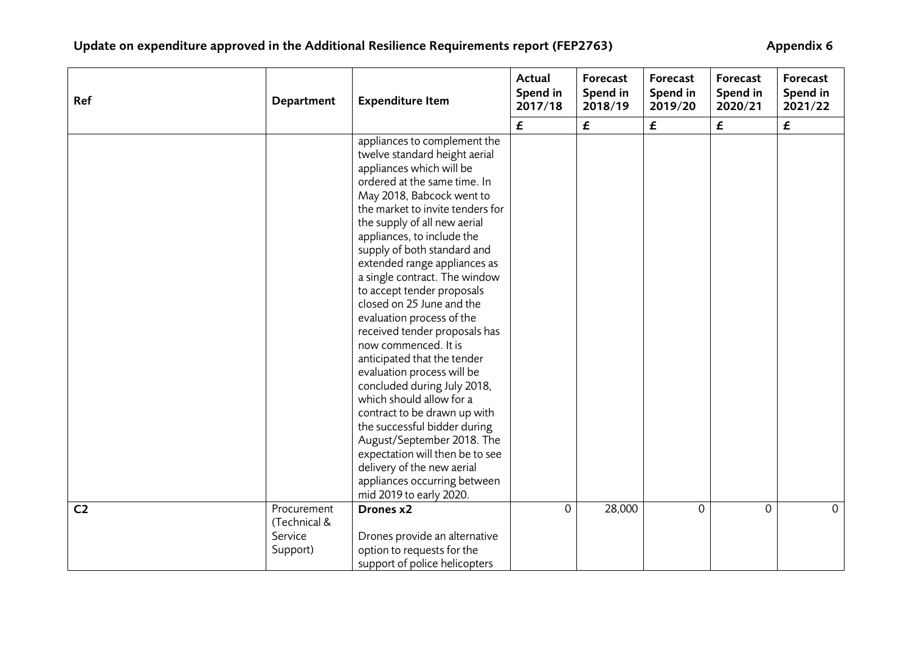## Update on expenditure approved in the Additional Resilience Requirements report (FEP2763)

Appendix 6

| Ref | Department | Expenditure Item | Actual Spend in 2017/18 | Forecast Spend in 2018/19 | Forecast Spend in 2019/20 | Forecast Spend in 2020/21 | Forecast Spend in 2021/22 |
|---|---|---|---|---|---|---|---|
| | | | £ | £ | £ | £ | £ |
| | | appliances to complement the twelve standard height aerial appliances which will be ordered at the same time. In May 2018, Babcock went to the market to invite tenders for the supply of all new aerial appliances, to include the supply of both standard and extended range appliances as a single contract. The window to accept tender proposals closed on 25 June and the evaluation process of the received tender proposals has now commenced. It is anticipated that the tender evaluation process will be concluded during July 2018, which should allow for a contract to be drawn up with the successful bidder during August/September 2018. The expectation will then be to see delivery of the new aerial appliances occurring between mid 2019 to early 2020. | | | | | |
| **C2** | Procurement (Technical & Service Support) | **Drones x2**<br><br>Drones provide an alternative option to requests for the support of police helicopters | 0 | 28,000 | 0 | 0 | 0 |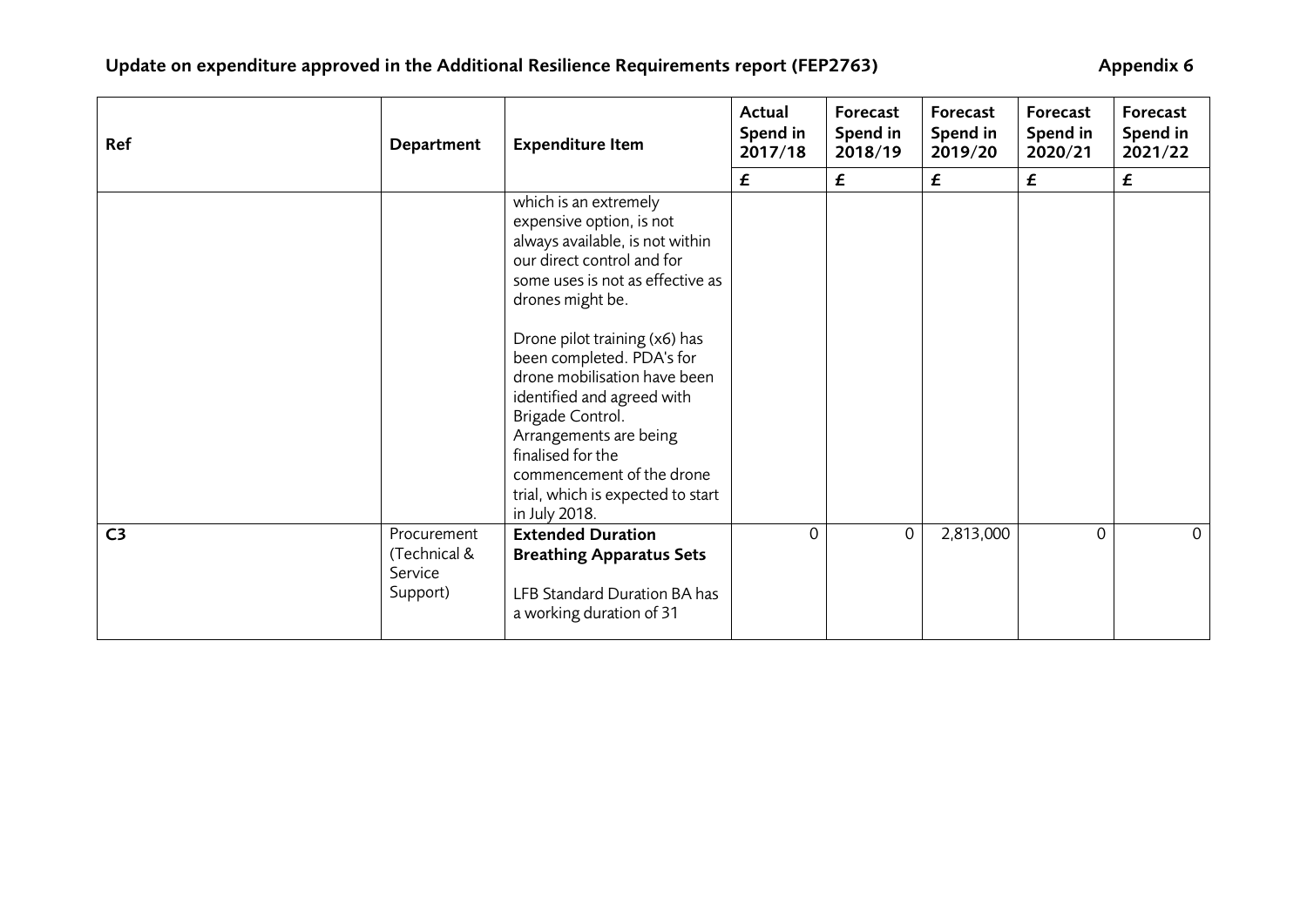## Update on expenditure approved in the Additional Resilience Requirements report (FEP2763) — Appendix 6

| Ref | Department | Expenditure Item | Actual Spend in 2017/18 | Forecast Spend in 2018/19 | Forecast Spend in 2019/20 | Forecast Spend in 2020/21 | Forecast Spend in 2021/22 |
|---|---|---|---|---|---|---|---|
| | | | £ | £ | £ | £ | £ |
| | | which is an extremely expensive option, is not always available, is not within our direct control and for some uses is not as effective as drones might be.<br><br>Drone pilot training (x6) has been completed. PDA's for drone mobilisation have been identified and agreed with Brigade Control. Arrangements are being finalised for the commencement of the drone trial, which is expected to start in July 2018. | | | | | |
| C3 | Procurement (Technical & Service Support) | **Extended Duration Breathing Apparatus Sets**<br><br>LFB Standard Duration BA has a working duration of 31 | 0 | 0 | 2,813,000 | 0 | 0 |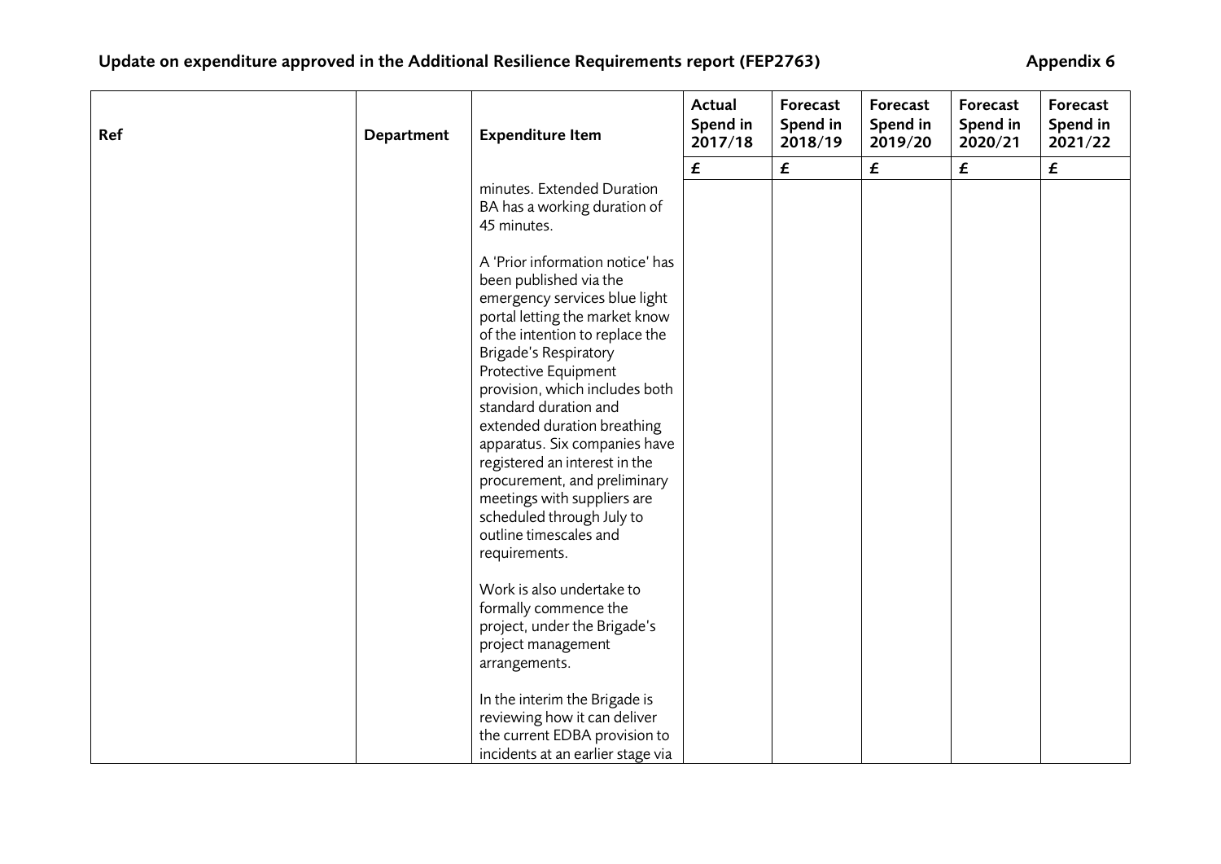## Update on expenditure approved in the Additional Resilience Requirements report (FEP2763) — Appendix 6

| Ref | Department | Expenditure Item | Actual Spend in 2017/18 | Forecast Spend in 2018/19 | Forecast Spend in 2019/20 | Forecast Spend in 2020/21 | Forecast Spend in 2021/22 |
|---|---|---|---|---|---|---|---|
| | | | £ | £ | £ | £ | £ |
| | | minutes. Extended Duration BA has a working duration of 45 minutes.<br><br>A 'Prior information notice' has been published via the emergency services blue light portal letting the market know of the intention to replace the Brigade's Respiratory Protective Equipment provision, which includes both standard duration and extended duration breathing apparatus. Six companies have registered an interest in the procurement, and preliminary meetings with suppliers are scheduled through July to outline timescales and requirements.<br><br>Work is also undertake to formally commence the project, under the Brigade's project management arrangements.<br><br>In the interim the Brigade is reviewing how it can deliver the current EDBA provision to incidents at an earlier stage via | | | | | |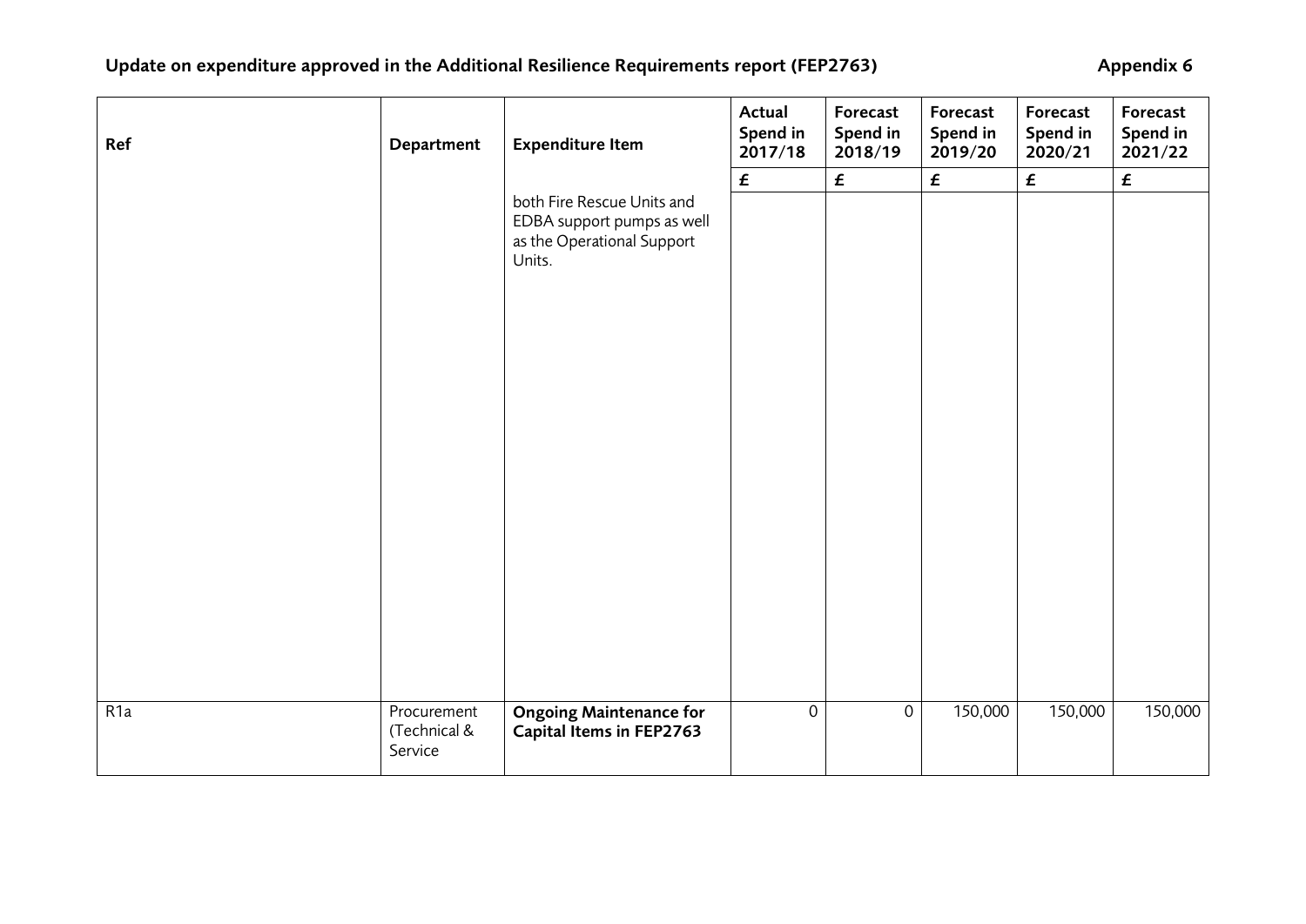## Update on expenditure approved in the Additional Resilience Requirements report (FEP2763)

Appendix 6

| Ref | Department | Expenditure Item | Actual Spend in 2017/18 | Forecast Spend in 2018/19 | Forecast Spend in 2019/20 | Forecast Spend in 2020/21 | Forecast Spend in 2021/22 |
|---|---|---|---|---|---|---|---|
| | | | £ | £ | £ | £ | £ |
| | | both Fire Rescue Units and EDBA support pumps as well as the Operational Support Units. | | | | | |
| R1a | Procurement (Technical & Service | **Ongoing Maintenance for Capital Items in FEP2763** | 0 | 0 | 150,000 | 150,000 | 150,000 |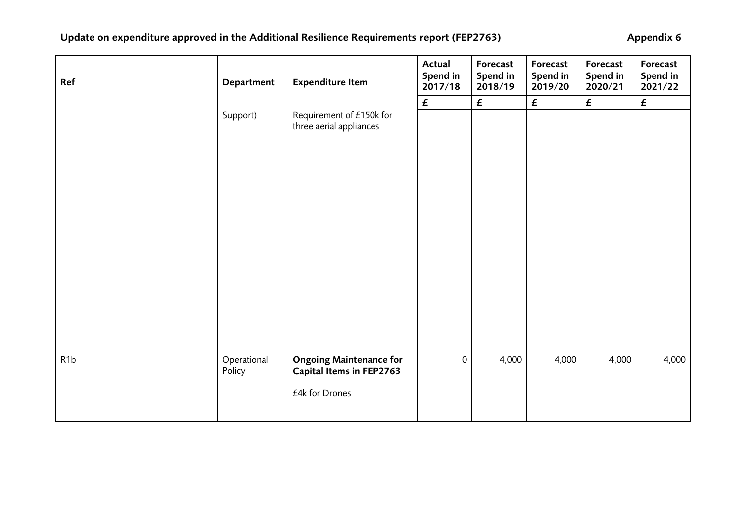## Update on expenditure approved in the Additional Resilience Requirements report (FEP2763) — Appendix 6

| Ref | Department | Expenditure Item | Actual Spend in 2017/18 | Forecast Spend in 2018/19 | Forecast Spend in 2019/20 | Forecast Spend in 2020/21 | Forecast Spend in 2021/22 |
|---|---|---|---|---|---|---|---|
| | | | £ | £ | £ | £ | £ |
| | Support) | Requirement of £150k for three aerial appliances | | | | | |
| R1b | Operational Policy | **Ongoing Maintenance for Capital Items in FEP2763** £4k for Drones | 0 | 4,000 | 4,000 | 4,000 | 4,000 |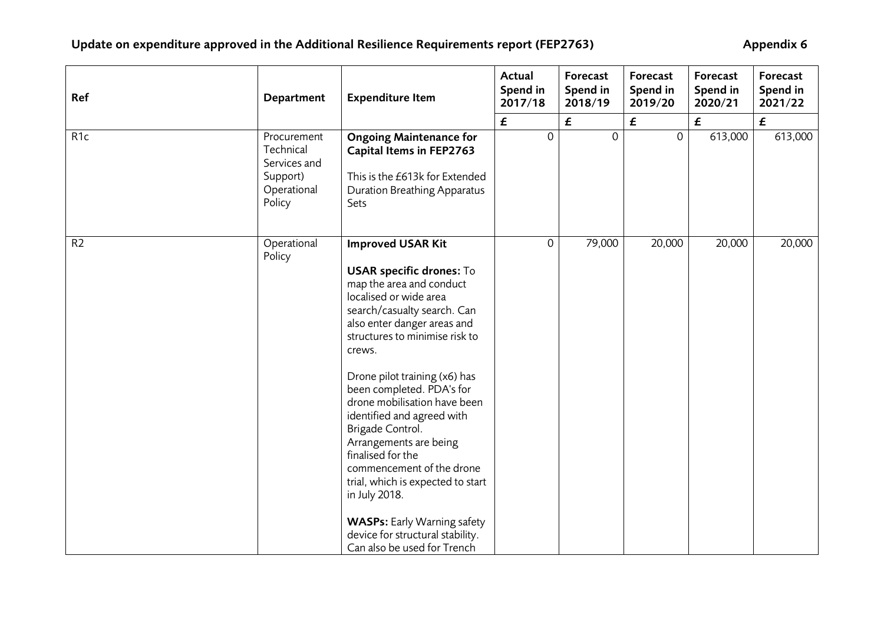## Update on expenditure approved in the Additional Resilience Requirements report (FEP2763)

**Appendix 6**

| Ref | Department | Expenditure Item | Actual Spend in 2017/18 | Forecast Spend in 2018/19 | Forecast Spend in 2019/20 | Forecast Spend in 2020/21 | Forecast Spend in 2021/22 |
|---|---|---|---|---|---|---|---|
| | | | £ | £ | £ | £ | £ |
| R1c | Procurement Technical Services and Support) Operational Policy | **Ongoing Maintenance for Capital Items in FEP2763**<br><br>This is the £613k for Extended Duration Breathing Apparatus Sets | 0 | 0 | 0 | 613,000 | 613,000 |
| R2 | Operational Policy | **Improved USAR Kit**<br><br>**USAR specific drones:** To map the area and conduct localised or wide area search/casualty search. Can also enter danger areas and structures to minimise risk to crews.<br><br>Drone pilot training (x6) has been completed. PDA's for drone mobilisation have been identified and agreed with Brigade Control. Arrangements are being finalised for the commencement of the drone trial, which is expected to start in July 2018.<br><br>**WASPs:** Early Warning safety device for structural stability. Can also be used for Trench | 0 | 79,000 | 20,000 | 20,000 | 20,000 |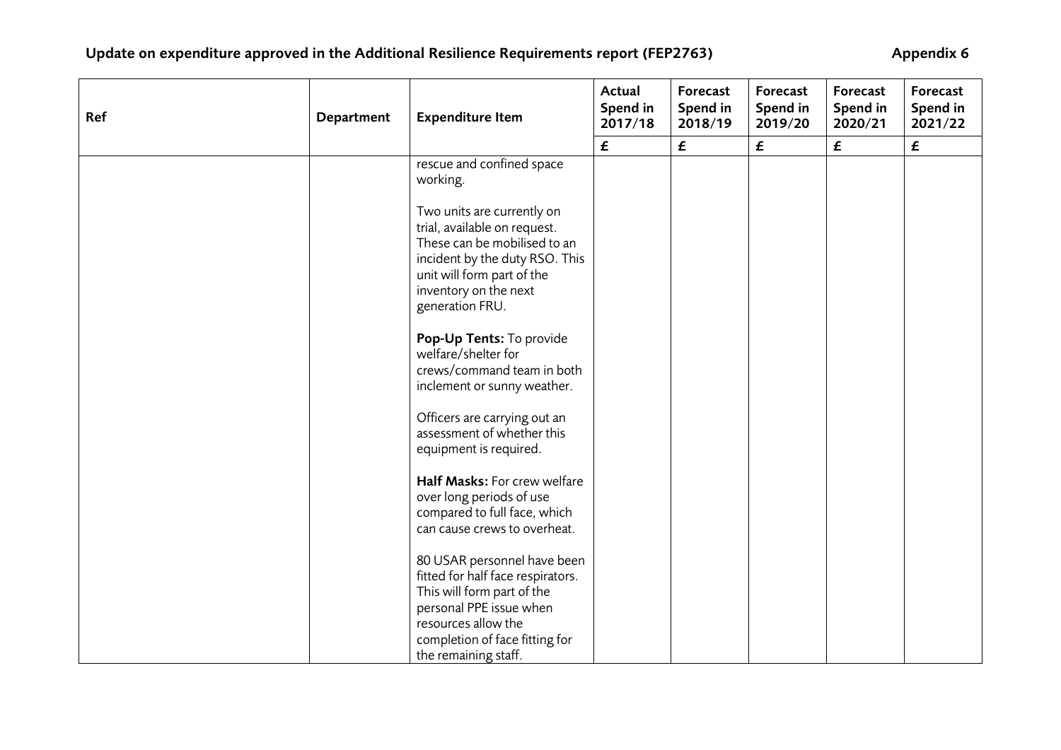## Update on expenditure approved in the Additional Resilience Requirements report (FEP2763)

Appendix 6

| Ref | Department | Expenditure Item | Actual Spend in 2017/18 | Forecast Spend in 2018/19 | Forecast Spend in 2019/20 | Forecast Spend in 2020/21 | Forecast Spend in 2021/22 |
|---|---|---|---|---|---|---|---|
| | | | £ | £ | £ | £ | £ |
| | | rescue and confined space working.<br><br>Two units are currently on trial, available on request. These can be mobilised to an incident by the duty RSO. This unit will form part of the inventory on the next generation FRU.<br><br>**Pop-Up Tents:** To provide welfare/shelter for crews/command team in both inclement or sunny weather.<br><br>Officers are carrying out an assessment of whether this equipment is required.<br><br>**Half Masks:** For crew welfare over long periods of use compared to full face, which can cause crews to overheat.<br><br>80 USAR personnel have been fitted for half face respirators. This will form part of the personal PPE issue when resources allow the completion of face fitting for the remaining staff. | | | | | |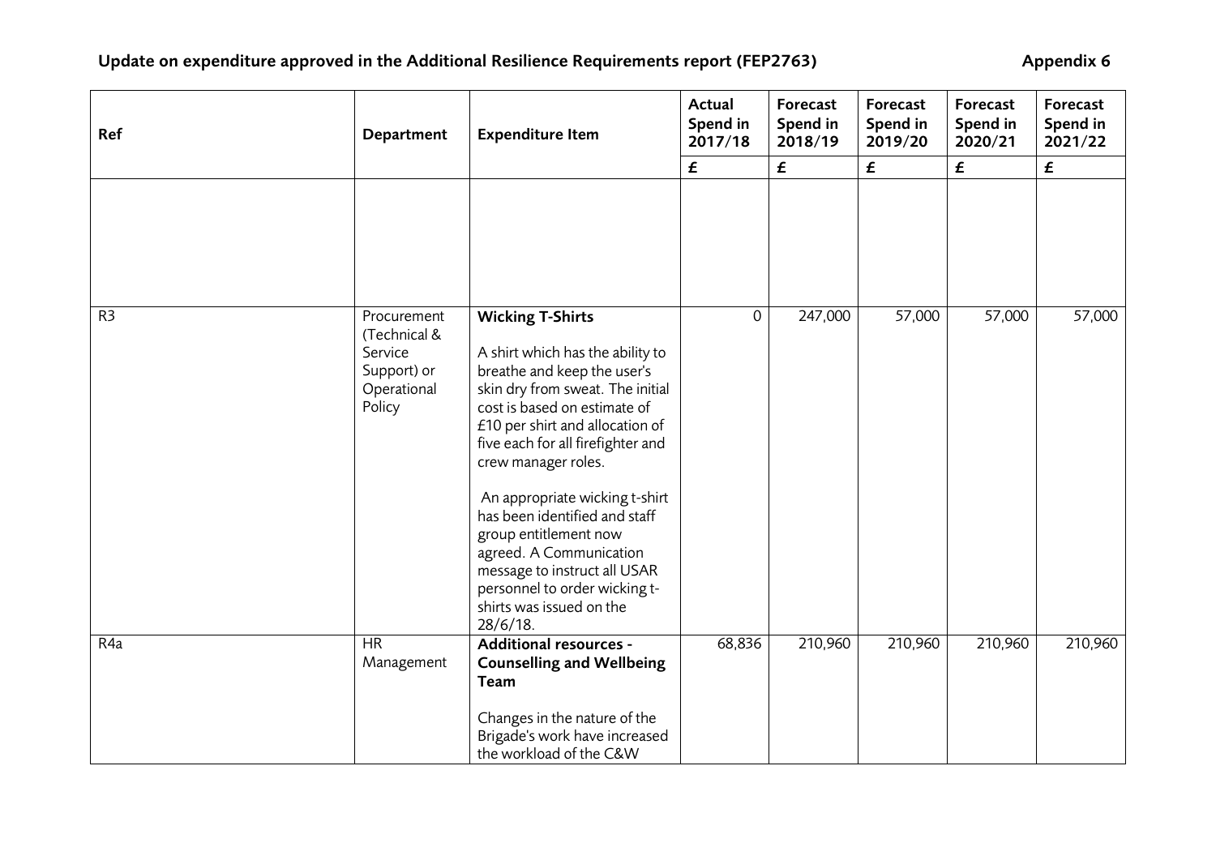**Update on expenditure approved in the Additional Resilience Requirements report (FEP2763)** **Appendix 6**

| Ref | Department | Expenditure Item | Actual Spend in 2017/18 | Forecast Spend in 2018/19 | Forecast Spend in 2019/20 | Forecast Spend in 2020/21 | Forecast Spend in 2021/22 |
|---|---|---|---|---|---|---|---|
| | | | £ | £ | £ | £ | £ |
| | | | | | | | |
| R3 | Procurement (Technical & Service Support) or Operational Policy | **Wicking T-Shirts**<br><br>A shirt which has the ability to breathe and keep the user's skin dry from sweat. The initial cost is based on estimate of £10 per shirt and allocation of five each for all firefighter and crew manager roles.<br><br>An appropriate wicking t-shirt has been identified and staff group entitlement now agreed. A Communication message to instruct all USAR personnel to order wicking t-shirts was issued on the 28/6/18. | 0 | 247,000 | 57,000 | 57,000 | 57,000 |
| R4a | HR Management | **Additional resources - Counselling and Wellbeing Team**<br><br>Changes in the nature of the Brigade's work have increased the workload of the C&W | 68,836 | 210,960 | 210,960 | 210,960 | 210,960 |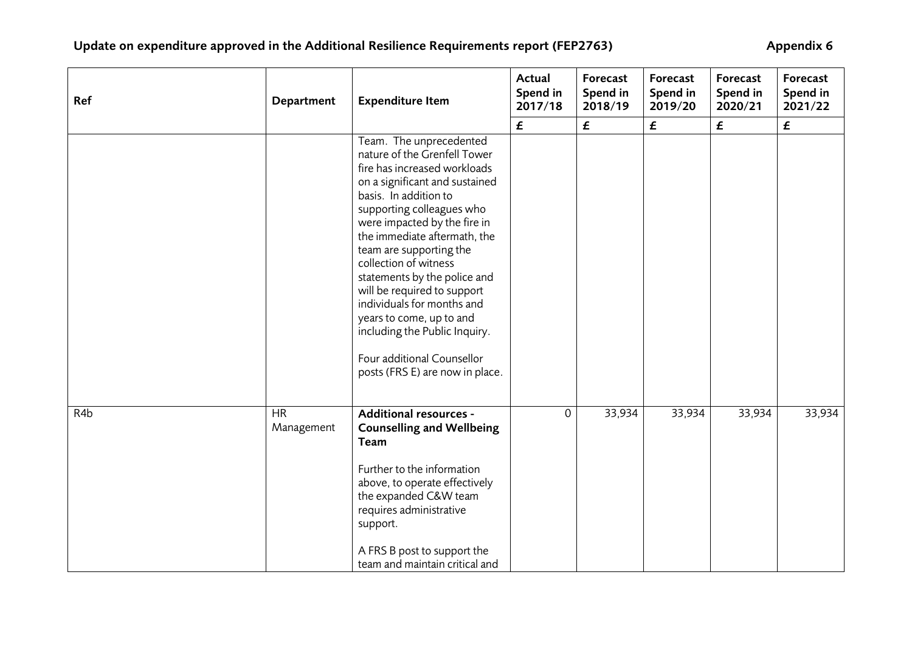## Update on expenditure approved in the Additional Resilience Requirements report (FEP2763)

**Appendix 6**

| Ref | Department | Expenditure Item | Actual Spend in 2017/18 | Forecast Spend in 2018/19 | Forecast Spend in 2019/20 | Forecast Spend in 2020/21 | Forecast Spend in 2021/22 |
|---|---|---|---|---|---|---|---|
| | | | £ | £ | £ | £ | £ |
| | | Team. The unprecedented nature of the Grenfell Tower fire has increased workloads on a significant and sustained basis. In addition to supporting colleagues who were impacted by the fire in the immediate aftermath, the team are supporting the collection of witness statements by the police and will be required to support individuals for months and years to come, up to and including the Public Inquiry.<br><br>Four additional Counsellor posts (FRS E) are now in place. | | | | | |
| R4b | HR Management | **Additional resources - Counselling and Wellbeing Team**<br><br>Further to the information above, to operate effectively the expanded C&W team requires administrative support.<br><br>A FRS B post to support the team and maintain critical and | 0 | 33,934 | 33,934 | 33,934 | 33,934 |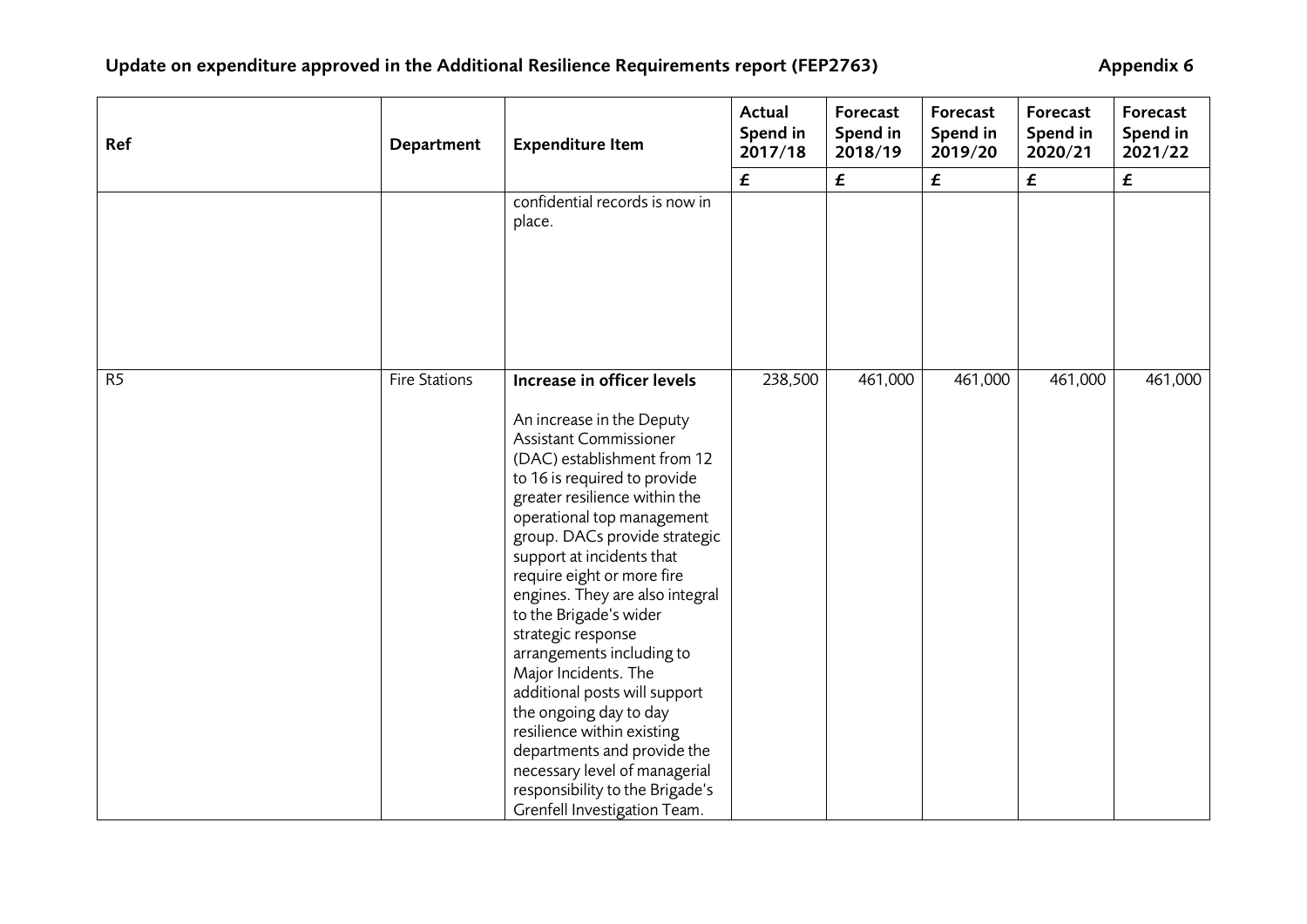**Update on expenditure approved in the Additional Resilience Requirements report (FEP2763)** **Appendix 6**

| Ref | Department | Expenditure Item | Actual Spend in 2017/18 | Forecast Spend in 2018/19 | Forecast Spend in 2019/20 | Forecast Spend in 2020/21 | Forecast Spend in 2021/22 |
|---|---|---|---|---|---|---|---|
| | | | £ | £ | £ | £ | £ |
| | | confidential records is now in place. | | | | | |
| R5 | Fire Stations | **Increase in officer levels** <br><br> An increase in the Deputy Assistant Commissioner (DAC) establishment from 12 to 16 is required to provide greater resilience within the operational top management group. DACs provide strategic support at incidents that require eight or more fire engines. They are also integral to the Brigade's wider strategic response arrangements including to Major Incidents. The additional posts will support the ongoing day to day resilience within existing departments and provide the necessary level of managerial responsibility to the Brigade's Grenfell Investigation Team. | 238,500 | 461,000 | 461,000 | 461,000 | 461,000 |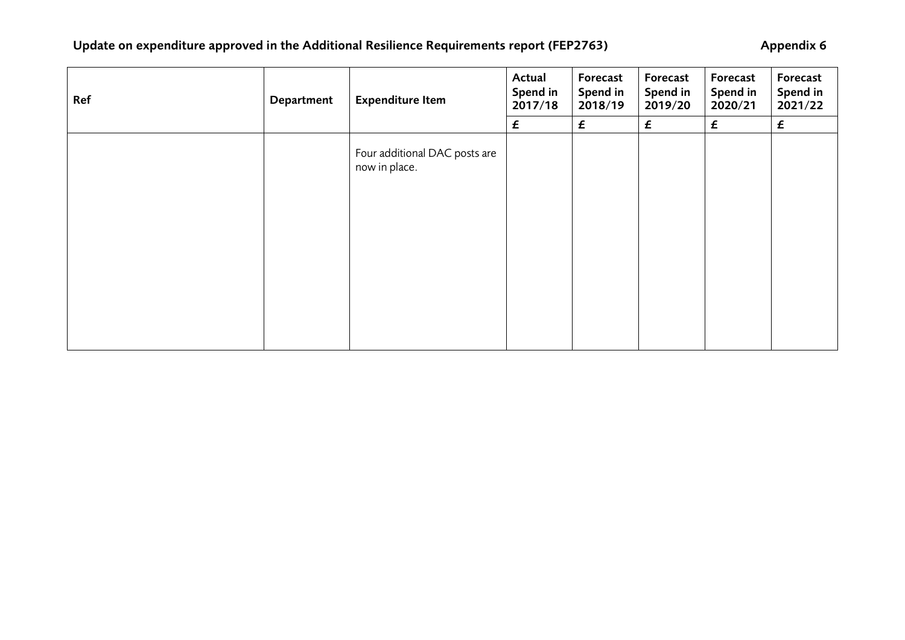**Update on expenditure approved in the Additional Resilience Requirements report (FEP2763)** **Appendix 6**

| Ref | Department | Expenditure Item | Actual Spend in 2017/18 | Forecast Spend in 2018/19 | Forecast Spend in 2019/20 | Forecast Spend in 2020/21 | Forecast Spend in 2021/22 |
|---|---|---|---|---|---|---|---|
| | | | £ | £ | £ | £ | £ |
| | | Four additional DAC posts are now in place. | | | | | |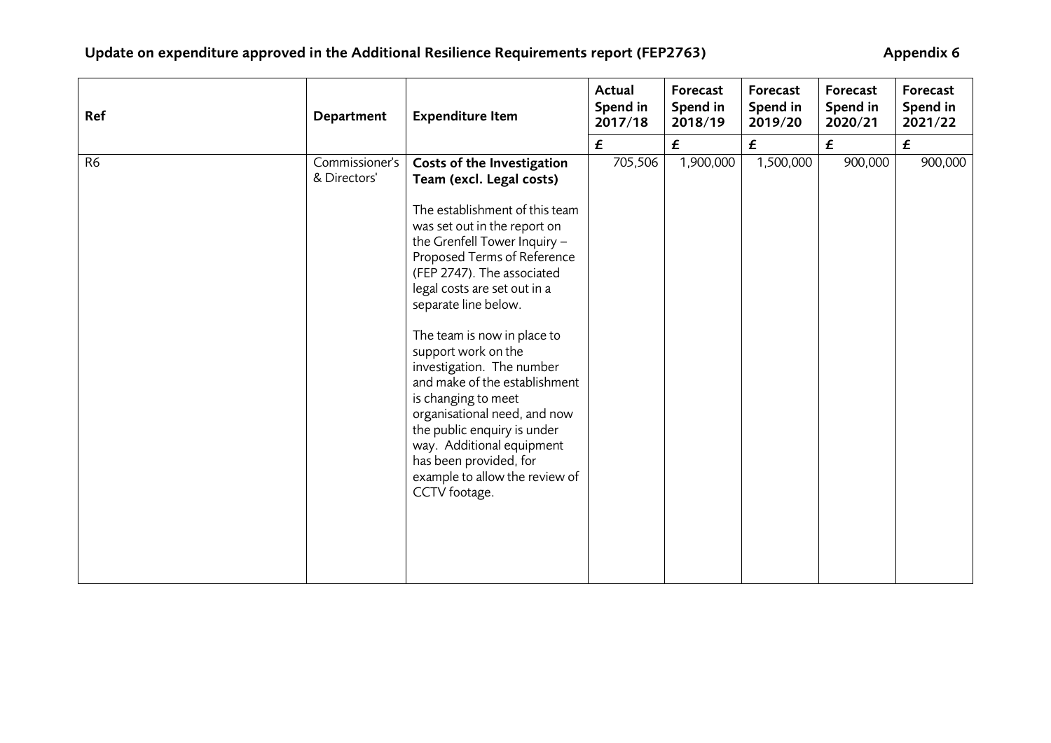## Update on expenditure approved in the Additional Resilience Requirements report (FEP2763)

**Appendix 6**

| Ref | Department | Expenditure Item | Actual Spend in 2017/18 | Forecast Spend in 2018/19 | Forecast Spend in 2019/20 | Forecast Spend in 2020/21 | Forecast Spend in 2021/22 |
|---|---|---|---|---|---|---|---|
| | | | £ | £ | £ | £ | £ |
| R6 | Commissioner's & Directors' | **Costs of the Investigation Team (excl. Legal costs)**<br><br>The establishment of this team was set out in the report on the Grenfell Tower Inquiry – Proposed Terms of Reference (FEP 2747). The associated legal costs are set out in a separate line below.<br><br>The team is now in place to support work on the investigation. The number and make of the establishment is changing to meet organisational need, and now the public enquiry is under way. Additional equipment has been provided, for example to allow the review of CCTV footage. | 705,506 | 1,900,000 | 1,500,000 | 900,000 | 900,000 |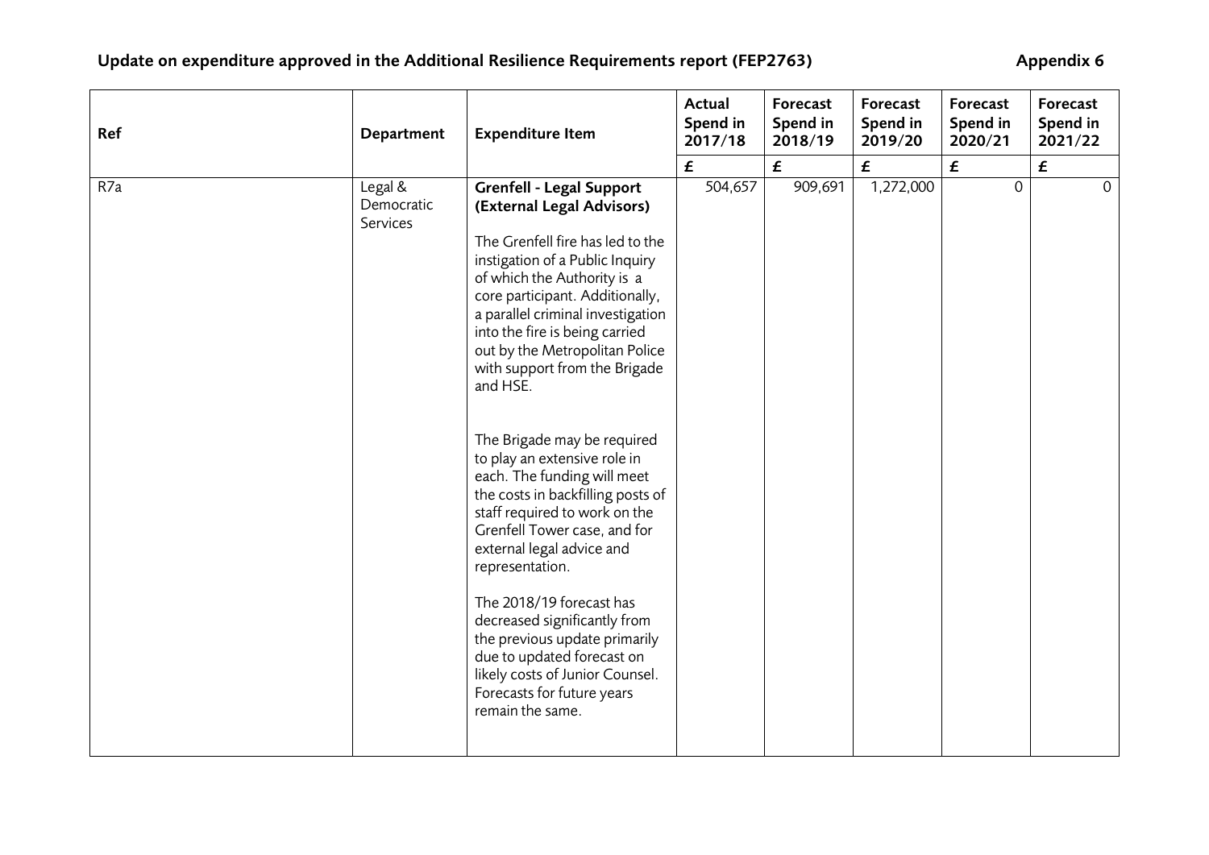**Update on expenditure approved in the Additional Resilience Requirements report (FEP2763)** **Appendix 6**

| Ref | Department | Expenditure Item | Actual Spend in 2017/18 | Forecast Spend in 2018/19 | Forecast Spend in 2019/20 | Forecast Spend in 2020/21 | Forecast Spend in 2021/22 |
|---|---|---|---|---|---|---|---|
| | | | £ | £ | £ | £ | £ |
| R7a | Legal & Democratic Services | **Grenfell - Legal Support (External Legal Advisors)**<br><br>The Grenfell fire has led to the instigation of a Public Inquiry of which the Authority is a core participant. Additionally, a parallel criminal investigation into the fire is being carried out by the Metropolitan Police with support from the Brigade and HSE.<br><br>The Brigade may be required to play an extensive role in each. The funding will meet the costs in backfilling posts of staff required to work on the Grenfell Tower case, and for external legal advice and representation.<br><br>The 2018/19 forecast has decreased significantly from the previous update primarily due to updated forecast on likely costs of Junior Counsel. Forecasts for future years remain the same. | 504,657 | 909,691 | 1,272,000 | 0 | 0 |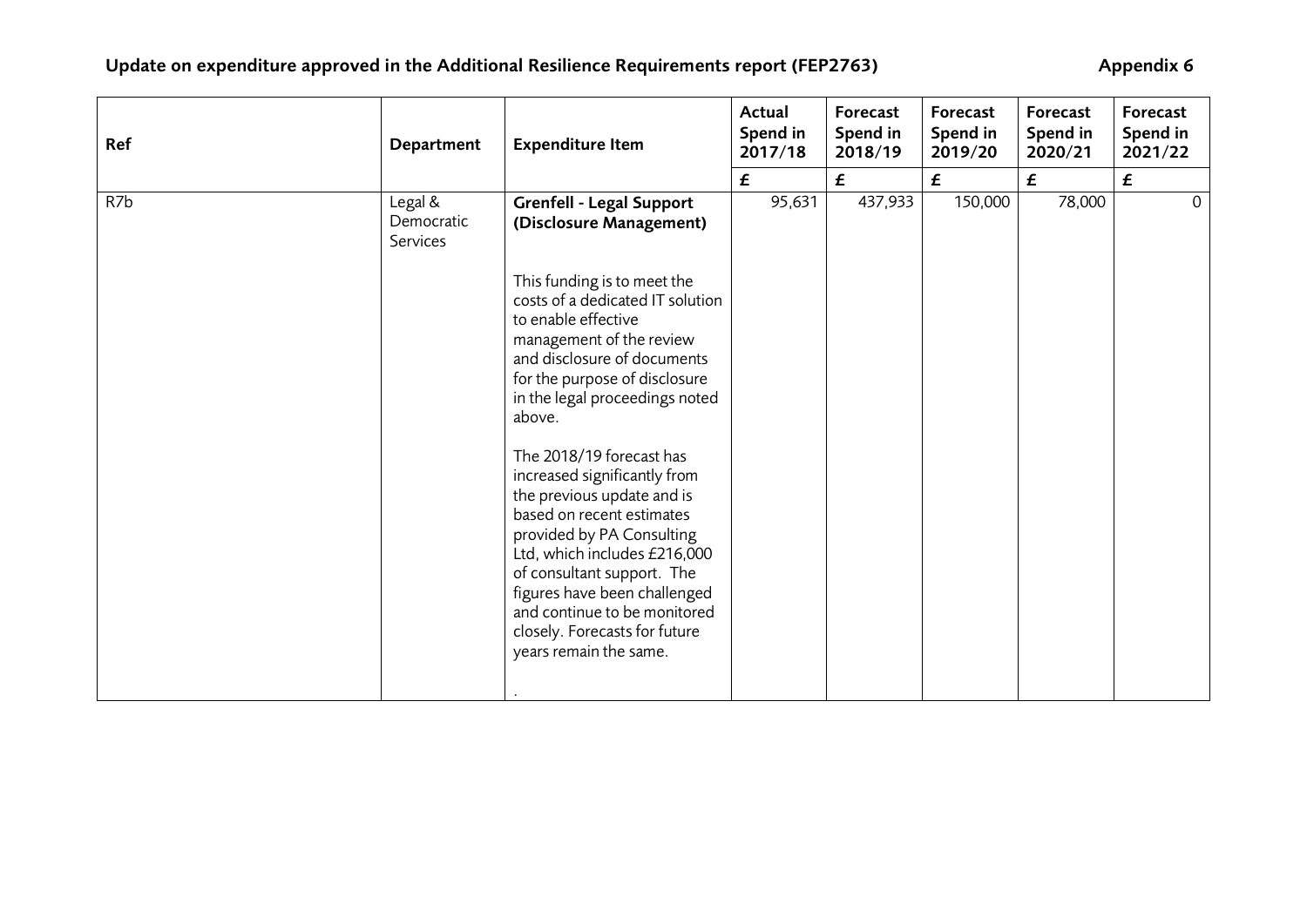**Update on expenditure approved in the Additional Resilience Requirements report (FEP2763)** **Appendix 6**

| Ref | Department | Expenditure Item | Actual Spend in 2017/18 | Forecast Spend in 2018/19 | Forecast Spend in 2019/20 | Forecast Spend in 2020/21 | Forecast Spend in 2021/22 |
|---|---|---|---|---|---|---|---|
| | | | £ | £ | £ | £ | £ |
| R7b | Legal & Democratic Services | **Grenfell - Legal Support (Disclosure Management)**<br><br>This funding is to meet the costs of a dedicated IT solution to enable effective management of the review and disclosure of documents for the purpose of disclosure in the legal proceedings noted above.<br><br>The 2018/19 forecast has increased significantly from the previous update and is based on recent estimates provided by PA Consulting Ltd, which includes £216,000 of consultant support. The figures have been challenged and continue to be monitored closely. Forecasts for future years remain the same.<br><br>. | 95,631 | 437,933 | 150,000 | 78,000 | 0 |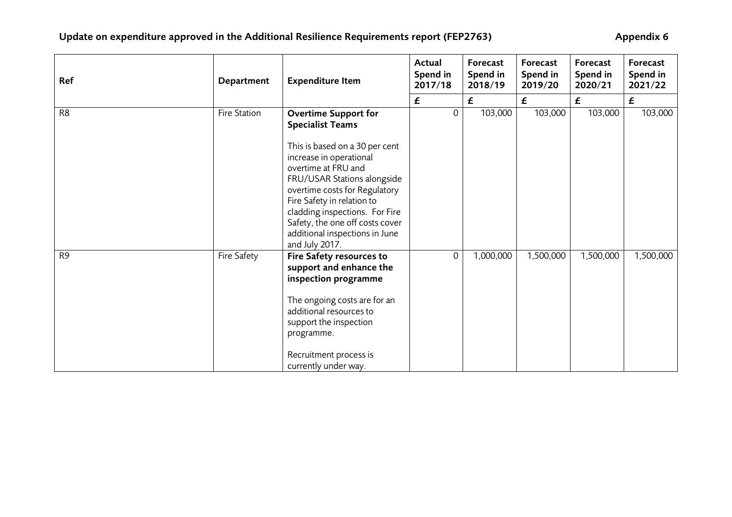**Update on expenditure approved in the Additional Resilience Requirements report (FEP2763)** **Appendix 6**

| Ref | Department | Expenditure Item | Actual Spend in 2017/18 | Forecast Spend in 2018/19 | Forecast Spend in 2019/20 | Forecast Spend in 2020/21 | Forecast Spend in 2021/22 |
|---|---|---|---|---|---|---|---|
| | | | £ | £ | £ | £ | £ |
| R8 | Fire Station | **Overtime Support for Specialist Teams**<br><br>This is based on a 30 per cent increase in operational overtime at FRU and FRU/USAR Stations alongside overtime costs for Regulatory Fire Safety in relation to cladding inspections. For Fire Safety, the one off costs cover additional inspections in June and July 2017. | 0 | 103,000 | 103,000 | 103,000 | 103,000 |
| R9 | Fire Safety | **Fire Safety resources to support and enhance the inspection programme**<br><br>The ongoing costs are for an additional resources to support the inspection programme.<br><br>Recruitment process is currently under way. | 0 | 1,000,000 | 1,500,000 | 1,500,000 | 1,500,000 |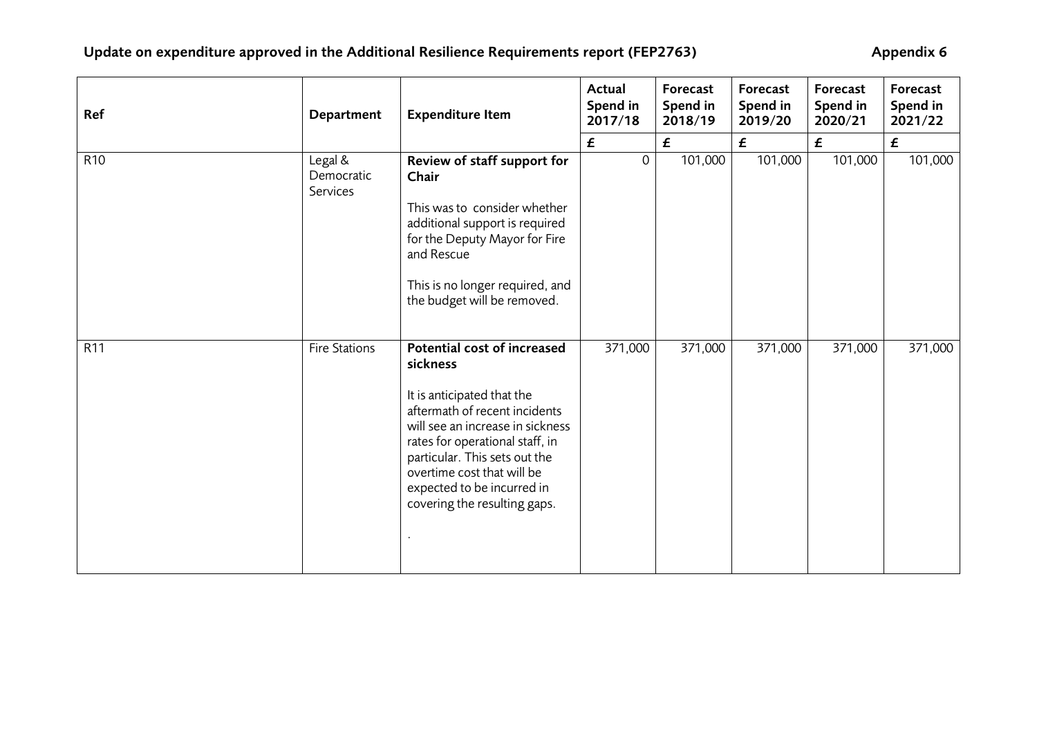**Update on expenditure approved in the Additional Resilience Requirements report (FEP2763)** **Appendix 6**

| Ref | Department | Expenditure Item | Actual Spend in 2017/18 | Forecast Spend in 2018/19 | Forecast Spend in 2019/20 | Forecast Spend in 2020/21 | Forecast Spend in 2021/22 |
|---|---|---|---|---|---|---|---|
| | | | £ | £ | £ | £ | £ |
| R10 | Legal & Democratic Services | **Review of staff support for Chair**<br><br>This was to consider whether additional support is required for the Deputy Mayor for Fire and Rescue<br><br>This is no longer required, and the budget will be removed. | 0 | 101,000 | 101,000 | 101,000 | 101,000 |
| R11 | Fire Stations | **Potential cost of increased sickness**<br><br>It is anticipated that the aftermath of recent incidents will see an increase in sickness rates for operational staff, in particular. This sets out the overtime cost that will be expected to be incurred in covering the resulting gaps.<br><br>. | 371,000 | 371,000 | 371,000 | 371,000 | 371,000 |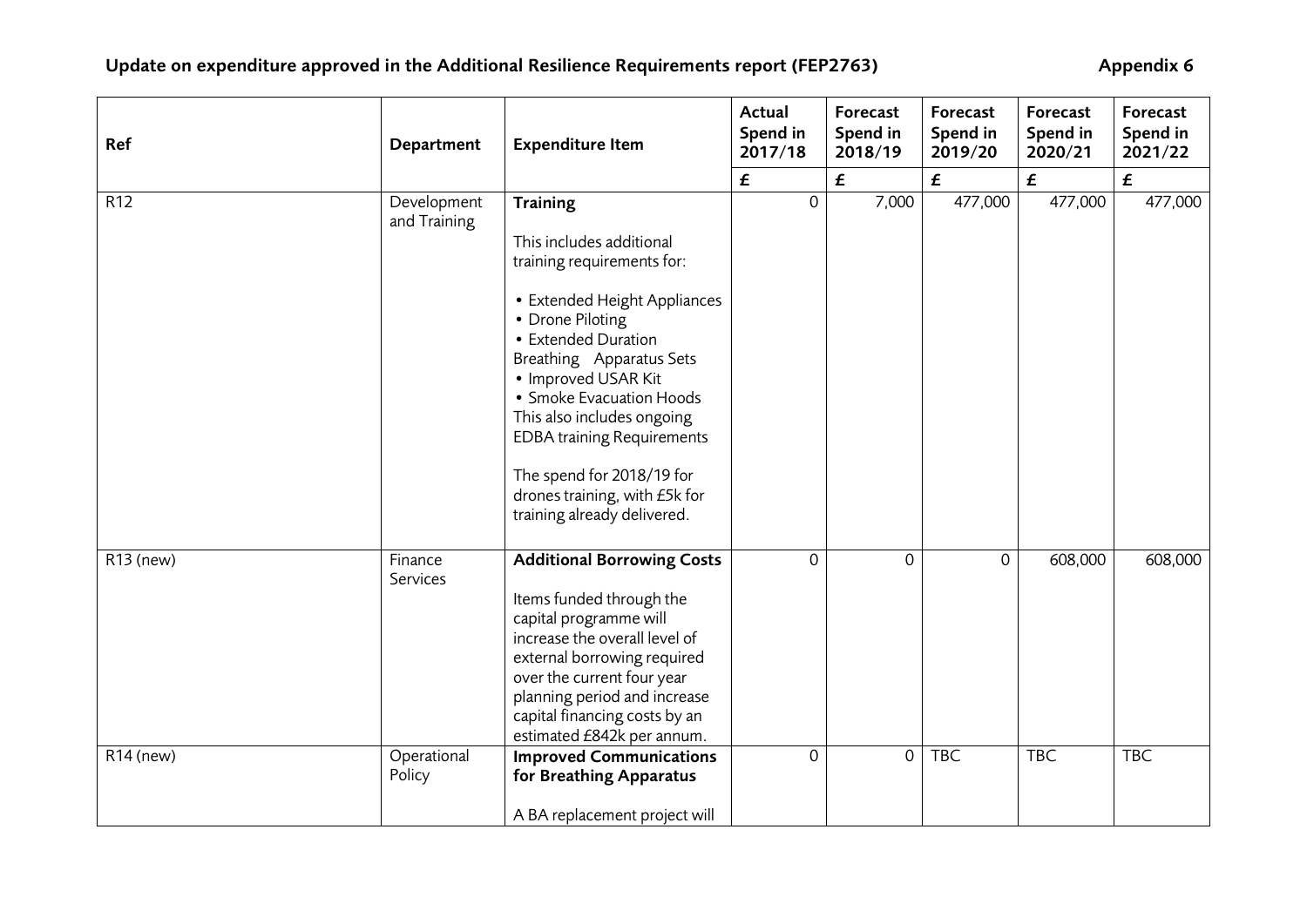## Update on expenditure approved in the Additional Resilience Requirements report (FEP2763) — Appendix 6

| Ref | Department | Expenditure Item | Actual Spend in 2017/18 | Forecast Spend in 2018/19 | Forecast Spend in 2019/20 | Forecast Spend in 2020/21 | Forecast Spend in 2021/22 |
|---|---|---|---|---|---|---|---|
| | | | £ | £ | £ | £ | £ |
| R12 | Development and Training | **Training**<br><br>This includes additional training requirements for:<br><br>• Extended Height Appliances<br>• Drone Piloting<br>• Extended Duration Breathing Apparatus Sets<br>• Improved USAR Kit<br>• Smoke Evacuation Hoods<br>This also includes ongoing EDBA training Requirements<br><br>The spend for 2018/19 for drones training, with £5k for training already delivered. | 0 | 7,000 | 477,000 | 477,000 | 477,000 |
| R13 (new) | Finance Services | **Additional Borrowing Costs**<br><br>Items funded through the capital programme will increase the overall level of external borrowing required over the current four year planning period and increase capital financing costs by an estimated £842k per annum. | 0 | 0 | 0 | 608,000 | 608,000 |
| R14 (new) | Operational Policy | **Improved Communications for Breathing Apparatus**<br><br>A BA replacement project will | 0 | 0 | TBC | TBC | TBC |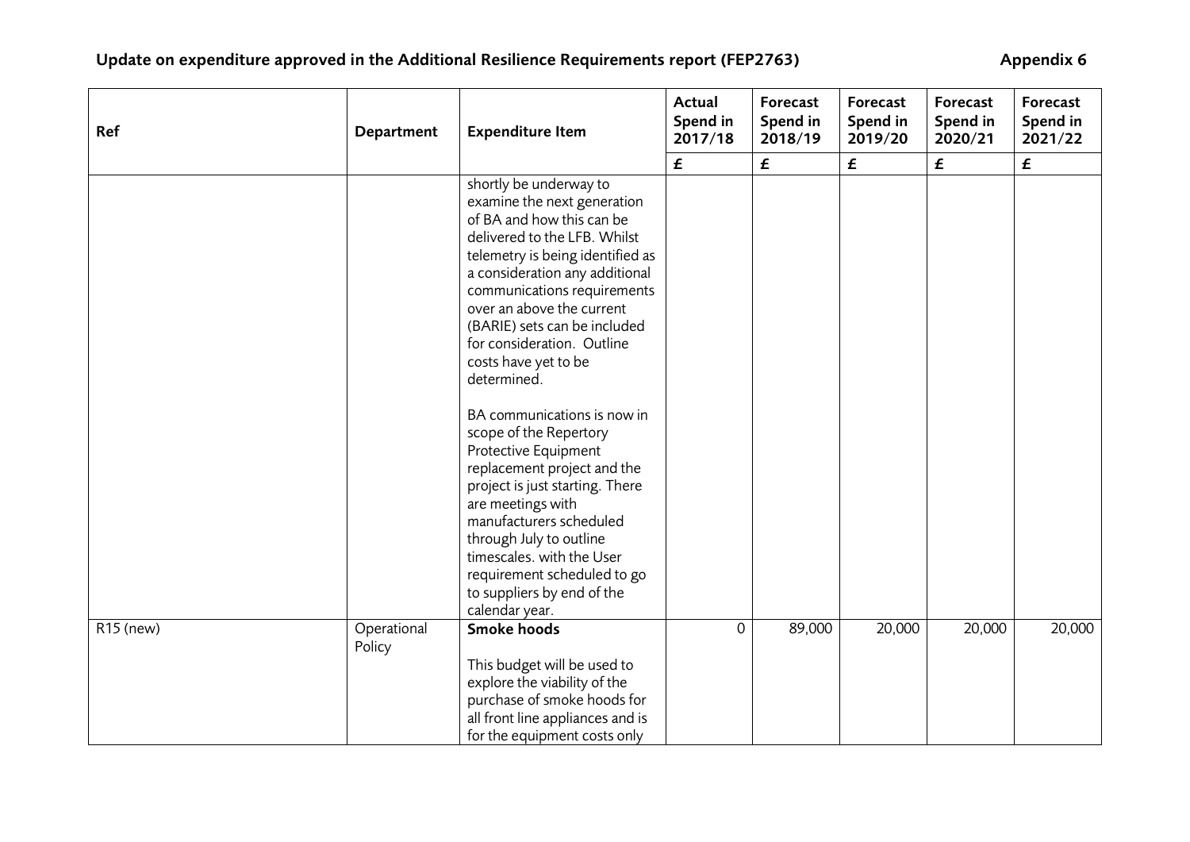## Update on expenditure approved in the Additional Resilience Requirements report (FEP2763)

**Appendix 6**

| Ref | Department | Expenditure Item | Actual Spend in 2017/18 | Forecast Spend in 2018/19 | Forecast Spend in 2019/20 | Forecast Spend in 2020/21 | Forecast Spend in 2021/22 |
|---|---|---|---|---|---|---|---|
| | | | £ | £ | £ | £ | £ |
| | | shortly be underway to examine the next generation of BA and how this can be delivered to the LFB. Whilst telemetry is being identified as a consideration any additional communications requirements over an above the current (BARIE) sets can be included for consideration. Outline costs have yet to be determined.<br><br>BA communications is now in scope of the Repertory Protective Equipment replacement project and the project is just starting. There are meetings with manufacturers scheduled through July to outline timescales. with the User requirement scheduled to go to suppliers by end of the calendar year. | | | | | |
| R15 (new) | Operational Policy | **Smoke hoods**<br><br>This budget will be used to explore the viability of the purchase of smoke hoods for all front line appliances and is for the equipment costs only | 0 | 89,000 | 20,000 | 20,000 | 20,000 |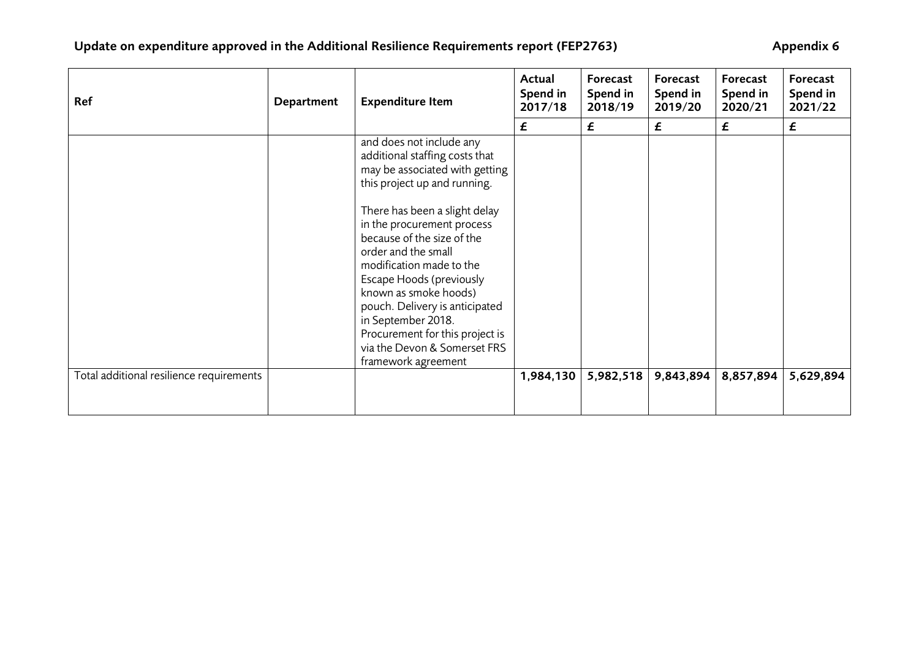**Update on expenditure approved in the Additional Resilience Requirements report (FEP2763)** **Appendix 6**

| Ref | Department | Expenditure Item | Actual Spend in 2017/18 | Forecast Spend in 2018/19 | Forecast Spend in 2019/20 | Forecast Spend in 2020/21 | Forecast Spend in 2021/22 |
|---|---|---|---|---|---|---|---|
| | | | £ | £ | £ | £ | £ |
| | | and does not include any additional staffing costs that may be associated with getting this project up and running.<br><br>There has been a slight delay in the procurement process because of the size of the order and the small modification made to the Escape Hoods (previously known as smoke hoods) pouch. Delivery is anticipated in September 2018. Procurement for this project is via the Devon & Somerset FRS framework agreement | | | | | |
| Total additional resilience requirements | | | **1,984,130** | **5,982,518** | **9,843,894** | **8,857,894** | **5,629,894** |